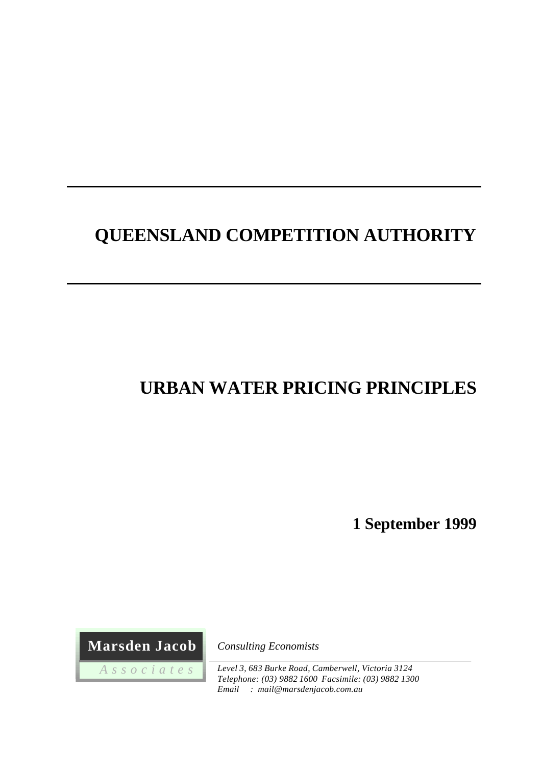# QUEENSLAND COMPETITION AUTHORITY

# URBAN WATER PRICING PRINCIPLES

**1 September 1999**

**Marsden Jacob**
*Associates*

*Consulting Economists*

*Level 3, 683 Burke Road, Camberwell, Victoria 3124*
*Telephone: (03) 9882 1600 Facsimile: (03) 9882 1300*
*Email : mail@marsdenjacob.com.au*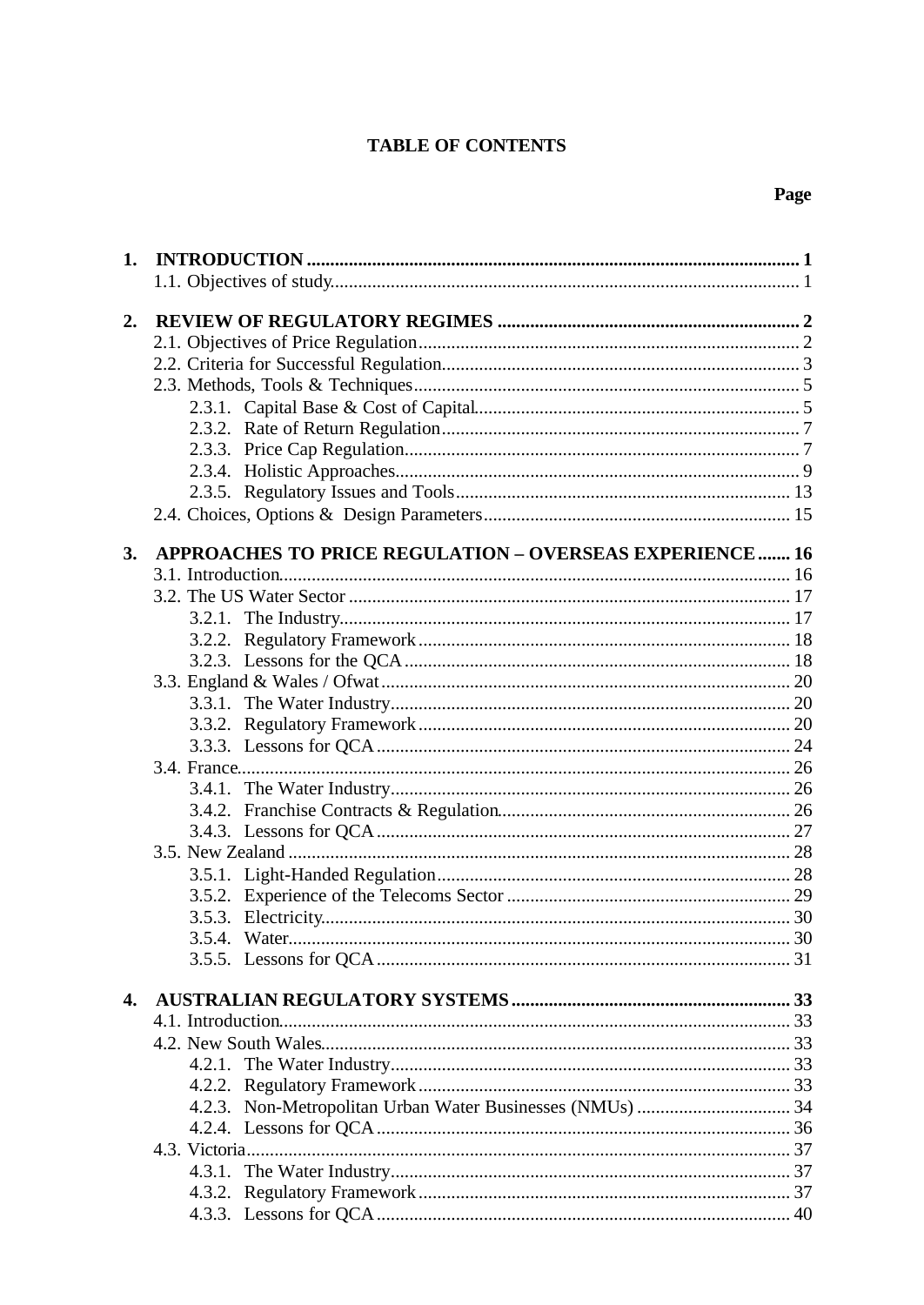**TABLE OF CONTENTS**

**Page**

**1. INTRODUCTION .......... 1**
- 1.1. Objectives of study .......... 1

**2. REVIEW OF REGULATORY REGIMES .......... 2**
- 2.1. Objectives of Price Regulation .......... 2
- 2.2. Criteria for Successful Regulation .......... 3
- 2.3. Methods, Tools & Techniques .......... 5
  - 2.3.1. Capital Base & Cost of Capital .......... 5
  - 2.3.2. Rate of Return Regulation .......... 7
  - 2.3.3. Price Cap Regulation .......... 7
  - 2.3.4. Holistic Approaches .......... 9
  - 2.3.5. Regulatory Issues and Tools .......... 13
- 2.4. Choices, Options & Design Parameters .......... 15

**3. APPROACHES TO PRICE REGULATION – OVERSEAS EXPERIENCE .......... 16**
- 3.1. Introduction .......... 16
- 3.2. The US Water Sector .......... 17
  - 3.2.1. The Industry .......... 17
  - 3.2.2. Regulatory Framework .......... 18
  - 3.2.3. Lessons for the QCA .......... 18
- 3.3. England & Wales / Ofwat .......... 20
  - 3.3.1. The Water Industry .......... 20
  - 3.3.2. Regulatory Framework .......... 20
  - 3.3.3. Lessons for QCA .......... 24
- 3.4. France .......... 26
  - 3.4.1. The Water Industry .......... 26
  - 3.4.2. Franchise Contracts & Regulation .......... 26
  - 3.4.3. Lessons for QCA .......... 27
- 3.5. New Zealand .......... 28
  - 3.5.1. Light-Handed Regulation .......... 28
  - 3.5.2. Experience of the Telecoms Sector .......... 29
  - 3.5.3. Electricity .......... 30
  - 3.5.4. Water .......... 30
  - 3.5.5. Lessons for QCA .......... 31

**4. AUSTRALIAN REGULATORY SYSTEMS .......... 33**
- 4.1. Introduction .......... 33
- 4.2. New South Wales .......... 33
  - 4.2.1. The Water Industry .......... 33
  - 4.2.2. Regulatory Framework .......... 33
  - 4.2.3. Non-Metropolitan Urban Water Businesses (NMUs) .......... 34
  - 4.2.4. Lessons for QCA .......... 36
- 4.3. Victoria .......... 37
  - 4.3.1. The Water Industry .......... 37
  - 4.3.2. Regulatory Framework .......... 37
  - 4.3.3. Lessons for QCA .......... 40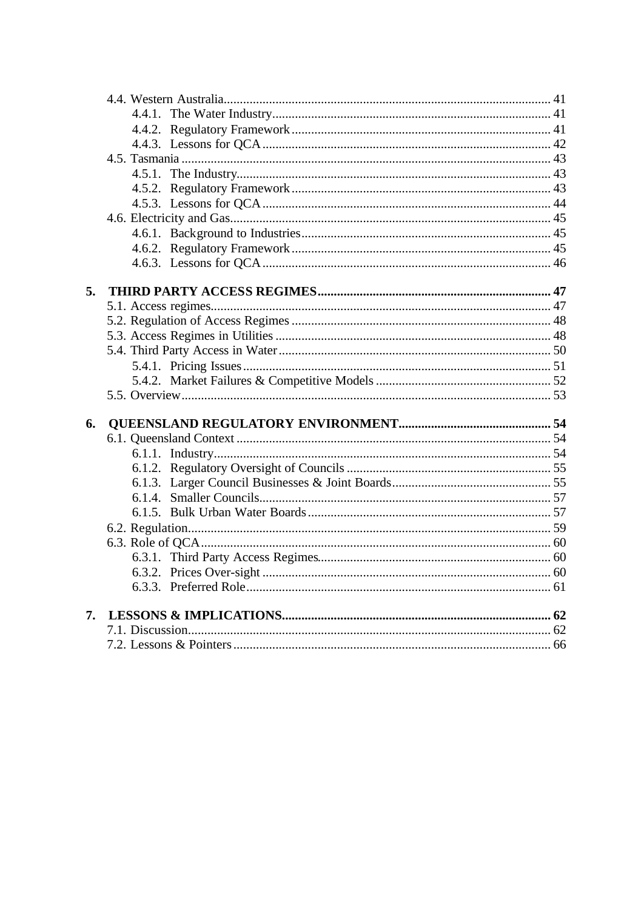4.4. Western Australia .................................................. 41
    4.4.1. The Water Industry .................................................. 41
    4.4.2. Regulatory Framework .................................................. 41
    4.4.3. Lessons for QCA .................................................. 42
4.5. Tasmania .................................................. 43
    4.5.1. The Industry .................................................. 43
    4.5.2. Regulatory Framework .................................................. 43
    4.5.3. Lessons for QCA .................................................. 44
4.6. Electricity and Gas .................................................. 45
    4.6.1. Background to Industries .................................................. 45
    4.6.2. Regulatory Framework .................................................. 45
    4.6.3. Lessons for QCA .................................................. 46

**5. THIRD PARTY ACCESS REGIMES .................................................. 47**
5.1. Access regimes .................................................. 47
5.2. Regulation of Access Regimes .................................................. 48
5.3. Access Regimes in Utilities .................................................. 48
5.4. Third Party Access in Water .................................................. 50
    5.4.1. Pricing Issues .................................................. 51
    5.4.2. Market Failures & Competitive Models .................................................. 52
5.5. Overview .................................................. 53

**6. QUEENSLAND REGULATORY ENVIRONMENT .................................................. 54**
6.1. Queensland Context .................................................. 54
    6.1.1. Industry .................................................. 54
    6.1.2. Regulatory Oversight of Councils .................................................. 55
    6.1.3. Larger Council Businesses & Joint Boards .................................................. 55
    6.1.4. Smaller Councils .................................................. 57
    6.1.5. Bulk Urban Water Boards .................................................. 57
6.2. Regulation .................................................. 59
6.3. Role of QCA .................................................. 60
    6.3.1. Third Party Access Regimes .................................................. 60
    6.3.2. Prices Over-sight .................................................. 60
    6.3.3. Preferred Role .................................................. 61

**7. LESSONS & IMPLICATIONS .................................................. 62**
7.1. Discussion .................................................. 62
7.2. Lessons & Pointers .................................................. 66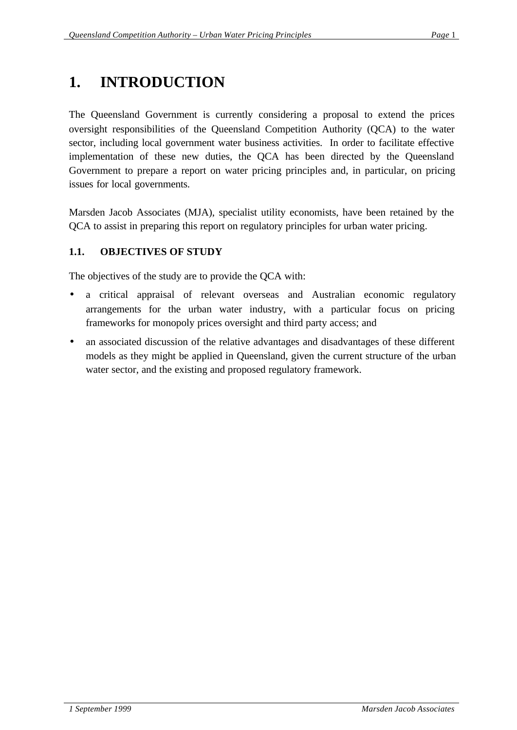# 1. INTRODUCTION

The Queensland Government is currently considering a proposal to extend the prices oversight responsibilities of the Queensland Competition Authority (QCA) to the water sector, including local government water business activities. In order to facilitate effective implementation of these new duties, the QCA has been directed by the Queensland Government to prepare a report on water pricing principles and, in particular, on pricing issues for local governments.

Marsden Jacob Associates (MJA), specialist utility economists, have been retained by the QCA to assist in preparing this report on regulatory principles for urban water pricing.

## 1.1. OBJECTIVES OF STUDY

The objectives of the study are to provide the QCA with:

- a critical appraisal of relevant overseas and Australian economic regulatory arrangements for the urban water industry, with a particular focus on pricing frameworks for monopoly prices oversight and third party access; and
- an associated discussion of the relative advantages and disadvantages of these different models as they might be applied in Queensland, given the current structure of the urban water sector, and the existing and proposed regulatory framework.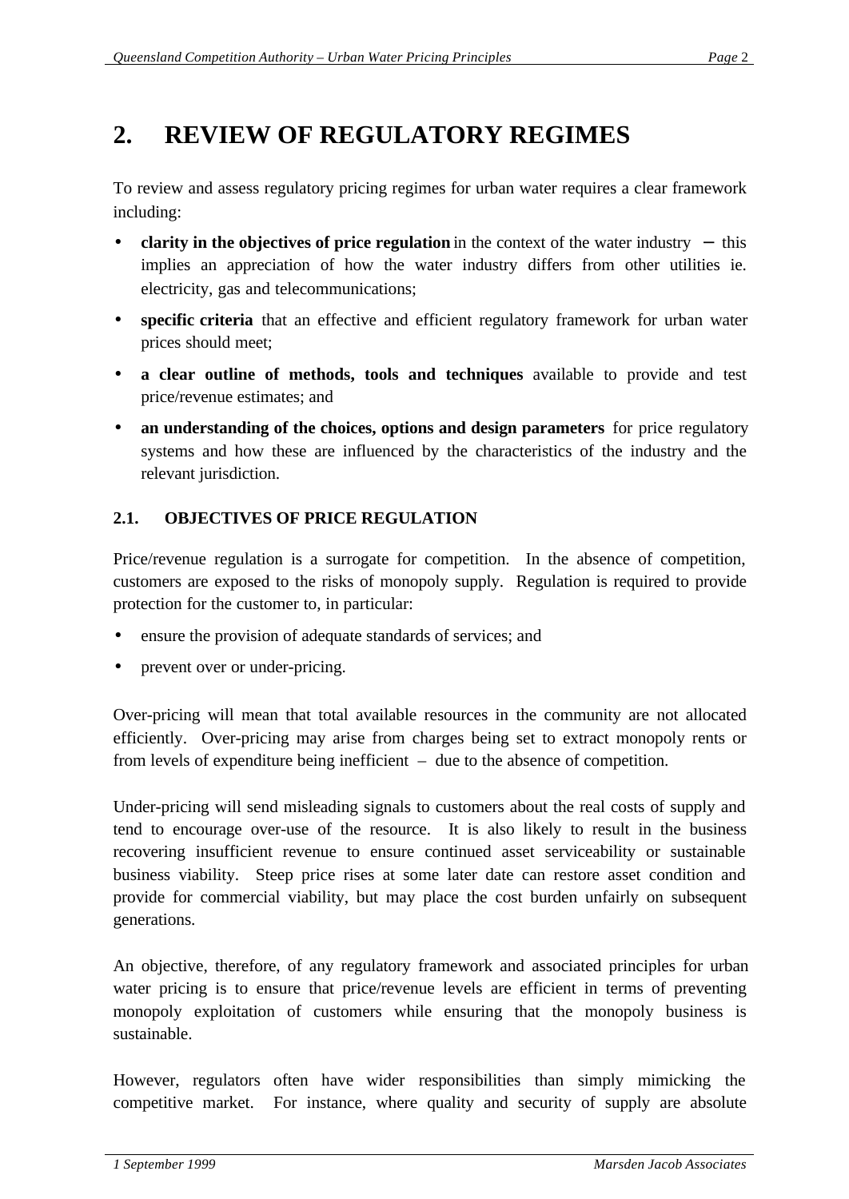# 2. REVIEW OF REGULATORY REGIMES

To review and assess regulatory pricing regimes for urban water requires a clear framework including:

- **clarity in the objectives of price regulation** in the context of the water industry – this implies an appreciation of how the water industry differs from other utilities ie. electricity, gas and telecommunications;
- **specific criteria** that an effective and efficient regulatory framework for urban water prices should meet;
- **a clear outline of methods, tools and techniques** available to provide and test price/revenue estimates; and
- **an understanding of the choices, options and design parameters** for price regulatory systems and how these are influenced by the characteristics of the industry and the relevant jurisdiction.

## 2.1. OBJECTIVES OF PRICE REGULATION

Price/revenue regulation is a surrogate for competition. In the absence of competition, customers are exposed to the risks of monopoly supply. Regulation is required to provide protection for the customer to, in particular:

- ensure the provision of adequate standards of services; and
- prevent over or under-pricing.

Over-pricing will mean that total available resources in the community are not allocated efficiently. Over-pricing may arise from charges being set to extract monopoly rents or from levels of expenditure being inefficient – due to the absence of competition.

Under-pricing will send misleading signals to customers about the real costs of supply and tend to encourage over-use of the resource. It is also likely to result in the business recovering insufficient revenue to ensure continued asset serviceability or sustainable business viability. Steep price rises at some later date can restore asset condition and provide for commercial viability, but may place the cost burden unfairly on subsequent generations.

An objective, therefore, of any regulatory framework and associated principles for urban water pricing is to ensure that price/revenue levels are efficient in terms of preventing monopoly exploitation of customers while ensuring that the monopoly business is sustainable.

However, regulators often have wider responsibilities than simply mimicking the competitive market. For instance, where quality and security of supply are absolute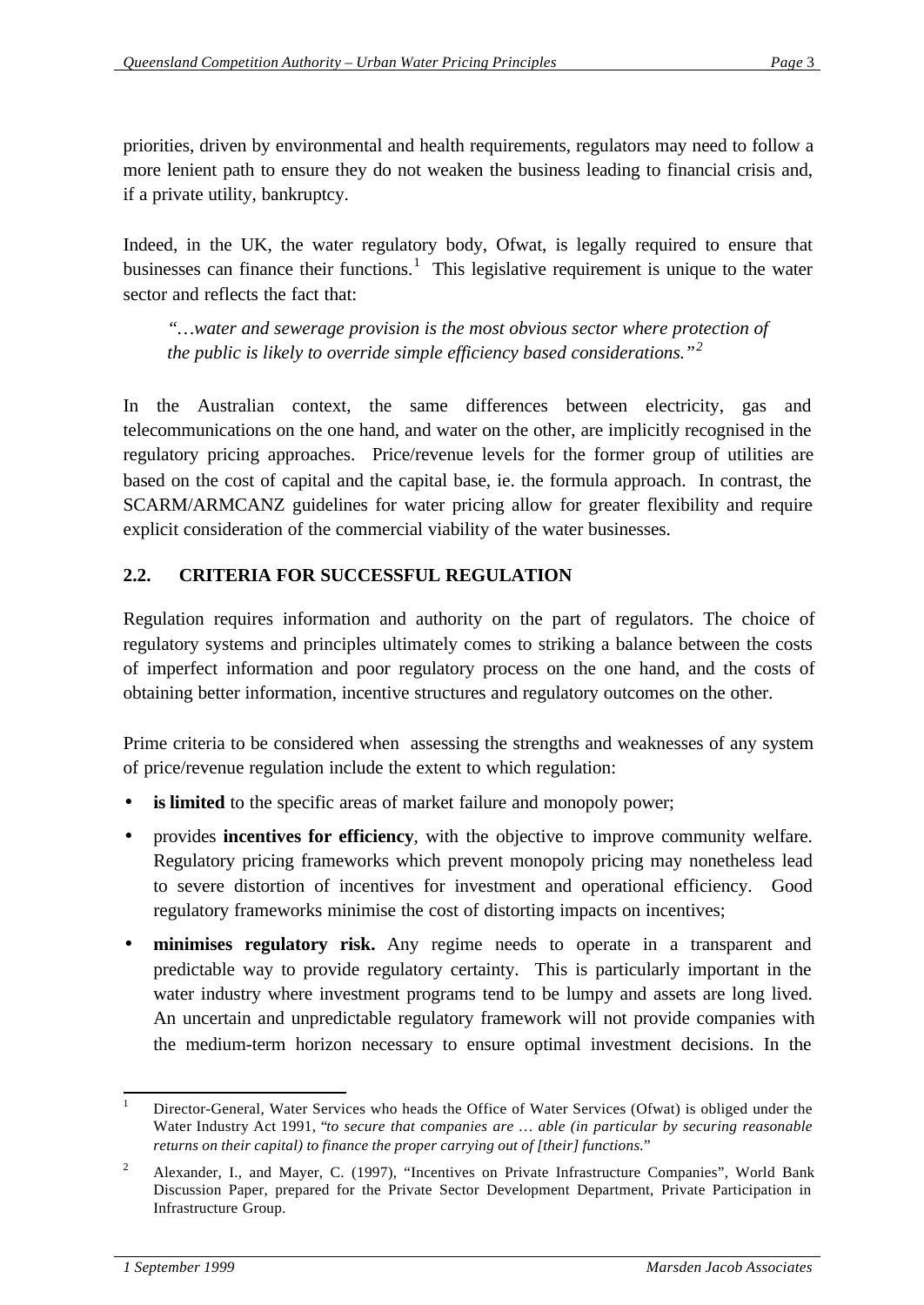priorities, driven by environmental and health requirements, regulators may need to follow a more lenient path to ensure they do not weaken the business leading to financial crisis and, if a private utility, bankruptcy.

Indeed, in the UK, the water regulatory body, Ofwat, is legally required to ensure that businesses can finance their functions.[1] This legislative requirement is unique to the water sector and reflects the fact that:

> *"…water and sewerage provision is the most obvious sector where protection of the public is likely to override simple efficiency based considerations."*[2]

In the Australian context, the same differences between electricity, gas and telecommunications on the one hand, and water on the other, are implicitly recognised in the regulatory pricing approaches. Price/revenue levels for the former group of utilities are based on the cost of capital and the capital base, ie. the formula approach. In contrast, the SCARM/ARMCANZ guidelines for water pricing allow for greater flexibility and require explicit consideration of the commercial viability of the water businesses.

## 2.2. CRITERIA FOR SUCCESSFUL REGULATION

Regulation requires information and authority on the part of regulators. The choice of regulatory systems and principles ultimately comes to striking a balance between the costs of imperfect information and poor regulatory process on the one hand, and the costs of obtaining better information, incentive structures and regulatory outcomes on the other.

Prime criteria to be considered when assessing the strengths and weaknesses of any system of price/revenue regulation include the extent to which regulation:

- **is limited** to the specific areas of market failure and monopoly power;
- provides **incentives for efficiency**, with the objective to improve community welfare. Regulatory pricing frameworks which prevent monopoly pricing may nonetheless lead to severe distortion of incentives for investment and operational efficiency. Good regulatory frameworks minimise the cost of distorting impacts on incentives;
- **minimises regulatory risk.** Any regime needs to operate in a transparent and predictable way to provide regulatory certainty. This is particularly important in the water industry where investment programs tend to be lumpy and assets are long lived. An uncertain and unpredictable regulatory framework will not provide companies with the medium-term horizon necessary to ensure optimal investment decisions. In the

---

[1] Director-General, Water Services who heads the Office of Water Services (Ofwat) is obliged under the Water Industry Act 1991, "*to secure that companies are … able (in particular by securing reasonable returns on their capital) to finance the proper carrying out of [their] functions.*"

[2] Alexander, I., and Mayer, C. (1997), "Incentives on Private Infrastructure Companies", World Bank Discussion Paper, prepared for the Private Sector Development Department, Private Participation in Infrastructure Group.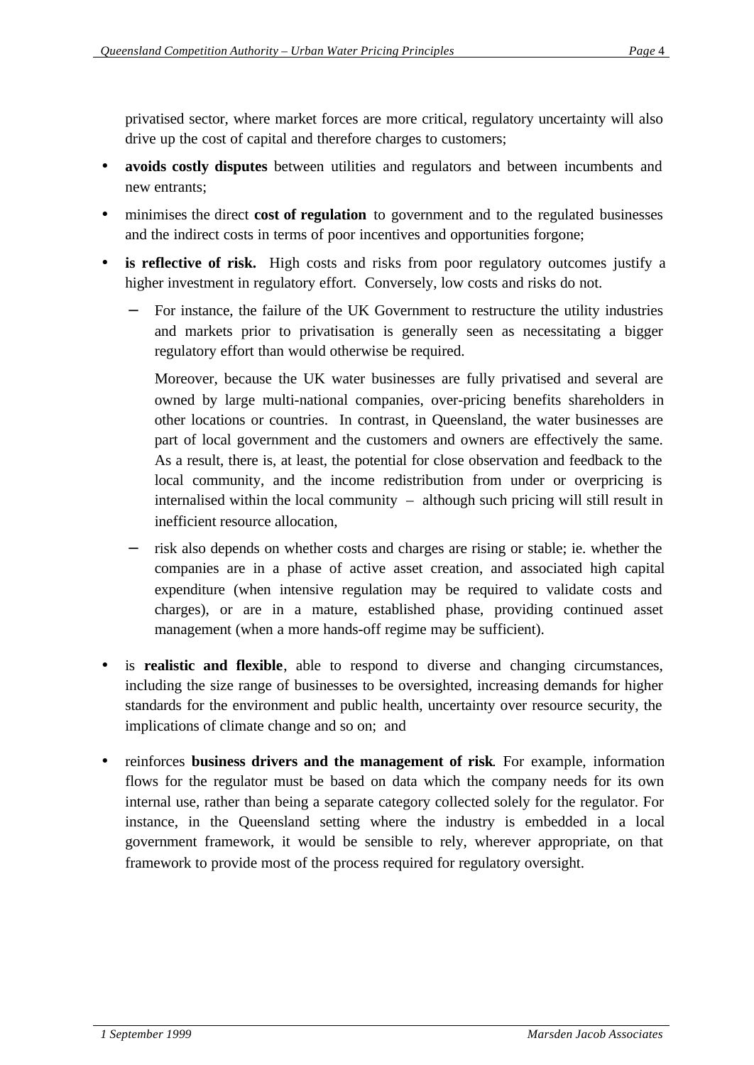privatised sector, where market forces are more critical, regulatory uncertainty will also drive up the cost of capital and therefore charges to customers;

- **avoids costly disputes** between utilities and regulators and between incumbents and new entrants;
- minimises the direct **cost of regulation** to government and to the regulated businesses and the indirect costs in terms of poor incentives and opportunities forgone;
- **is reflective of risk.** High costs and risks from poor regulatory outcomes justify a higher investment in regulatory effort. Conversely, low costs and risks do not.
  - For instance, the failure of the UK Government to restructure the utility industries and markets prior to privatisation is generally seen as necessitating a bigger regulatory effort than would otherwise be required.

    Moreover, because the UK water businesses are fully privatised and several are owned by large multi-national companies, over-pricing benefits shareholders in other locations or countries. In contrast, in Queensland, the water businesses are part of local government and the customers and owners are effectively the same. As a result, there is, at least, the potential for close observation and feedback to the local community, and the income redistribution from under or overpricing is internalised within the local community – although such pricing will still result in inefficient resource allocation,
  - risk also depends on whether costs and charges are rising or stable; ie. whether the companies are in a phase of active asset creation, and associated high capital expenditure (when intensive regulation may be required to validate costs and charges), or are in a mature, established phase, providing continued asset management (when a more hands-off regime may be sufficient).
- is **realistic and flexible**, able to respond to diverse and changing circumstances, including the size range of businesses to be oversighted, increasing demands for higher standards for the environment and public health, uncertainty over resource security, the implications of climate change and so on; and
- reinforces **business drivers and the management of risk**. For example, information flows for the regulator must be based on data which the company needs for its own internal use, rather than being a separate category collected solely for the regulator. For instance, in the Queensland setting where the industry is embedded in a local government framework, it would be sensible to rely, wherever appropriate, on that framework to provide most of the process required for regulatory oversight.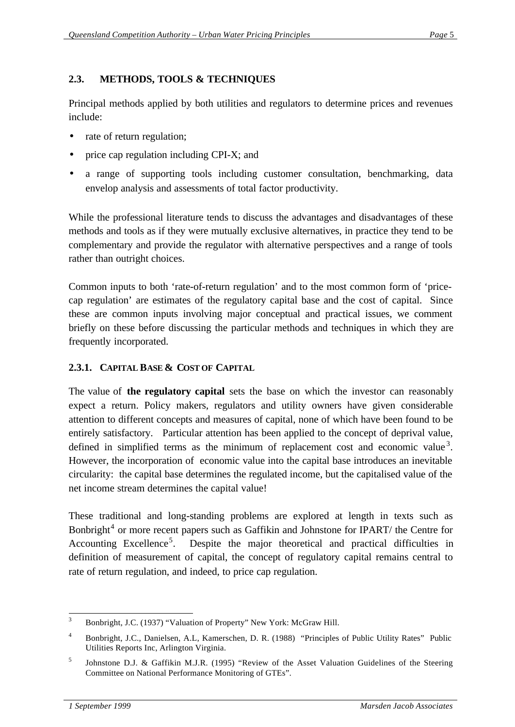## 2.3. METHODS, TOOLS & TECHNIQUES

Principal methods applied by both utilities and regulators to determine prices and revenues include:

- rate of return regulation;
- price cap regulation including CPI-X; and
- a range of supporting tools including customer consultation, benchmarking, data envelop analysis and assessments of total factor productivity.

While the professional literature tends to discuss the advantages and disadvantages of these methods and tools as if they were mutually exclusive alternatives, in practice they tend to be complementary and provide the regulator with alternative perspectives and a range of tools rather than outright choices.

Common inputs to both 'rate-of-return regulation' and to the most common form of 'price-cap regulation' are estimates of the regulatory capital base and the cost of capital. Since these are common inputs involving major conceptual and practical issues, we comment briefly on these before discussing the particular methods and techniques in which they are frequently incorporated.

### 2.3.1. CAPITAL BASE & COST OF CAPITAL

The value of **the regulatory capital** sets the base on which the investor can reasonably expect a return. Policy makers, regulators and utility owners have given considerable attention to different concepts and measures of capital, none of which have been found to be entirely satisfactory. Particular attention has been applied to the concept of deprival value, defined in simplified terms as the minimum of replacement cost and economic value[3]. However, the incorporation of economic value into the capital base introduces an inevitable circularity: the capital base determines the regulated income, but the capitalised value of the net income stream determines the capital value!

These traditional and long-standing problems are explored at length in texts such as Bonbright[4] or more recent papers such as Gaffikin and Johnstone for IPART/ the Centre for Accounting Excellence[5]. Despite the major theoretical and practical difficulties in definition of measurement of capital, the concept of regulatory capital remains central to rate of return regulation, and indeed, to price cap regulation.

---

[3] Bonbright, J.C. (1937) "Valuation of Property" New York: McGraw Hill.

[4] Bonbright, J.C., Danielsen, A.L, Kamerschen, D. R. (1988) "Principles of Public Utility Rates" Public Utilities Reports Inc, Arlington Virginia.

[5] Johnstone D.J. & Gaffikin M.J.R. (1995) "Review of the Asset Valuation Guidelines of the Steering Committee on National Performance Monitoring of GTEs".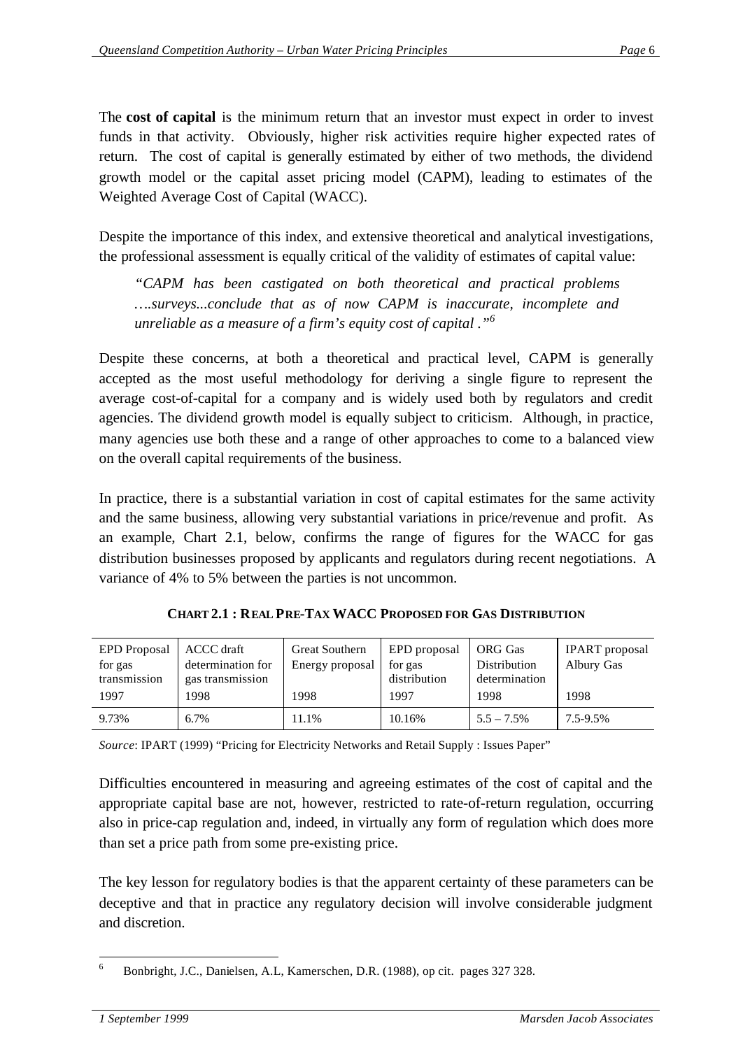The **cost of capital** is the minimum return that an investor must expect in order to invest funds in that activity. Obviously, higher risk activities require higher expected rates of return. The cost of capital is generally estimated by either of two methods, the dividend growth model or the capital asset pricing model (CAPM), leading to estimates of the Weighted Average Cost of Capital (WACC).

Despite the importance of this index, and extensive theoretical and analytical investigations, the professional assessment is equally critical of the validity of estimates of capital value:

> *"CAPM has been castigated on both theoretical and practical problems ….surveys...conclude that as of now CAPM is inaccurate, incomplete and unreliable as a measure of a firm's equity cost of capital ."*[6]

Despite these concerns, at both a theoretical and practical level, CAPM is generally accepted as the most useful methodology for deriving a single figure to represent the average cost-of-capital for a company and is widely used both by regulators and credit agencies. The dividend growth model is equally subject to criticism. Although, in practice, many agencies use both these and a range of other approaches to come to a balanced view on the overall capital requirements of the business.

In practice, there is a substantial variation in cost of capital estimates for the same activity and the same business, allowing very substantial variations in price/revenue and profit. As an example, Chart 2.1, below, confirms the range of figures for the WACC for gas distribution businesses proposed by applicants and regulators during recent negotiations. A variance of 4% to 5% between the parties is not uncommon.

**CHART 2.1 : REAL PRE-TAX WACC PROPOSED FOR GAS DISTRIBUTION**

| EPD Proposal for gas transmission 1997 | ACCC draft determination for gas transmission 1998 | Great Southern Energy proposal 1998 | EPD proposal for gas distribution 1997 | ORG Gas Distribution determination 1998 | IPART proposal Albury Gas 1998 |
|---|---|---|---|---|---|
| 9.73% | 6.7% | 11.1% | 10.16% | 5.5 – 7.5% | 7.5-9.5% |

*Source*: IPART (1999) "Pricing for Electricity Networks and Retail Supply : Issues Paper"

Difficulties encountered in measuring and agreeing estimates of the cost of capital and the appropriate capital base are not, however, restricted to rate-of-return regulation, occurring also in price-cap regulation and, indeed, in virtually any form of regulation which does more than set a price path from some pre-existing price.

The key lesson for regulatory bodies is that the apparent certainty of these parameters can be deceptive and that in practice any regulatory decision will involve considerable judgment and discretion.

---

[6] Bonbright, J.C., Danielsen, A.L, Kamerschen, D.R. (1988), op cit. pages 327 328.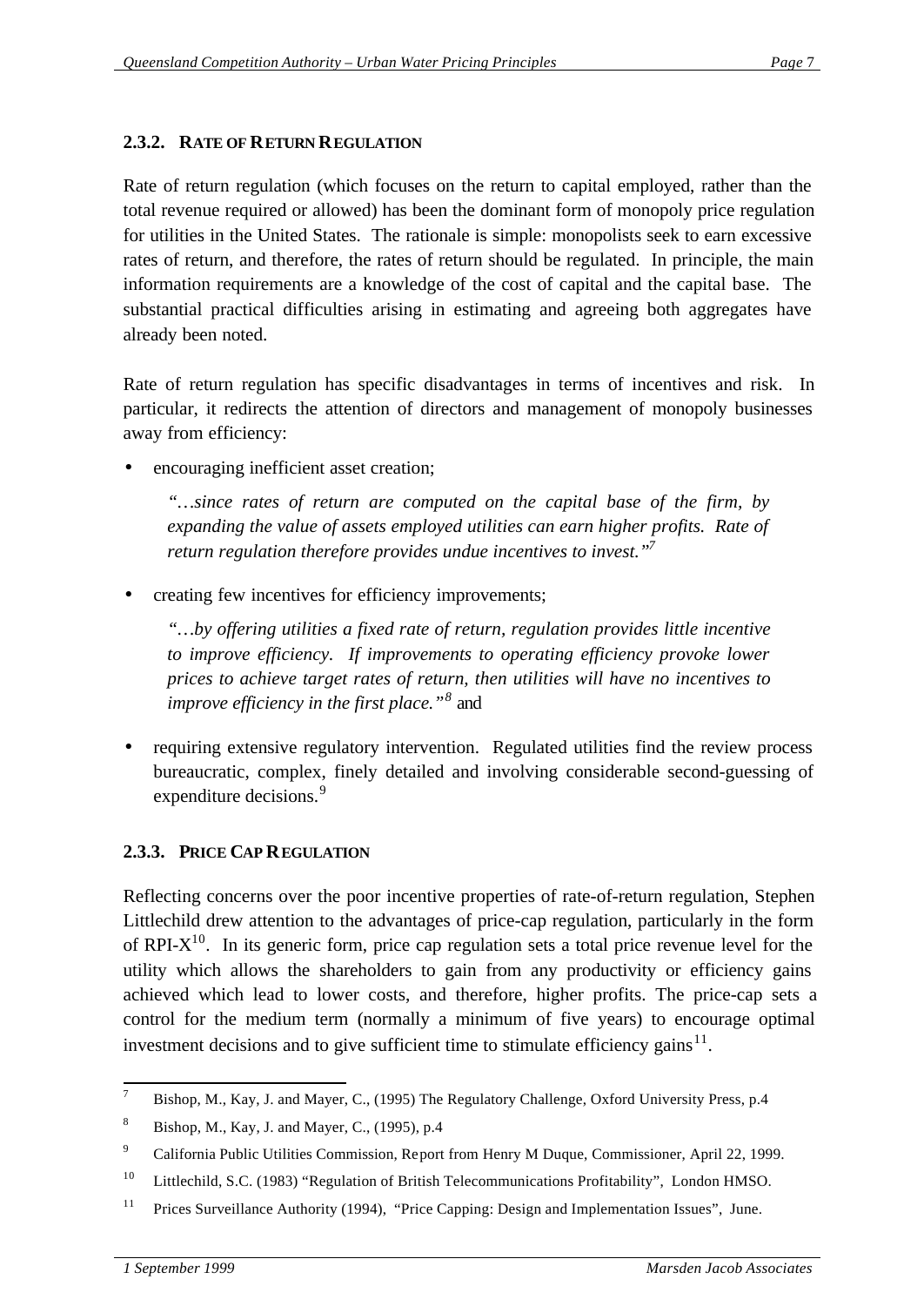### 2.3.2. Rate of Return Regulation

Rate of return regulation (which focuses on the return to capital employed, rather than the total revenue required or allowed) has been the dominant form of monopoly price regulation for utilities in the United States. The rationale is simple: monopolists seek to earn excessive rates of return, and therefore, the rates of return should be regulated. In principle, the main information requirements are a knowledge of the cost of capital and the capital base. The substantial practical difficulties arising in estimating and agreeing both aggregates have already been noted.

Rate of return regulation has specific disadvantages in terms of incentives and risk. In particular, it redirects the attention of directors and management of monopoly businesses away from efficiency:

- encouraging inefficient asset creation;

  *"…since rates of return are computed on the capital base of the firm, by expanding the value of assets employed utilities can earn higher profits. Rate of return regulation therefore provides undue incentives to invest."*[7]

- creating few incentives for efficiency improvements;

  *"…by offering utilities a fixed rate of return, regulation provides little incentive to improve efficiency. If improvements to operating efficiency provoke lower prices to achieve target rates of return, then utilities will have no incentives to improve efficiency in the first place."*[8] and

- requiring extensive regulatory intervention. Regulated utilities find the review process bureaucratic, complex, finely detailed and involving considerable second-guessing of expenditure decisions.[9]

### 2.3.3. Price Cap Regulation

Reflecting concerns over the poor incentive properties of rate-of-return regulation, Stephen Littlechild drew attention to the advantages of price-cap regulation, particularly in the form of RPI-X[10]. In its generic form, price cap regulation sets a total price revenue level for the utility which allows the shareholders to gain from any productivity or efficiency gains achieved which lead to lower costs, and therefore, higher profits. The price-cap sets a control for the medium term (normally a minimum of five years) to encourage optimal investment decisions and to give sufficient time to stimulate efficiency gains[11].

---

[7] Bishop, M., Kay, J. and Mayer, C., (1995) The Regulatory Challenge, Oxford University Press, p.4

[8] Bishop, M., Kay, J. and Mayer, C., (1995), p.4

[9] California Public Utilities Commission, Report from Henry M Duque, Commissioner, April 22, 1999.

[10] Littlechild, S.C. (1983) "Regulation of British Telecommunications Profitability", London HMSO.

[11] Prices Surveillance Authority (1994), "Price Capping: Design and Implementation Issues", June.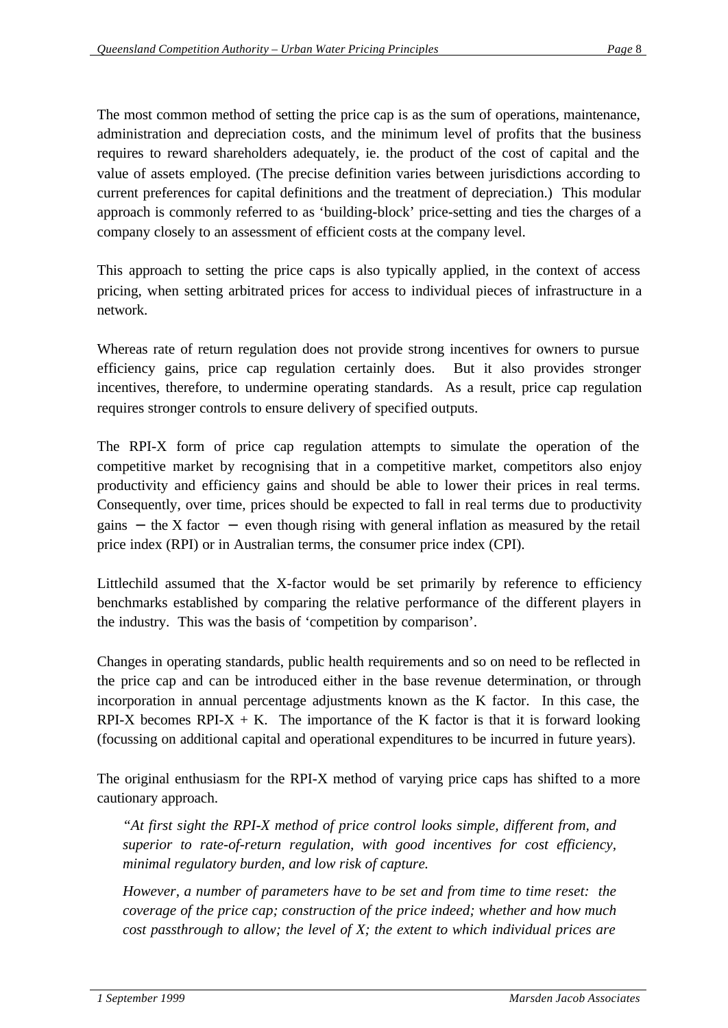The most common method of setting the price cap is as the sum of operations, maintenance, administration and depreciation costs, and the minimum level of profits that the business requires to reward shareholders adequately, ie. the product of the cost of capital and the value of assets employed. (The precise definition varies between jurisdictions according to current preferences for capital definitions and the treatment of depreciation.) This modular approach is commonly referred to as 'building-block' price-setting and ties the charges of a company closely to an assessment of efficient costs at the company level.

This approach to setting the price caps is also typically applied, in the context of access pricing, when setting arbitrated prices for access to individual pieces of infrastructure in a network.

Whereas rate of return regulation does not provide strong incentives for owners to pursue efficiency gains, price cap regulation certainly does. But it also provides stronger incentives, therefore, to undermine operating standards. As a result, price cap regulation requires stronger controls to ensure delivery of specified outputs.

The RPI-X form of price cap regulation attempts to simulate the operation of the competitive market by recognising that in a competitive market, competitors also enjoy productivity and efficiency gains and should be able to lower their prices in real terms. Consequently, over time, prices should be expected to fall in real terms due to productivity gains – the X factor – even though rising with general inflation as measured by the retail price index (RPI) or in Australian terms, the consumer price index (CPI).

Littlechild assumed that the X-factor would be set primarily by reference to efficiency benchmarks established by comparing the relative performance of the different players in the industry. This was the basis of 'competition by comparison'.

Changes in operating standards, public health requirements and so on need to be reflected in the price cap and can be introduced either in the base revenue determination, or through incorporation in annual percentage adjustments known as the K factor. In this case, the RPI-X becomes RPI-X + K. The importance of the K factor is that it is forward looking (focussing on additional capital and operational expenditures to be incurred in future years).

The original enthusiasm for the RPI-X method of varying price caps has shifted to a more cautionary approach.

> *"At first sight the RPI-X method of price control looks simple, different from, and superior to rate-of-return regulation, with good incentives for cost efficiency, minimal regulatory burden, and low risk of capture.*
>
> *However, a number of parameters have to be set and from time to time reset: the coverage of the price cap; construction of the price indeed; whether and how much cost passthrough to allow; the level of X; the extent to which individual prices are*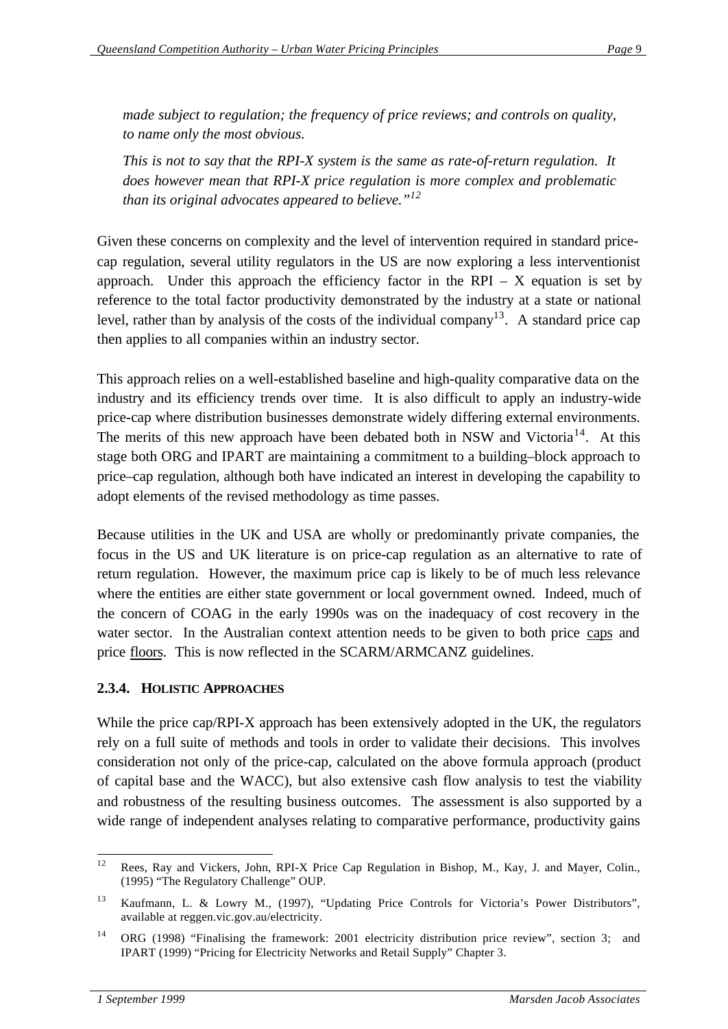*made subject to regulation; the frequency of price reviews; and controls on quality, to name only the most obvious.*

*This is not to say that the RPI-X system is the same as rate-of-return regulation. It does however mean that RPI-X price regulation is more complex and problematic than its original advocates appeared to believe."*[12]

Given these concerns on complexity and the level of intervention required in standard price-cap regulation, several utility regulators in the US are now exploring a less interventionist approach. Under this approach the efficiency factor in the RPI – X equation is set by reference to the total factor productivity demonstrated by the industry at a state or national level, rather than by analysis of the costs of the individual company[13]. A standard price cap then applies to all companies within an industry sector.

This approach relies on a well-established baseline and high-quality comparative data on the industry and its efficiency trends over time. It is also difficult to apply an industry-wide price-cap where distribution businesses demonstrate widely differing external environments. The merits of this new approach have been debated both in NSW and Victoria[14]. At this stage both ORG and IPART are maintaining a commitment to a building–block approach to price–cap regulation, although both have indicated an interest in developing the capability to adopt elements of the revised methodology as time passes.

Because utilities in the UK and USA are wholly or predominantly private companies, the focus in the US and UK literature is on price-cap regulation as an alternative to rate of return regulation. However, the maximum price cap is likely to be of much less relevance where the entities are either state government or local government owned. Indeed, much of the concern of COAG in the early 1990s was on the inadequacy of cost recovery in the water sector. In the Australian context attention needs to be given to both price caps and price floors. This is now reflected in the SCARM/ARMCANZ guidelines.

### 2.3.4. Holistic Approaches

While the price cap/RPI-X approach has been extensively adopted in the UK, the regulators rely on a full suite of methods and tools in order to validate their decisions. This involves consideration not only of the price-cap, calculated on the above formula approach (product of capital base and the WACC), but also extensive cash flow analysis to test the viability and robustness of the resulting business outcomes. The assessment is also supported by a wide range of independent analyses relating to comparative performance, productivity gains

---

[12] Rees, Ray and Vickers, John, RPI-X Price Cap Regulation in Bishop, M., Kay, J. and Mayer, Colin., (1995) "The Regulatory Challenge" OUP.

[13] Kaufmann, L. & Lowry M., (1997), "Updating Price Controls for Victoria's Power Distributors", available at reggen.vic.gov.au/electricity.

[14] ORG (1998) "Finalising the framework: 2001 electricity distribution price review", section 3; and IPART (1999) "Pricing for Electricity Networks and Retail Supply" Chapter 3.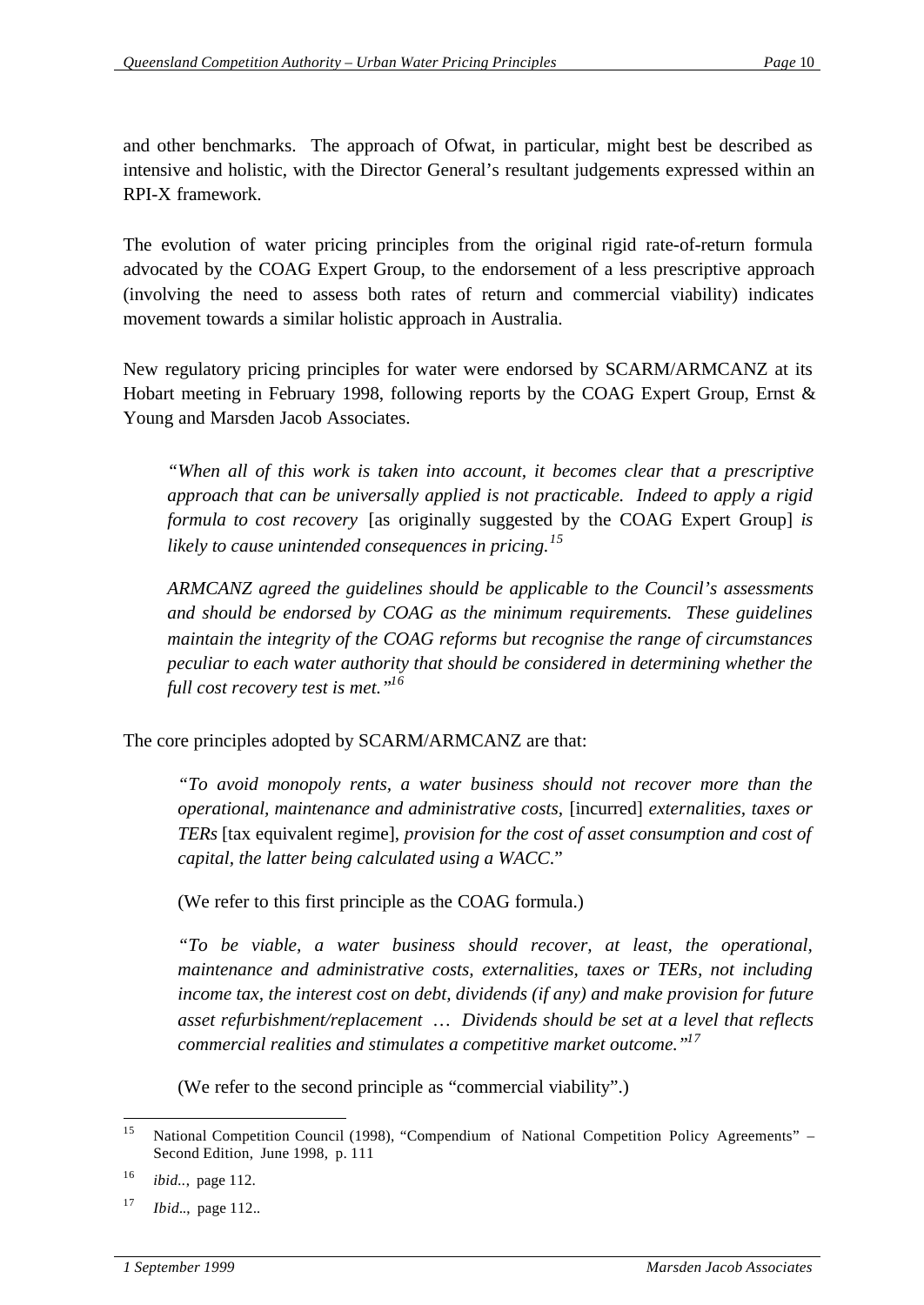and other benchmarks. The approach of Ofwat, in particular, might best be described as intensive and holistic, with the Director General's resultant judgements expressed within an RPI-X framework.

The evolution of water pricing principles from the original rigid rate-of-return formula advocated by the COAG Expert Group, to the endorsement of a less prescriptive approach (involving the need to assess both rates of return and commercial viability) indicates movement towards a similar holistic approach in Australia.

New regulatory pricing principles for water were endorsed by SCARM/ARMCANZ at its Hobart meeting in February 1998, following reports by the COAG Expert Group, Ernst & Young and Marsden Jacob Associates.

> *"When all of this work is taken into account, it becomes clear that a prescriptive approach that can be universally applied is not practicable. Indeed to apply a rigid formula to cost recovery* [as originally suggested by the COAG Expert Group] *is likely to cause unintended consequences in pricing.*[15]
>
> *ARMCANZ agreed the guidelines should be applicable to the Council's assessments and should be endorsed by COAG as the minimum requirements. These guidelines maintain the integrity of the COAG reforms but recognise the range of circumstances peculiar to each water authority that should be considered in determining whether the full cost recovery test is met."*[16]

The core principles adopted by SCARM/ARMCANZ are that:

> *"To avoid monopoly rents, a water business should not recover more than the operational, maintenance and administrative costs,* [incurred] *externalities, taxes or TERs* [tax equivalent regime], *provision for the cost of asset consumption and cost of capital, the latter being calculated using a WACC*."
>
> (We refer to this first principle as the COAG formula.)
>
> *"To be viable, a water business should recover, at least, the operational, maintenance and administrative costs, externalities, taxes or TERs, not including income tax, the interest cost on debt, dividends (if any) and make provision for future asset refurbishment/replacement … Dividends should be set at a level that reflects commercial realities and stimulates a competitive market outcome."*[17]
>
> (We refer to the second principle as "commercial viability".)

---

[15] National Competition Council (1998), "Compendium of National Competition Policy Agreements" – Second Edition, June 1998, p. 111

[16] *ibid..,* page 112.

[17] *Ibid..,* page 112..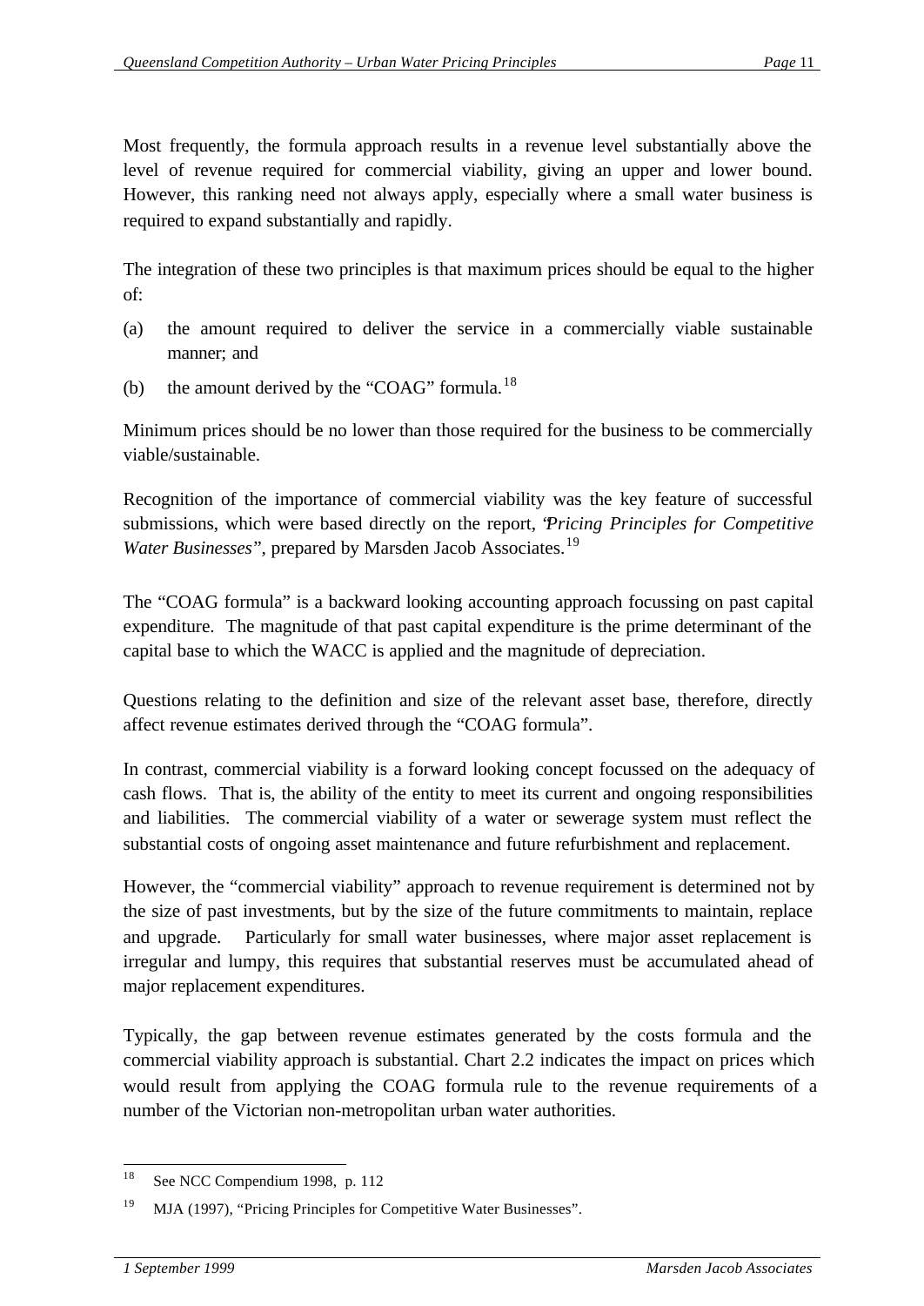Most frequently, the formula approach results in a revenue level substantially above the level of revenue required for commercial viability, giving an upper and lower bound. However, this ranking need not always apply, especially where a small water business is required to expand substantially and rapidly.

The integration of these two principles is that maximum prices should be equal to the higher of:

(a) the amount required to deliver the service in a commercially viable sustainable manner; and

(b) the amount derived by the "COAG" formula.[18]

Minimum prices should be no lower than those required for the business to be commercially viable/sustainable.

Recognition of the importance of commercial viability was the key feature of successful submissions, which were based directly on the report, "*Pricing Principles for Competitive Water Businesses*", prepared by Marsden Jacob Associates.[19]

The "COAG formula" is a backward looking accounting approach focussing on past capital expenditure. The magnitude of that past capital expenditure is the prime determinant of the capital base to which the WACC is applied and the magnitude of depreciation.

Questions relating to the definition and size of the relevant asset base, therefore, directly affect revenue estimates derived through the "COAG formula".

In contrast, commercial viability is a forward looking concept focussed on the adequacy of cash flows. That is, the ability of the entity to meet its current and ongoing responsibilities and liabilities. The commercial viability of a water or sewerage system must reflect the substantial costs of ongoing asset maintenance and future refurbishment and replacement.

However, the "commercial viability" approach to revenue requirement is determined not by the size of past investments, but by the size of the future commitments to maintain, replace and upgrade. Particularly for small water businesses, where major asset replacement is irregular and lumpy, this requires that substantial reserves must be accumulated ahead of major replacement expenditures.

Typically, the gap between revenue estimates generated by the costs formula and the commercial viability approach is substantial. Chart 2.2 indicates the impact on prices which would result from applying the COAG formula rule to the revenue requirements of a number of the Victorian non-metropolitan urban water authorities.

---

[18] See NCC Compendium 1998, p. 112

[19] MJA (1997), "Pricing Principles for Competitive Water Businesses".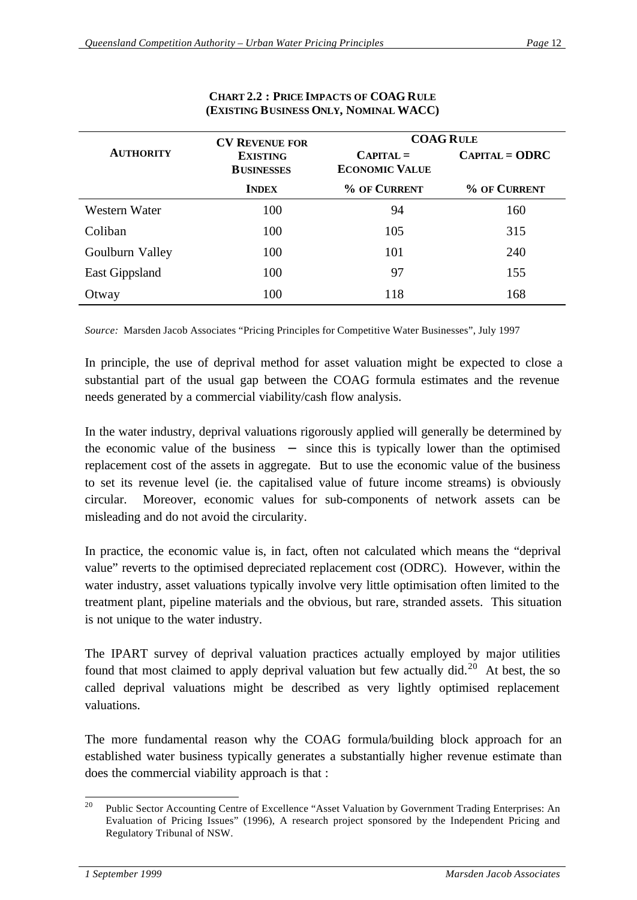**CHART 2.2 : PRICE IMPACTS OF COAG RULE (EXISTING BUSINESS ONLY, NOMINAL WACC)**

| AUTHORITY | CV REVENUE FOR EXISTING BUSINESSES | COAG RULE | |
|---|---|---|---|
| | | CAPITAL = ECONOMIC VALUE | CAPITAL = ODRC |
| | INDEX | % OF CURRENT | % OF CURRENT |
| Western Water | 100 | 94 | 160 |
| Coliban | 100 | 105 | 315 |
| Goulburn Valley | 100 | 101 | 240 |
| East Gippsland | 100 | 97 | 155 |
| Otway | 100 | 118 | 168 |

*Source:* Marsden Jacob Associates "Pricing Principles for Competitive Water Businesses", July 1997

In principle, the use of deprival method for asset valuation might be expected to close a substantial part of the usual gap between the COAG formula estimates and the revenue needs generated by a commercial viability/cash flow analysis.

In the water industry, deprival valuations rigorously applied will generally be determined by the economic value of the business – since this is typically lower than the optimised replacement cost of the assets in aggregate. But to use the economic value of the business to set its revenue level (ie. the capitalised value of future income streams) is obviously circular. Moreover, economic values for sub-components of network assets can be misleading and do not avoid the circularity.

In practice, the economic value is, in fact, often not calculated which means the "deprival value" reverts to the optimised depreciated replacement cost (ODRC). However, within the water industry, asset valuations typically involve very little optimisation often limited to the treatment plant, pipeline materials and the obvious, but rare, stranded assets. This situation is not unique to the water industry.

The IPART survey of deprival valuation practices actually employed by major utilities found that most claimed to apply deprival valuation but few actually did.[20] At best, the so called deprival valuations might be described as very lightly optimised replacement valuations.

The more fundamental reason why the COAG formula/building block approach for an established water business typically generates a substantially higher revenue estimate than does the commercial viability approach is that :

[20] Public Sector Accounting Centre of Excellence "Asset Valuation by Government Trading Enterprises: An Evaluation of Pricing Issues" (1996), A research project sponsored by the Independent Pricing and Regulatory Tribunal of NSW.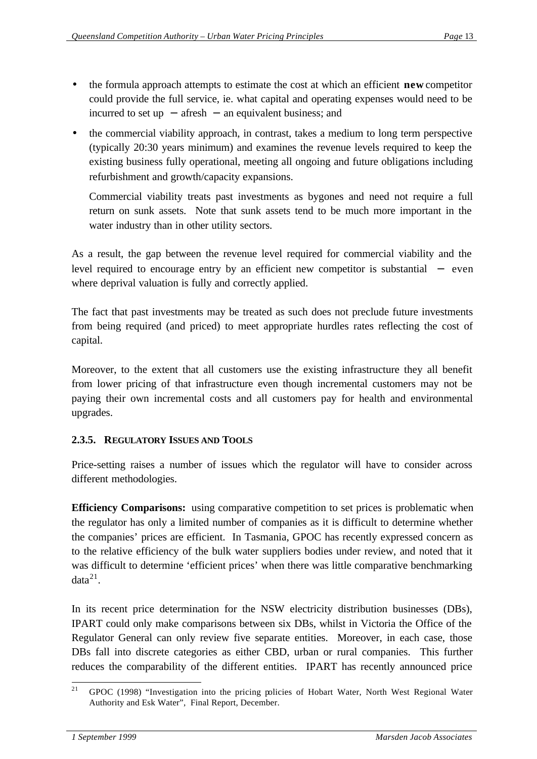- the formula approach attempts to estimate the cost at which an efficient **new** competitor could provide the full service, ie. what capital and operating expenses would need to be incurred to set up – afresh – an equivalent business; and
- the commercial viability approach, in contrast, takes a medium to long term perspective (typically 20:30 years minimum) and examines the revenue levels required to keep the existing business fully operational, meeting all ongoing and future obligations including refurbishment and growth/capacity expansions.

  Commercial viability treats past investments as bygones and need not require a full return on sunk assets. Note that sunk assets tend to be much more important in the water industry than in other utility sectors.

As a result, the gap between the revenue level required for commercial viability and the level required to encourage entry by an efficient new competitor is substantial – even where deprival valuation is fully and correctly applied.

The fact that past investments may be treated as such does not preclude future investments from being required (and priced) to meet appropriate hurdles rates reflecting the cost of capital.

Moreover, to the extent that all customers use the existing infrastructure they all benefit from lower pricing of that infrastructure even though incremental customers may not be paying their own incremental costs and all customers pay for health and environmental upgrades.

#### 2.3.5. Regulatory Issues and Tools

Price-setting raises a number of issues which the regulator will have to consider across different methodologies.

**Efficiency Comparisons:** using comparative competition to set prices is problematic when the regulator has only a limited number of companies as it is difficult to determine whether the companies' prices are efficient. In Tasmania, GPOC has recently expressed concern as to the relative efficiency of the bulk water suppliers bodies under review, and noted that it was difficult to determine 'efficient prices' when there was little comparative benchmarking data[21].

In its recent price determination for the NSW electricity distribution businesses (DBs), IPART could only make comparisons between six DBs, whilst in Victoria the Office of the Regulator General can only review five separate entities. Moreover, in each case, those DBs fall into discrete categories as either CBD, urban or rural companies. This further reduces the comparability of the different entities. IPART has recently announced price

[21] GPOC (1998) "Investigation into the pricing policies of Hobart Water, North West Regional Water Authority and Esk Water", Final Report, December.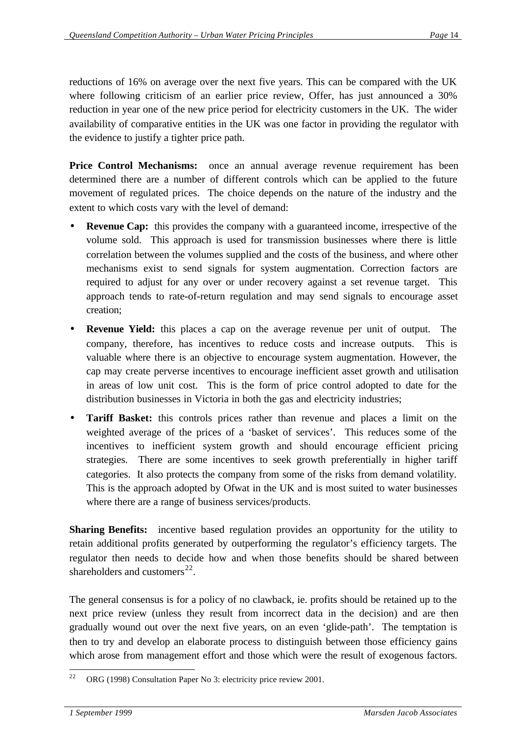reductions of 16% on average over the next five years. This can be compared with the UK where following criticism of an earlier price review, Offer, has just announced a 30% reduction in year one of the new price period for electricity customers in the UK. The wider availability of comparative entities in the UK was one factor in providing the regulator with the evidence to justify a tighter price path.

**Price Control Mechanisms:** once an annual average revenue requirement has been determined there are a number of different controls which can be applied to the future movement of regulated prices. The choice depends on the nature of the industry and the extent to which costs vary with the level of demand:

- **Revenue Cap:** this provides the company with a guaranteed income, irrespective of the volume sold. This approach is used for transmission businesses where there is little correlation between the volumes supplied and the costs of the business, and where other mechanisms exist to send signals for system augmentation. Correction factors are required to adjust for any over or under recovery against a set revenue target. This approach tends to rate-of-return regulation and may send signals to encourage asset creation;
- **Revenue Yield:** this places a cap on the average revenue per unit of output. The company, therefore, has incentives to reduce costs and increase outputs. This is valuable where there is an objective to encourage system augmentation. However, the cap may create perverse incentives to encourage inefficient asset growth and utilisation in areas of low unit cost. This is the form of price control adopted to date for the distribution businesses in Victoria in both the gas and electricity industries;
- **Tariff Basket:** this controls prices rather than revenue and places a limit on the weighted average of the prices of a 'basket of services'. This reduces some of the incentives to inefficient system growth and should encourage efficient pricing strategies. There are some incentives to seek growth preferentially in higher tariff categories. It also protects the company from some of the risks from demand volatility. This is the approach adopted by Ofwat in the UK and is most suited to water businesses where there are a range of business services/products.

**Sharing Benefits:** incentive based regulation provides an opportunity for the utility to retain additional profits generated by outperforming the regulator's efficiency targets. The regulator then needs to decide how and when those benefits should be shared between shareholders and customers[22].

The general consensus is for a policy of no clawback, ie. profits should be retained up to the next price review (unless they result from incorrect data in the decision) and are then gradually wound out over the next five years, on an even 'glide-path'. The temptation is then to try and develop an elaborate process to distinguish between those efficiency gains which arose from management effort and those which were the result of exogenous factors.

[22] ORG (1998) Consultation Paper No 3: electricity price review 2001.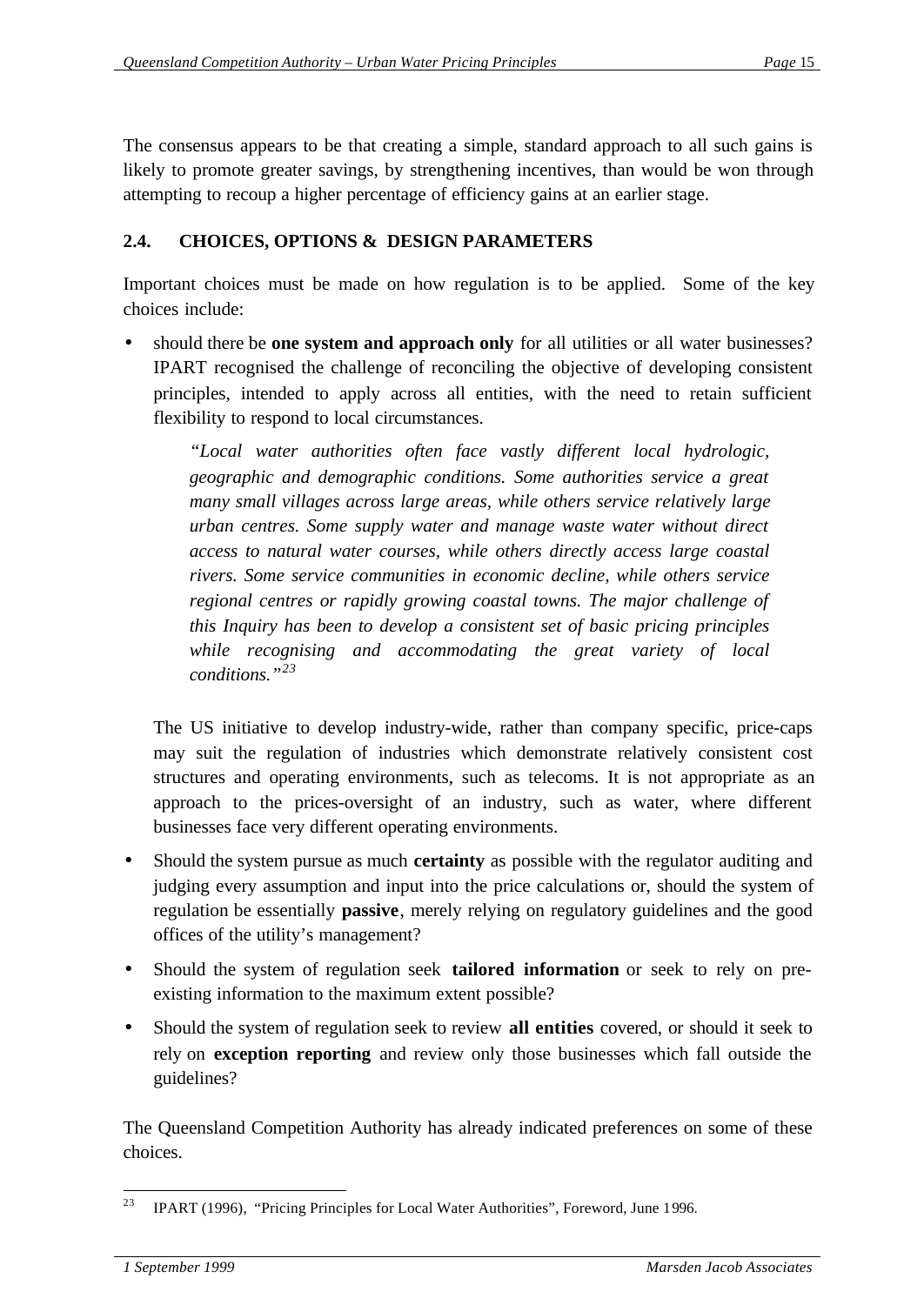The consensus appears to be that creating a simple, standard approach to all such gains is likely to promote greater savings, by strengthening incentives, than would be won through attempting to recoup a higher percentage of efficiency gains at an earlier stage.

## 2.4. CHOICES, OPTIONS & DESIGN PARAMETERS

Important choices must be made on how regulation is to be applied. Some of the key choices include:

- should there be **one system and approach only** for all utilities or all water businesses? IPART recognised the challenge of reconciling the objective of developing consistent principles, intended to apply across all entities, with the need to retain sufficient flexibility to respond to local circumstances.

  > *"Local water authorities often face vastly different local hydrologic, geographic and demographic conditions. Some authorities service a great many small villages across large areas, while others service relatively large urban centres. Some supply water and manage waste water without direct access to natural water courses, while others directly access large coastal rivers. Some service communities in economic decline, while others service regional centres or rapidly growing coastal towns. The major challenge of this Inquiry has been to develop a consistent set of basic pricing principles while recognising and accommodating the great variety of local conditions."*[23]

  The US initiative to develop industry-wide, rather than company specific, price-caps may suit the regulation of industries which demonstrate relatively consistent cost structures and operating environments, such as telecoms. It is not appropriate as an approach to the prices-oversight of an industry, such as water, where different businesses face very different operating environments.

- Should the system pursue as much **certainty** as possible with the regulator auditing and judging every assumption and input into the price calculations or, should the system of regulation be essentially **passive**, merely relying on regulatory guidelines and the good offices of the utility's management?

- Should the system of regulation seek **tailored information** or seek to rely on pre-existing information to the maximum extent possible?

- Should the system of regulation seek to review **all entities** covered, or should it seek to rely on **exception reporting** and review only those businesses which fall outside the guidelines?

The Queensland Competition Authority has already indicated preferences on some of these choices.

---

[23] IPART (1996), "Pricing Principles for Local Water Authorities", Foreword, June 1996.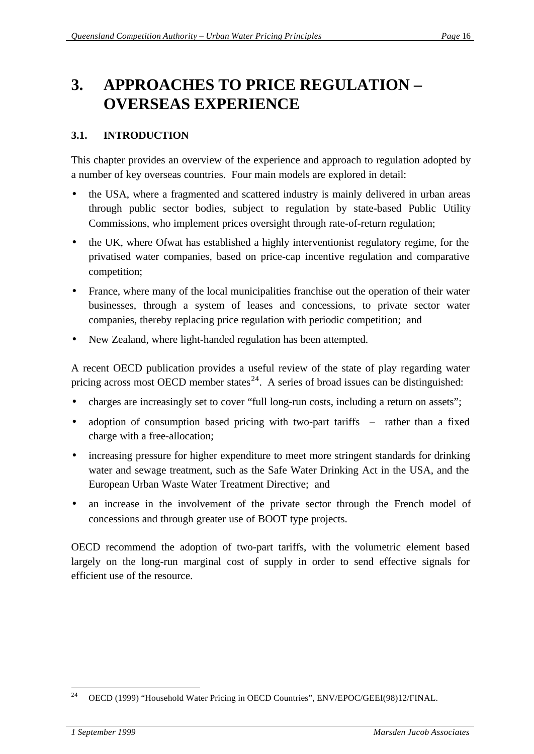# 3. APPROACHES TO PRICE REGULATION – OVERSEAS EXPERIENCE

## 3.1. INTRODUCTION

This chapter provides an overview of the experience and approach to regulation adopted by a number of key overseas countries. Four main models are explored in detail:

- the USA, where a fragmented and scattered industry is mainly delivered in urban areas through public sector bodies, subject to regulation by state-based Public Utility Commissions, who implement prices oversight through rate-of-return regulation;
- the UK, where Ofwat has established a highly interventionist regulatory regime, for the privatised water companies, based on price-cap incentive regulation and comparative competition;
- France, where many of the local municipalities franchise out the operation of their water businesses, through a system of leases and concessions, to private sector water companies, thereby replacing price regulation with periodic competition; and
- New Zealand, where light-handed regulation has been attempted.

A recent OECD publication provides a useful review of the state of play regarding water pricing across most OECD member states[24]. A series of broad issues can be distinguished:

- charges are increasingly set to cover "full long-run costs, including a return on assets";
- adoption of consumption based pricing with two-part tariffs – rather than a fixed charge with a free-allocation;
- increasing pressure for higher expenditure to meet more stringent standards for drinking water and sewage treatment, such as the Safe Water Drinking Act in the USA, and the European Urban Waste Water Treatment Directive; and
- an increase in the involvement of the private sector through the French model of concessions and through greater use of BOOT type projects.

OECD recommend the adoption of two-part tariffs, with the volumetric element based largely on the long-run marginal cost of supply in order to send effective signals for efficient use of the resource.

[24] OECD (1999) "Household Water Pricing in OECD Countries", ENV/EPOC/GEEI(98)12/FINAL.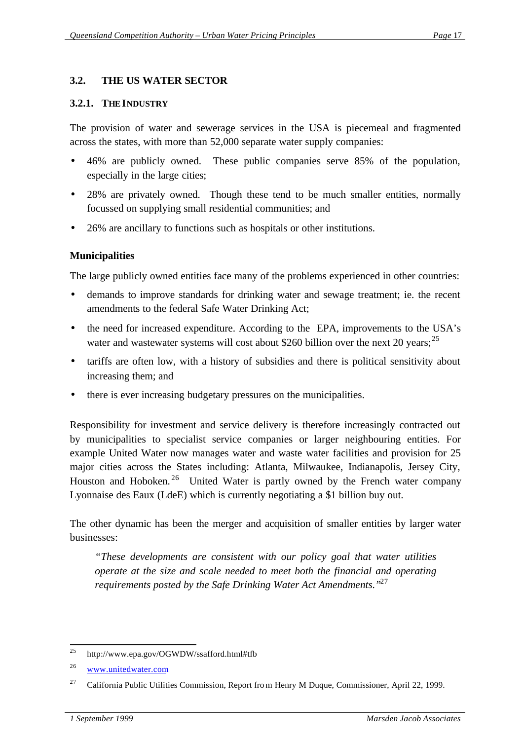## 3.2. THE US WATER SECTOR

### 3.2.1. THE INDUSTRY

The provision of water and sewerage services in the USA is piecemeal and fragmented across the states, with more than 52,000 separate water supply companies:

- 46% are publicly owned. These public companies serve 85% of the population, especially in the large cities;
- 28% are privately owned. Though these tend to be much smaller entities, normally focussed on supplying small residential communities; and
- 26% are ancillary to functions such as hospitals or other institutions.

**Municipalities**

The large publicly owned entities face many of the problems experienced in other countries:

- demands to improve standards for drinking water and sewage treatment; ie. the recent amendments to the federal Safe Water Drinking Act;
- the need for increased expenditure. According to the EPA, improvements to the USA's water and wastewater systems will cost about $260 billion over the next 20 years;[25]
- tariffs are often low, with a history of subsidies and there is political sensitivity about increasing them; and
- there is ever increasing budgetary pressures on the municipalities.

Responsibility for investment and service delivery is therefore increasingly contracted out by municipalities to specialist service companies or larger neighbouring entities. For example United Water now manages water and waste water facilities and provision for 25 major cities across the States including: Atlanta, Milwaukee, Indianapolis, Jersey City, Houston and Hoboken.[26] United Water is partly owned by the French water company Lyonnaise des Eaux (LdeE) which is currently negotiating a $1 billion buy out.

The other dynamic has been the merger and acquisition of smaller entities by larger water businesses:

> *"These developments are consistent with our policy goal that water utilities operate at the size and scale needed to meet both the financial and operating requirements posted by the Safe Drinking Water Act Amendments."*[27]

---

[25] http://www.epa.gov/OGWDW/ssafford.html#tfb

[26] www.unitedwater.com

[27] California Public Utilities Commission, Report from Henry M Duque, Commissioner, April 22, 1999.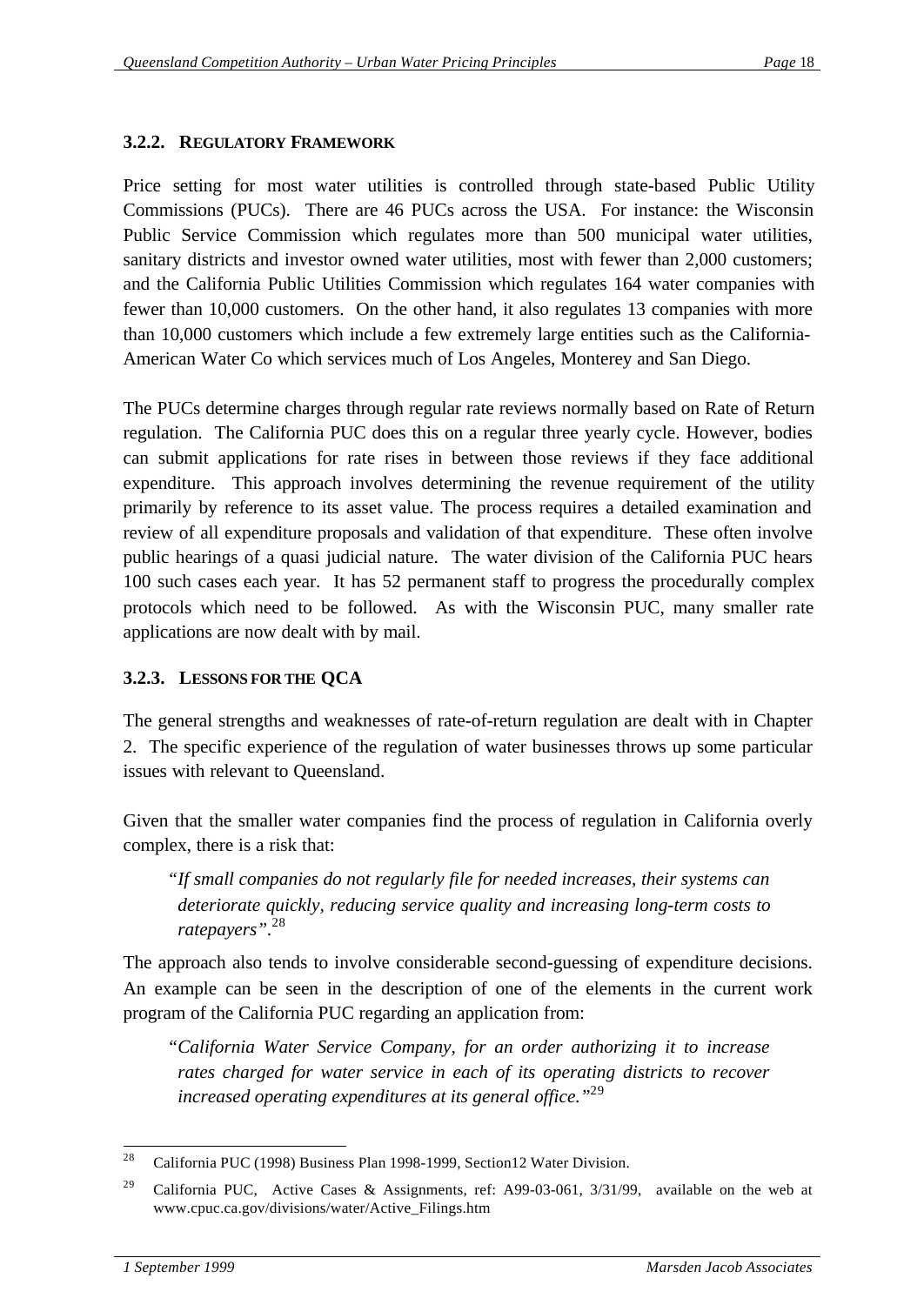### 3.2.2. Regulatory Framework

Price setting for most water utilities is controlled through state-based Public Utility Commissions (PUCs). There are 46 PUCs across the USA. For instance: the Wisconsin Public Service Commission which regulates more than 500 municipal water utilities, sanitary districts and investor owned water utilities, most with fewer than 2,000 customers; and the California Public Utilities Commission which regulates 164 water companies with fewer than 10,000 customers. On the other hand, it also regulates 13 companies with more than 10,000 customers which include a few extremely large entities such as the California-American Water Co which services much of Los Angeles, Monterey and San Diego.

The PUCs determine charges through regular rate reviews normally based on Rate of Return regulation. The California PUC does this on a regular three yearly cycle. However, bodies can submit applications for rate rises in between those reviews if they face additional expenditure. This approach involves determining the revenue requirement of the utility primarily by reference to its asset value. The process requires a detailed examination and review of all expenditure proposals and validation of that expenditure. These often involve public hearings of a quasi judicial nature. The water division of the California PUC hears 100 such cases each year. It has 52 permanent staff to progress the procedurally complex protocols which need to be followed. As with the Wisconsin PUC, many smaller rate applications are now dealt with by mail.

### 3.2.3. Lessons for the QCA

The general strengths and weaknesses of rate-of-return regulation are dealt with in Chapter 2. The specific experience of the regulation of water businesses throws up some particular issues with relevant to Queensland.

Given that the smaller water companies find the process of regulation in California overly complex, there is a risk that:

> *"If small companies do not regularly file for needed increases, their systems can deteriorate quickly, reducing service quality and increasing long-term costs to ratepayers".*[28]

The approach also tends to involve considerable second-guessing of expenditure decisions. An example can be seen in the description of one of the elements in the current work program of the California PUC regarding an application from:

> *"California Water Service Company, for an order authorizing it to increase rates charged for water service in each of its operating districts to recover increased operating expenditures at its general office."*[29]

---

[28] California PUC (1998) Business Plan 1998-1999, Section12 Water Division.

[29] California PUC, Active Cases & Assignments, ref: A99-03-061, 3/31/99, available on the web at www.cpuc.ca.gov/divisions/water/Active_Filings.htm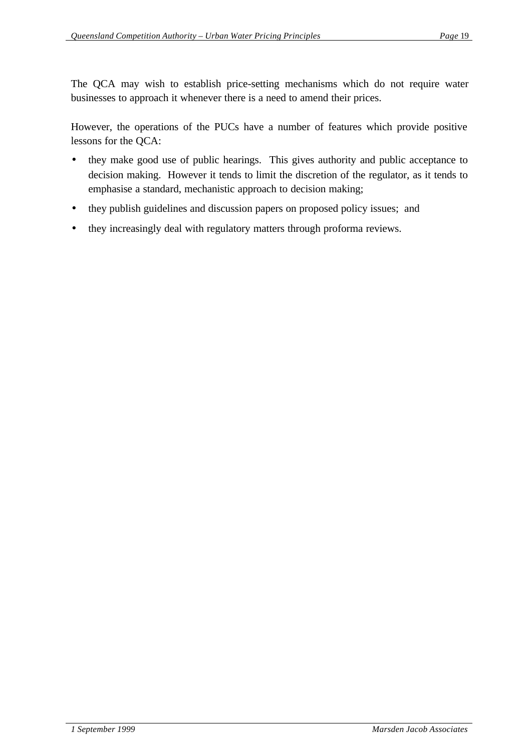The QCA may wish to establish price-setting mechanisms which do not require water businesses to approach it whenever there is a need to amend their prices.

However, the operations of the PUCs have a number of features which provide positive lessons for the QCA:

- they make good use of public hearings.  This gives authority and public acceptance to decision making.  However it tends to limit the discretion of the regulator, as it tends to emphasise a standard, mechanistic approach to decision making;
- they publish guidelines and discussion papers on proposed policy issues;  and
- they increasingly deal with regulatory matters through proforma reviews.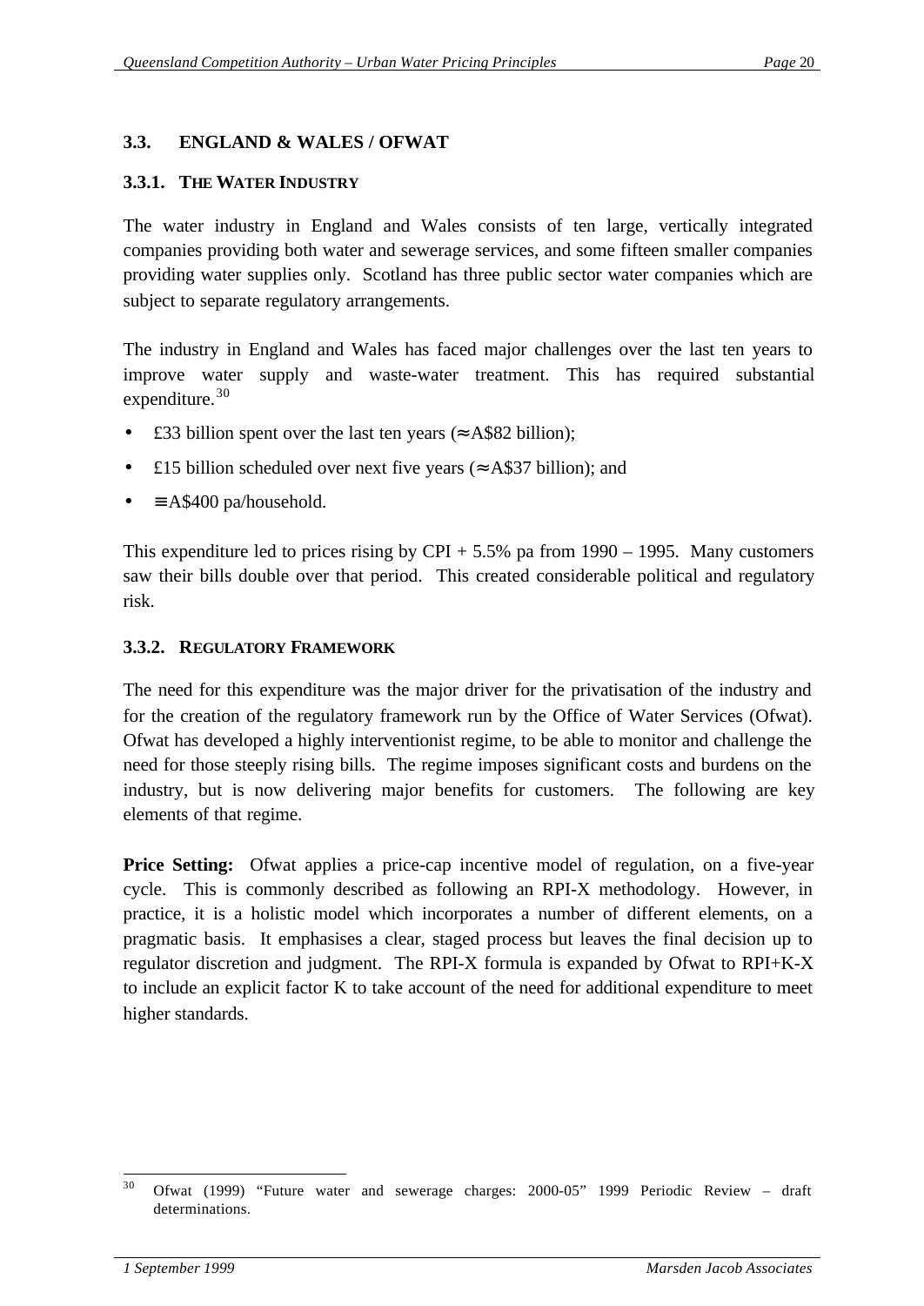## 3.3. ENGLAND & WALES / OFWAT

### 3.3.1. THE WATER INDUSTRY

The water industry in England and Wales consists of ten large, vertically integrated companies providing both water and sewerage services, and some fifteen smaller companies providing water supplies only. Scotland has three public sector water companies which are subject to separate regulatory arrangements.

The industry in England and Wales has faced major challenges over the last ten years to improve water supply and waste-water treatment. This has required substantial expenditure.[30]

- £33 billion spent over the last ten years (≈ A$82 billion);
- £15 billion scheduled over next five years (≈ A$37 billion); and
- ≡ A$400 pa/household.

This expenditure led to prices rising by CPI + 5.5% pa from 1990 – 1995. Many customers saw their bills double over that period. This created considerable political and regulatory risk.

### 3.3.2. REGULATORY FRAMEWORK

The need for this expenditure was the major driver for the privatisation of the industry and for the creation of the regulatory framework run by the Office of Water Services (Ofwat). Ofwat has developed a highly interventionist regime, to be able to monitor and challenge the need for those steeply rising bills. The regime imposes significant costs and burdens on the industry, but is now delivering major benefits for customers. The following are key elements of that regime.

**Price Setting:** Ofwat applies a price-cap incentive model of regulation, on a five-year cycle. This is commonly described as following an RPI-X methodology. However, in practice, it is a holistic model which incorporates a number of different elements, on a pragmatic basis. It emphasises a clear, staged process but leaves the final decision up to regulator discretion and judgment. The RPI-X formula is expanded by Ofwat to RPI+K-X to include an explicit factor K to take account of the need for additional expenditure to meet higher standards.

---

[30] Ofwat (1999) "Future water and sewerage charges: 2000-05" 1999 Periodic Review – draft determinations.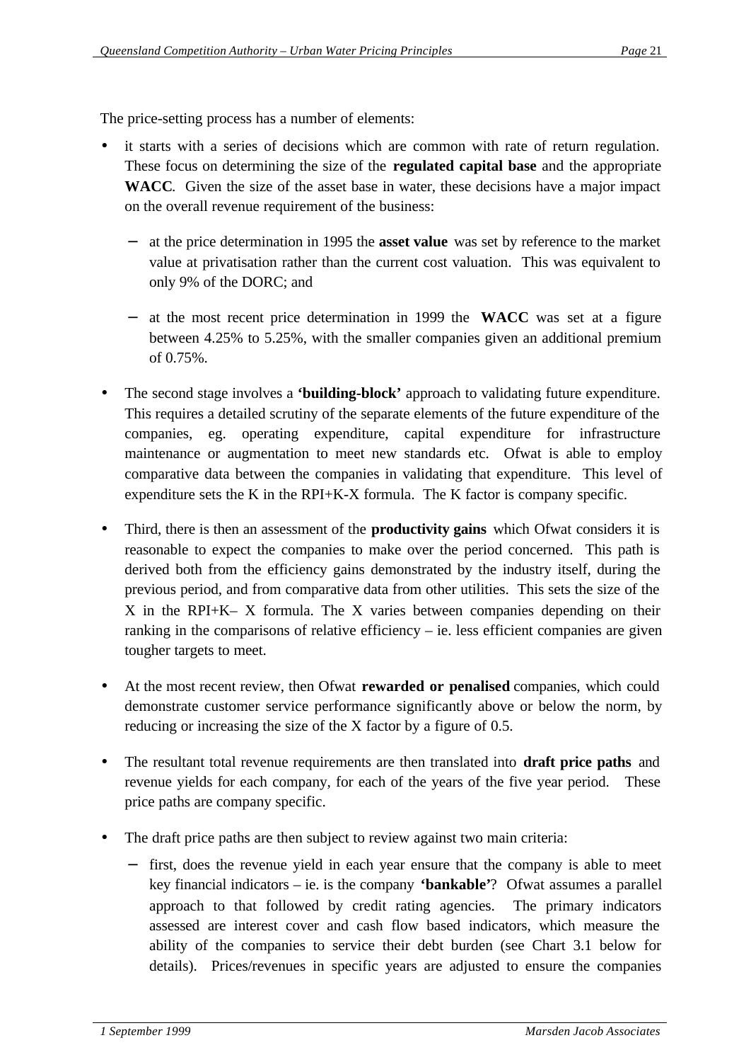The price-setting process has a number of elements:

- it starts with a series of decisions which are common with rate of return regulation. These focus on determining the size of the **regulated capital base** and the appropriate **WACC**. Given the size of the asset base in water, these decisions have a major impact on the overall revenue requirement of the business:
  - at the price determination in 1995 the **asset value** was set by reference to the market value at privatisation rather than the current cost valuation. This was equivalent to only 9% of the DORC; and
  - at the most recent price determination in 1999 the **WACC** was set at a figure between 4.25% to 5.25%, with the smaller companies given an additional premium of 0.75%.

- The second stage involves a **'building-block'** approach to validating future expenditure. This requires a detailed scrutiny of the separate elements of the future expenditure of the companies, eg. operating expenditure, capital expenditure for infrastructure maintenance or augmentation to meet new standards etc. Ofwat is able to employ comparative data between the companies in validating that expenditure. This level of expenditure sets the K in the RPI+K-X formula. The K factor is company specific.

- Third, there is then an assessment of the **productivity gains** which Ofwat considers it is reasonable to expect the companies to make over the period concerned. This path is derived both from the efficiency gains demonstrated by the industry itself, during the previous period, and from comparative data from other utilities. This sets the size of the X in the RPI+K– X formula. The X varies between companies depending on their ranking in the comparisons of relative efficiency – ie. less efficient companies are given tougher targets to meet.

- At the most recent review, then Ofwat **rewarded or penalised** companies, which could demonstrate customer service performance significantly above or below the norm, by reducing or increasing the size of the X factor by a figure of 0.5.

- The resultant total revenue requirements are then translated into **draft price paths** and revenue yields for each company, for each of the years of the five year period. These price paths are company specific.

- The draft price paths are then subject to review against two main criteria:
  - first, does the revenue yield in each year ensure that the company is able to meet key financial indicators – ie. is the company **'bankable'**? Ofwat assumes a parallel approach to that followed by credit rating agencies. The primary indicators assessed are interest cover and cash flow based indicators, which measure the ability of the companies to service their debt burden (see Chart 3.1 below for details). Prices/revenues in specific years are adjusted to ensure the companies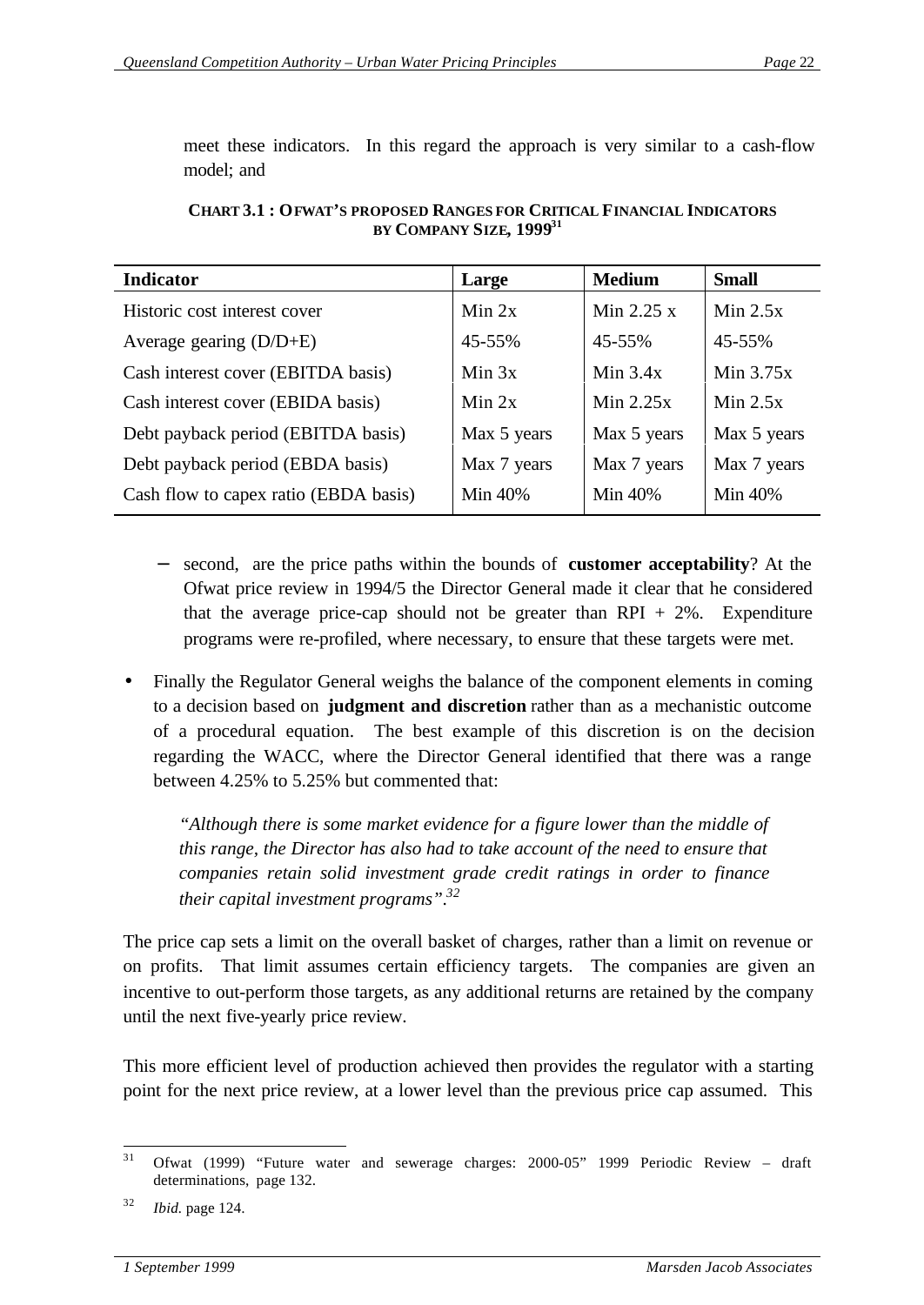meet these indicators. In this regard the approach is very similar to a cash-flow model; and

**CHART 3.1 : OFWAT'S PROPOSED RANGES FOR CRITICAL FINANCIAL INDICATORS BY COMPANY SIZE, 1999**[31]

| Indicator | Large | Medium | Small |
|---|---|---|---|
| Historic cost interest cover | Min 2x | Min 2.25 x | Min 2.5x |
| Average gearing (D/D+E) | 45-55% | 45-55% | 45-55% |
| Cash interest cover (EBITDA basis) | Min 3x | Min 3.4x | Min 3.75x |
| Cash interest cover (EBIDA basis) | Min 2x | Min 2.25x | Min 2.5x |
| Debt payback period (EBITDA basis) | Max 5 years | Max 5 years | Max 5 years |
| Debt payback period (EBDA basis) | Max 7 years | Max 7 years | Max 7 years |
| Cash flow to capex ratio (EBDA basis) | Min 40% | Min 40% | Min 40% |

– second, are the price paths within the bounds of **customer acceptability**? At the Ofwat price review in 1994/5 the Director General made it clear that he considered that the average price-cap should not be greater than RPI + 2%. Expenditure programs were re-profiled, where necessary, to ensure that these targets were met.

- Finally the Regulator General weighs the balance of the component elements in coming to a decision based on **judgment and discretion** rather than as a mechanistic outcome of a procedural equation. The best example of this discretion is on the decision regarding the WACC, where the Director General identified that there was a range between 4.25% to 5.25% but commented that:

  *"Although there is some market evidence for a figure lower than the middle of this range, the Director has also had to take account of the need to ensure that companies retain solid investment grade credit ratings in order to finance their capital investment programs".*[32]

The price cap sets a limit on the overall basket of charges, rather than a limit on revenue or on profits. That limit assumes certain efficiency targets. The companies are given an incentive to out-perform those targets, as any additional returns are retained by the company until the next five-yearly price review.

This more efficient level of production achieved then provides the regulator with a starting point for the next price review, at a lower level than the previous price cap assumed. This

[31] Ofwat (1999) "Future water and sewerage charges: 2000-05" 1999 Periodic Review – draft determinations, page 132.

[32] *Ibid.* page 124.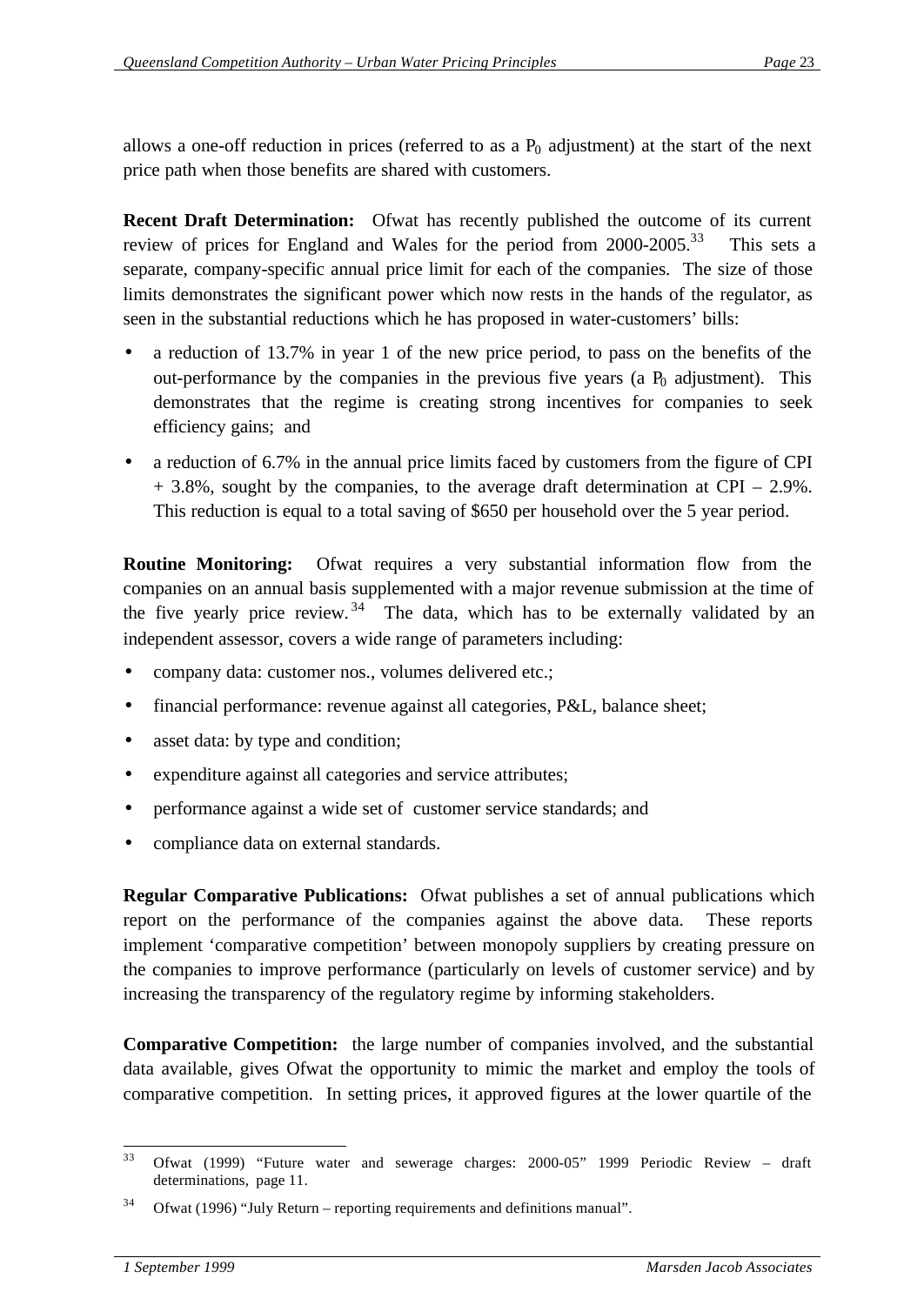allows a one-off reduction in prices (referred to as a $P_0$ adjustment) at the start of the next price path when those benefits are shared with customers.

**Recent Draft Determination:** Ofwat has recently published the outcome of its current review of prices for England and Wales for the period from 2000-2005.[33] This sets a separate, company-specific annual price limit for each of the companies. The size of those limits demonstrates the significant power which now rests in the hands of the regulator, as seen in the substantial reductions which he has proposed in water-customers' bills:

- a reduction of 13.7% in year 1 of the new price period, to pass on the benefits of the out-performance by the companies in the previous five years (a $P_0$ adjustment). This demonstrates that the regime is creating strong incentives for companies to seek efficiency gains; and
- a reduction of 6.7% in the annual price limits faced by customers from the figure of CPI + 3.8%, sought by the companies, to the average draft determination at CPI – 2.9%. This reduction is equal to a total saving of $650 per household over the 5 year period.

**Routine Monitoring:** Ofwat requires a very substantial information flow from the companies on an annual basis supplemented with a major revenue submission at the time of the five yearly price review.[34] The data, which has to be externally validated by an independent assessor, covers a wide range of parameters including:

- company data: customer nos., volumes delivered etc.;
- financial performance: revenue against all categories, P&L, balance sheet;
- asset data: by type and condition;
- expenditure against all categories and service attributes;
- performance against a wide set of customer service standards; and
- compliance data on external standards.

**Regular Comparative Publications:** Ofwat publishes a set of annual publications which report on the performance of the companies against the above data. These reports implement 'comparative competition' between monopoly suppliers by creating pressure on the companies to improve performance (particularly on levels of customer service) and by increasing the transparency of the regulatory regime by informing stakeholders.

**Comparative Competition:** the large number of companies involved, and the substantial data available, gives Ofwat the opportunity to mimic the market and employ the tools of comparative competition. In setting prices, it approved figures at the lower quartile of the

---

[33] Ofwat (1999) "Future water and sewerage charges: 2000-05" 1999 Periodic Review – draft determinations, page 11.

[34] Ofwat (1996) "July Return – reporting requirements and definitions manual".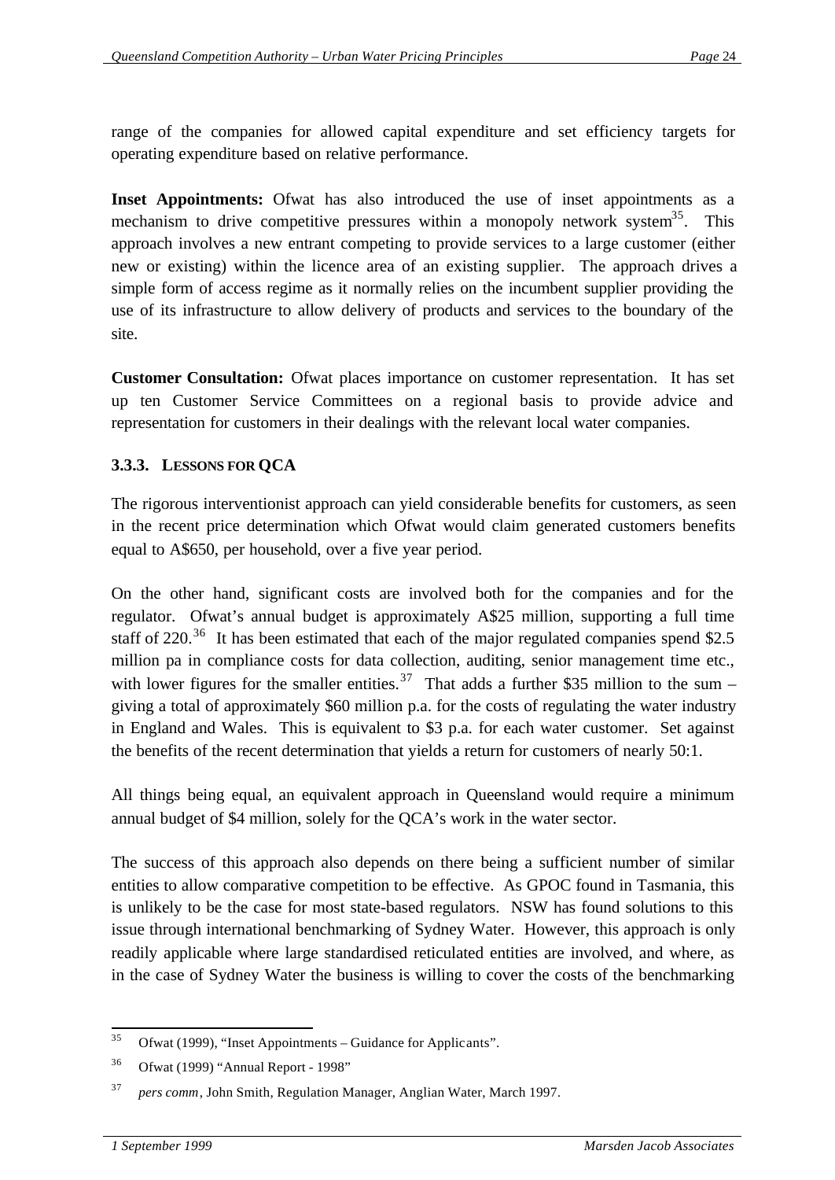range of the companies for allowed capital expenditure and set efficiency targets for operating expenditure based on relative performance.

**Inset Appointments:** Ofwat has also introduced the use of inset appointments as a mechanism to drive competitive pressures within a monopoly network system[35]. This approach involves a new entrant competing to provide services to a large customer (either new or existing) within the licence area of an existing supplier. The approach drives a simple form of access regime as it normally relies on the incumbent supplier providing the use of its infrastructure to allow delivery of products and services to the boundary of the site.

**Customer Consultation:** Ofwat places importance on customer representation. It has set up ten Customer Service Committees on a regional basis to provide advice and representation for customers in their dealings with the relevant local water companies.

### 3.3.3. LESSONS FOR QCA

The rigorous interventionist approach can yield considerable benefits for customers, as seen in the recent price determination which Ofwat would claim generated customers benefits equal to A$650, per household, over a five year period.

On the other hand, significant costs are involved both for the companies and for the regulator. Ofwat's annual budget is approximately A$25 million, supporting a full time staff of 220.[36] It has been estimated that each of the major regulated companies spend $2.5 million pa in compliance costs for data collection, auditing, senior management time etc., with lower figures for the smaller entities.[37] That adds a further $35 million to the sum – giving a total of approximately $60 million p.a. for the costs of regulating the water industry in England and Wales. This is equivalent to $3 p.a. for each water customer. Set against the benefits of the recent determination that yields a return for customers of nearly 50:1.

All things being equal, an equivalent approach in Queensland would require a minimum annual budget of $4 million, solely for the QCA's work in the water sector.

The success of this approach also depends on there being a sufficient number of similar entities to allow comparative competition to be effective. As GPOC found in Tasmania, this is unlikely to be the case for most state-based regulators. NSW has found solutions to this issue through international benchmarking of Sydney Water. However, this approach is only readily applicable where large standardised reticulated entities are involved, and where, as in the case of Sydney Water the business is willing to cover the costs of the benchmarking

---

[35] Ofwat (1999), "Inset Appointments – Guidance for Applicants".

[36] Ofwat (1999) "Annual Report - 1998"

[37] *pers comm*, John Smith, Regulation Manager, Anglian Water, March 1997.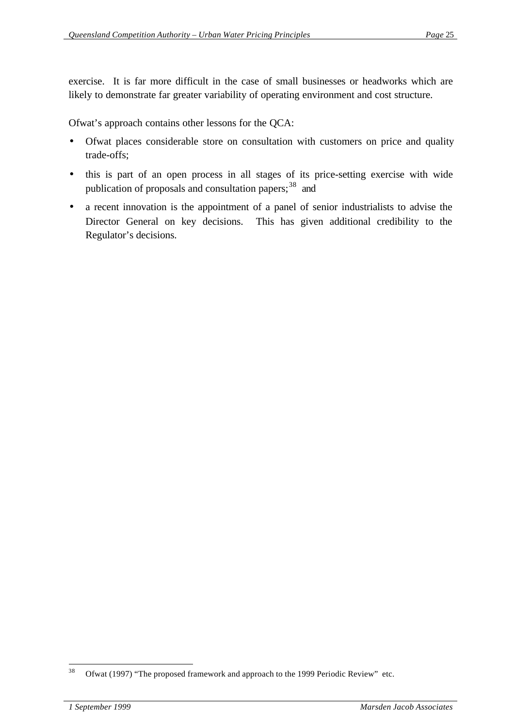exercise. It is far more difficult in the case of small businesses or headworks which are likely to demonstrate far greater variability of operating environment and cost structure.

Ofwat's approach contains other lessons for the QCA:

- Ofwat places considerable store on consultation with customers on price and quality trade-offs;
- this is part of an open process in all stages of its price-setting exercise with wide publication of proposals and consultation papers;[38] and
- a recent innovation is the appointment of a panel of senior industrialists to advise the Director General on key decisions. This has given additional credibility to the Regulator's decisions.

---

[38] Ofwat (1997) "The proposed framework and approach to the 1999 Periodic Review" etc.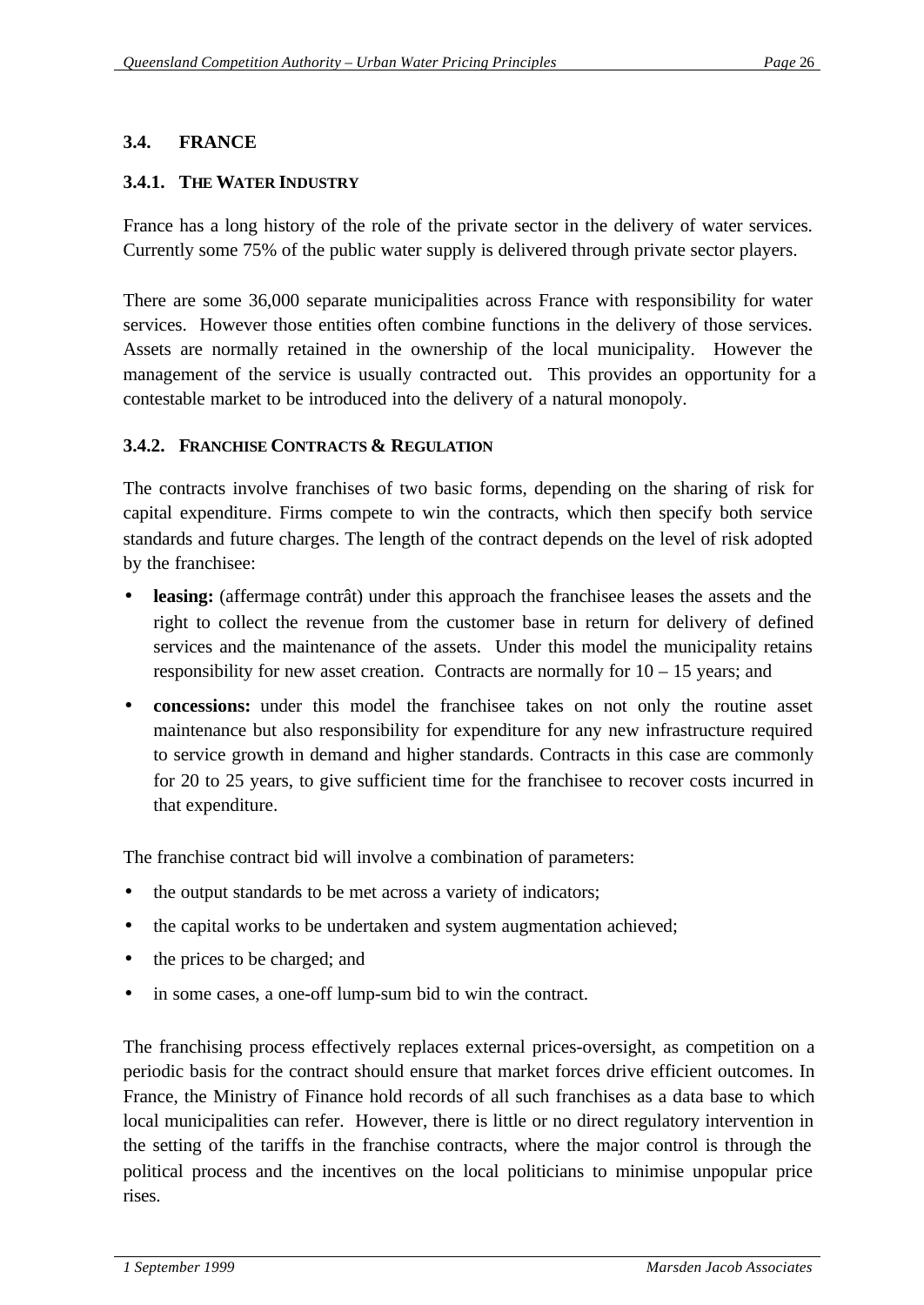## 3.4. FRANCE

### 3.4.1. THE WATER INDUSTRY

France has a long history of the role of the private sector in the delivery of water services. Currently some 75% of the public water supply is delivered through private sector players.

There are some 36,000 separate municipalities across France with responsibility for water services. However those entities often combine functions in the delivery of those services. Assets are normally retained in the ownership of the local municipality. However the management of the service is usually contracted out. This provides an opportunity for a contestable market to be introduced into the delivery of a natural monopoly.

### 3.4.2. FRANCHISE CONTRACTS & REGULATION

The contracts involve franchises of two basic forms, depending on the sharing of risk for capital expenditure. Firms compete to win the contracts, which then specify both service standards and future charges. The length of the contract depends on the level of risk adopted by the franchisee:

- **leasing:** (affermage contrât) under this approach the franchisee leases the assets and the right to collect the revenue from the customer base in return for delivery of defined services and the maintenance of the assets. Under this model the municipality retains responsibility for new asset creation. Contracts are normally for 10 – 15 years; and
- **concessions:** under this model the franchisee takes on not only the routine asset maintenance but also responsibility for expenditure for any new infrastructure required to service growth in demand and higher standards. Contracts in this case are commonly for 20 to 25 years, to give sufficient time for the franchisee to recover costs incurred in that expenditure.

The franchise contract bid will involve a combination of parameters:

- the output standards to be met across a variety of indicators;
- the capital works to be undertaken and system augmentation achieved;
- the prices to be charged; and
- in some cases, a one-off lump-sum bid to win the contract.

The franchising process effectively replaces external prices-oversight, as competition on a periodic basis for the contract should ensure that market forces drive efficient outcomes. In France, the Ministry of Finance hold records of all such franchises as a data base to which local municipalities can refer. However, there is little or no direct regulatory intervention in the setting of the tariffs in the franchise contracts, where the major control is through the political process and the incentives on the local politicians to minimise unpopular price rises.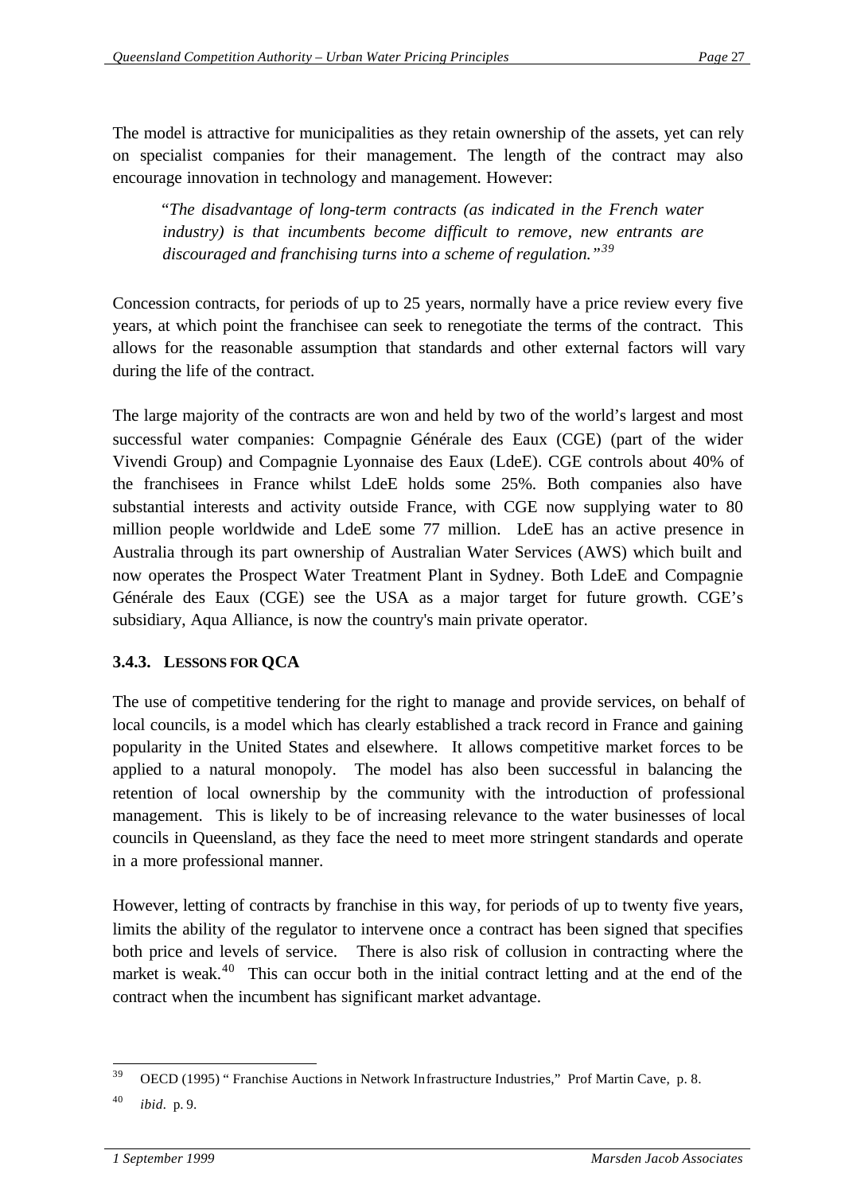The model is attractive for municipalities as they retain ownership of the assets, yet can rely on specialist companies for their management. The length of the contract may also encourage innovation in technology and management. However:

> "*The disadvantage of long-term contracts (as indicated in the French water industry) is that incumbents become difficult to remove, new entrants are discouraged and franchising turns into a scheme of regulation."*[39]

Concession contracts, for periods of up to 25 years, normally have a price review every five years, at which point the franchisee can seek to renegotiate the terms of the contract. This allows for the reasonable assumption that standards and other external factors will vary during the life of the contract.

The large majority of the contracts are won and held by two of the world's largest and most successful water companies: Compagnie Générale des Eaux (CGE) (part of the wider Vivendi Group) and Compagnie Lyonnaise des Eaux (LdeE). CGE controls about 40% of the franchisees in France whilst LdeE holds some 25%. Both companies also have substantial interests and activity outside France, with CGE now supplying water to 80 million people worldwide and LdeE some 77 million. LdeE has an active presence in Australia through its part ownership of Australian Water Services (AWS) which built and now operates the Prospect Water Treatment Plant in Sydney. Both LdeE and Compagnie Générale des Eaux (CGE) see the USA as a major target for future growth. CGE's subsidiary, Aqua Alliance, is now the country's main private operator.

### 3.4.3. Lessons for QCA

The use of competitive tendering for the right to manage and provide services, on behalf of local councils, is a model which has clearly established a track record in France and gaining popularity in the United States and elsewhere. It allows competitive market forces to be applied to a natural monopoly. The model has also been successful in balancing the retention of local ownership by the community with the introduction of professional management. This is likely to be of increasing relevance to the water businesses of local councils in Queensland, as they face the need to meet more stringent standards and operate in a more professional manner.

However, letting of contracts by franchise in this way, for periods of up to twenty five years, limits the ability of the regulator to intervene once a contract has been signed that specifies both price and levels of service. There is also risk of collusion in contracting where the market is weak.[40] This can occur both in the initial contract letting and at the end of the contract when the incumbent has significant market advantage.

---

[39] OECD (1995) " Franchise Auctions in Network Infrastructure Industries," Prof Martin Cave, p. 8.

[40] *ibid*. p. 9.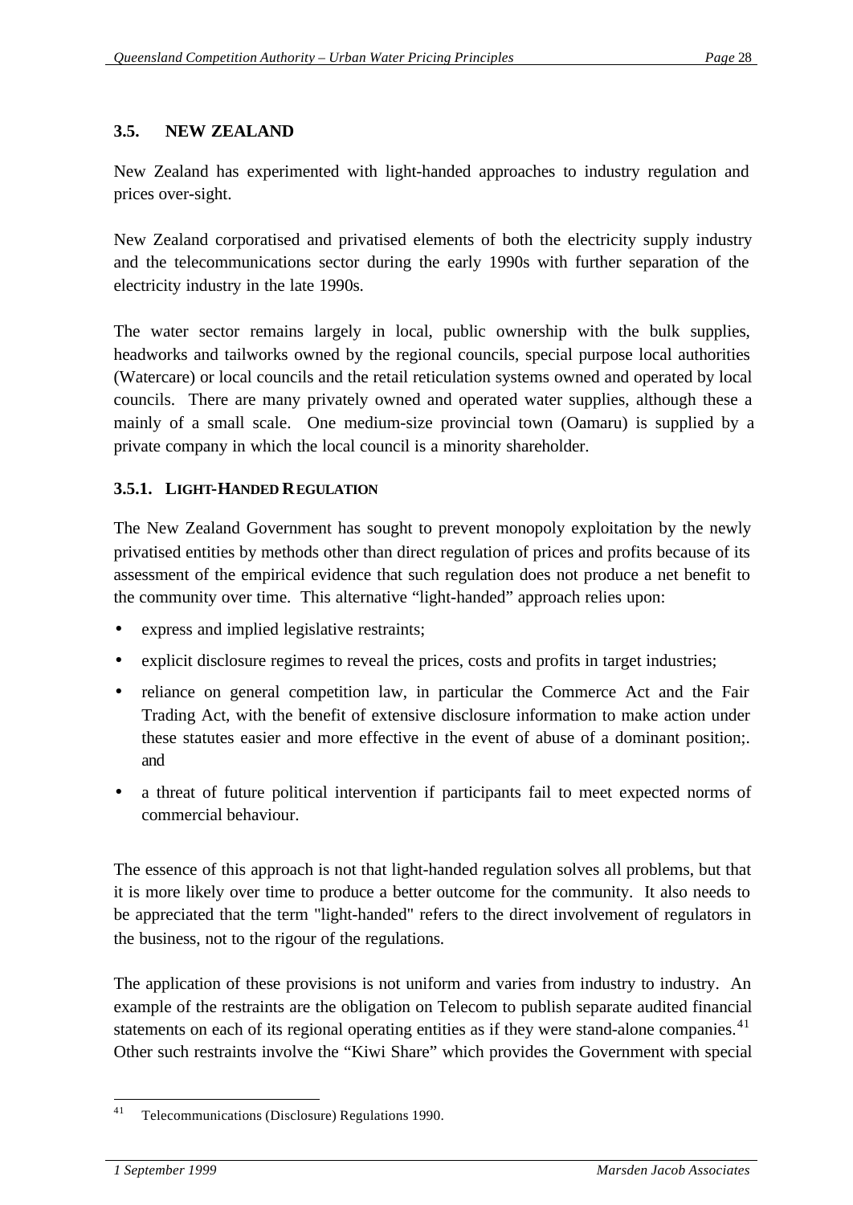## 3.5. NEW ZEALAND

New Zealand has experimented with light-handed approaches to industry regulation and prices over-sight.

New Zealand corporatised and privatised elements of both the electricity supply industry and the telecommunications sector during the early 1990s with further separation of the electricity industry in the late 1990s.

The water sector remains largely in local, public ownership with the bulk supplies, headworks and tailworks owned by the regional councils, special purpose local authorities (Watercare) or local councils and the retail reticulation systems owned and operated by local councils. There are many privately owned and operated water supplies, although these a mainly of a small scale. One medium-size provincial town (Oamaru) is supplied by a private company in which the local council is a minority shareholder.

### 3.5.1. LIGHT-HANDED REGULATION

The New Zealand Government has sought to prevent monopoly exploitation by the newly privatised entities by methods other than direct regulation of prices and profits because of its assessment of the empirical evidence that such regulation does not produce a net benefit to the community over time. This alternative "light-handed" approach relies upon:

- express and implied legislative restraints;
- explicit disclosure regimes to reveal the prices, costs and profits in target industries;
- reliance on general competition law, in particular the Commerce Act and the Fair Trading Act, with the benefit of extensive disclosure information to make action under these statutes easier and more effective in the event of abuse of a dominant position;. and
- a threat of future political intervention if participants fail to meet expected norms of commercial behaviour.

The essence of this approach is not that light-handed regulation solves all problems, but that it is more likely over time to produce a better outcome for the community. It also needs to be appreciated that the term "light-handed" refers to the direct involvement of regulators in the business, not to the rigour of the regulations.

The application of these provisions is not uniform and varies from industry to industry. An example of the restraints are the obligation on Telecom to publish separate audited financial statements on each of its regional operating entities as if they were stand-alone companies.[41] Other such restraints involve the "Kiwi Share" which provides the Government with special

[41] Telecommunications (Disclosure) Regulations 1990.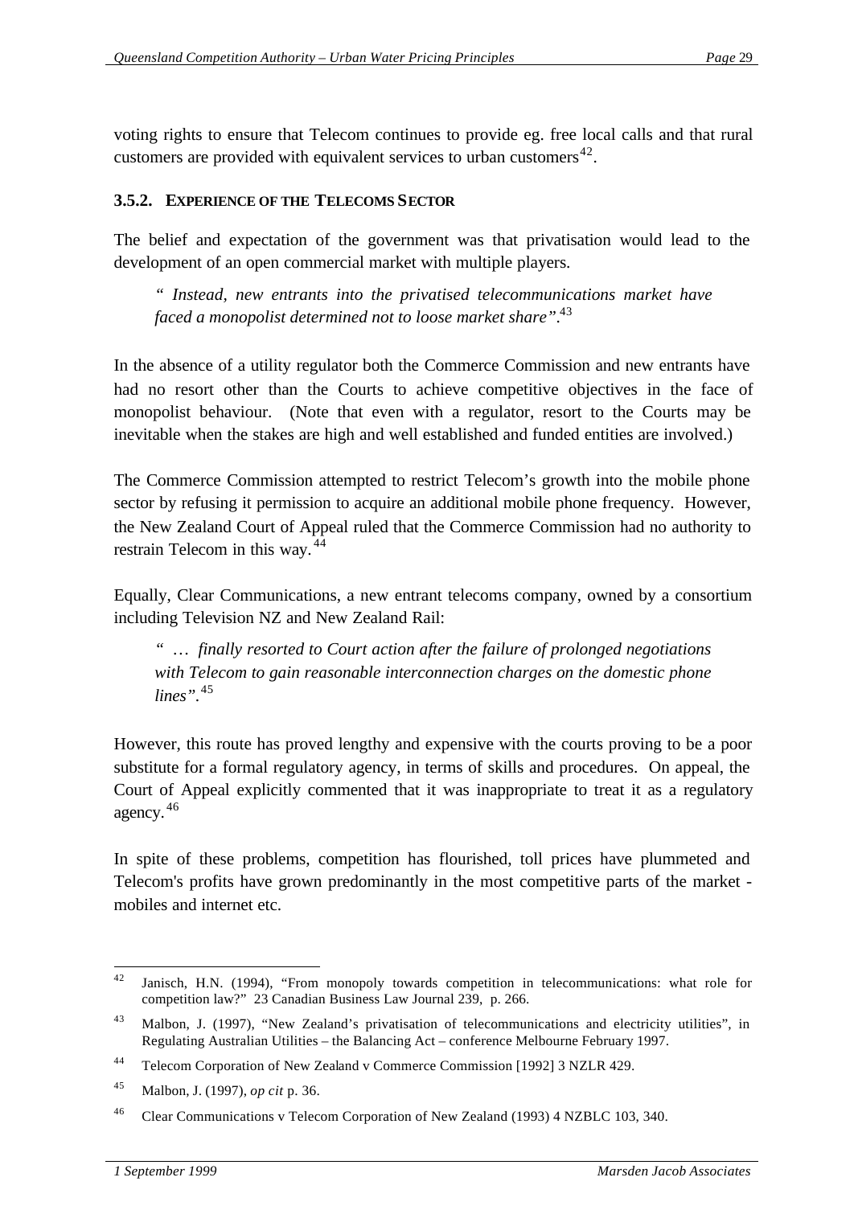voting rights to ensure that Telecom continues to provide eg. free local calls and that rural customers are provided with equivalent services to urban customers[42].

### 3.5.2. Experience of the Telecoms Sector

The belief and expectation of the government was that privatisation would lead to the development of an open commercial market with multiple players.

> *" Instead, new entrants into the privatised telecommunications market have faced a monopolist determined not to loose market share".*[43]

In the absence of a utility regulator both the Commerce Commission and new entrants have had no resort other than the Courts to achieve competitive objectives in the face of monopolist behaviour. (Note that even with a regulator, resort to the Courts may be inevitable when the stakes are high and well established and funded entities are involved.)

The Commerce Commission attempted to restrict Telecom's growth into the mobile phone sector by refusing it permission to acquire an additional mobile phone frequency. However, the New Zealand Court of Appeal ruled that the Commerce Commission had no authority to restrain Telecom in this way.[44]

Equally, Clear Communications, a new entrant telecoms company, owned by a consortium including Television NZ and New Zealand Rail:

> *" … finally resorted to Court action after the failure of prolonged negotiations with Telecom to gain reasonable interconnection charges on the domestic phone lines".*[45]

However, this route has proved lengthy and expensive with the courts proving to be a poor substitute for a formal regulatory agency, in terms of skills and procedures. On appeal, the Court of Appeal explicitly commented that it was inappropriate to treat it as a regulatory agency.[46]

In spite of these problems, competition has flourished, toll prices have plummeted and Telecom's profits have grown predominantly in the most competitive parts of the market - mobiles and internet etc.

---

[42] Janisch, H.N. (1994), "From monopoly towards competition in telecommunications: what role for competition law?" 23 Canadian Business Law Journal 239, p. 266.

[43] Malbon, J. (1997), "New Zealand's privatisation of telecommunications and electricity utilities", in Regulating Australian Utilities – the Balancing Act – conference Melbourne February 1997.

[44] Telecom Corporation of New Zealand v Commerce Commission [1992] 3 NZLR 429.

[45] Malbon, J. (1997), *op cit* p. 36.

[46] Clear Communications v Telecom Corporation of New Zealand (1993) 4 NZBLC 103, 340.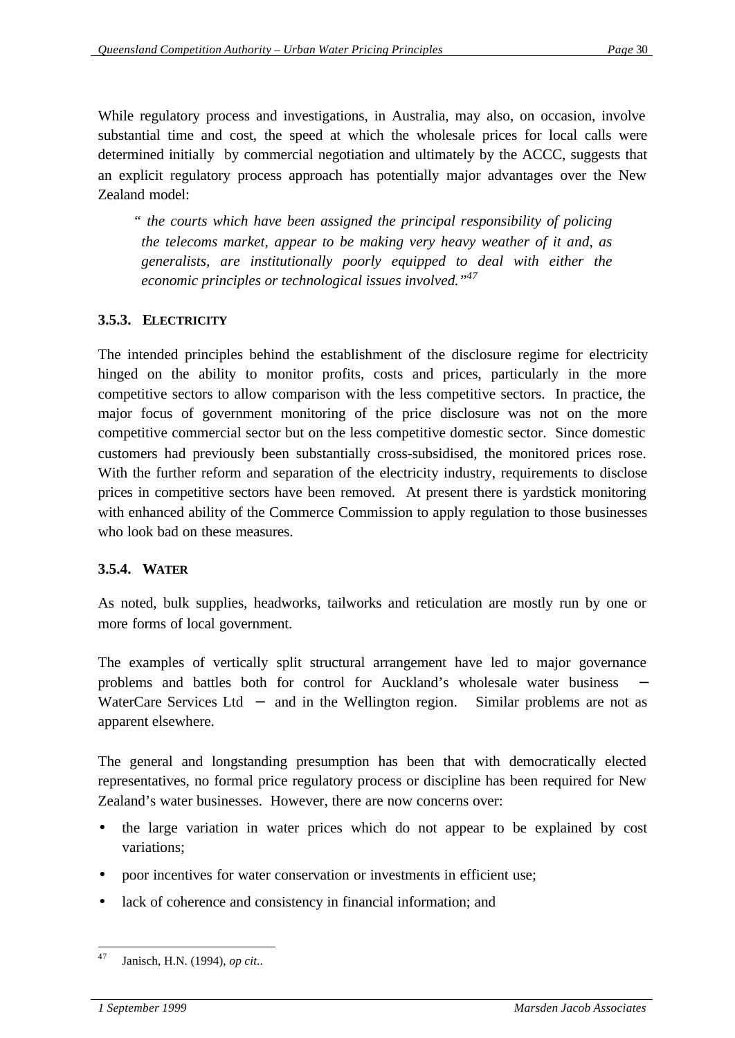While regulatory process and investigations, in Australia, may also, on occasion, involve substantial time and cost, the speed at which the wholesale prices for local calls were determined initially by commercial negotiation and ultimately by the ACCC, suggests that an explicit regulatory process approach has potentially major advantages over the New Zealand model:

> *" the courts which have been assigned the principal responsibility of policing the telecoms market, appear to be making very heavy weather of it and, as generalists, are institutionally poorly equipped to deal with either the economic principles or technological issues involved."*[47]

### 3.5.3. ELECTRICITY

The intended principles behind the establishment of the disclosure regime for electricity hinged on the ability to monitor profits, costs and prices, particularly in the more competitive sectors to allow comparison with the less competitive sectors. In practice, the major focus of government monitoring of the price disclosure was not on the more competitive commercial sector but on the less competitive domestic sector. Since domestic customers had previously been substantially cross-subsidised, the monitored prices rose. With the further reform and separation of the electricity industry, requirements to disclose prices in competitive sectors have been removed. At present there is yardstick monitoring with enhanced ability of the Commerce Commission to apply regulation to those businesses who look bad on these measures.

### 3.5.4. WATER

As noted, bulk supplies, headworks, tailworks and reticulation are mostly run by one or more forms of local government.

The examples of vertically split structural arrangement have led to major governance problems and battles both for control for Auckland's wholesale water business – WaterCare Services Ltd – and in the Wellington region. Similar problems are not as apparent elsewhere.

The general and longstanding presumption has been that with democratically elected representatives, no formal price regulatory process or discipline has been required for New Zealand's water businesses. However, there are now concerns over:

- the large variation in water prices which do not appear to be explained by cost variations;
- poor incentives for water conservation or investments in efficient use;
- lack of coherence and consistency in financial information; and

---

[47] Janisch, H.N. (1994), *op cit*..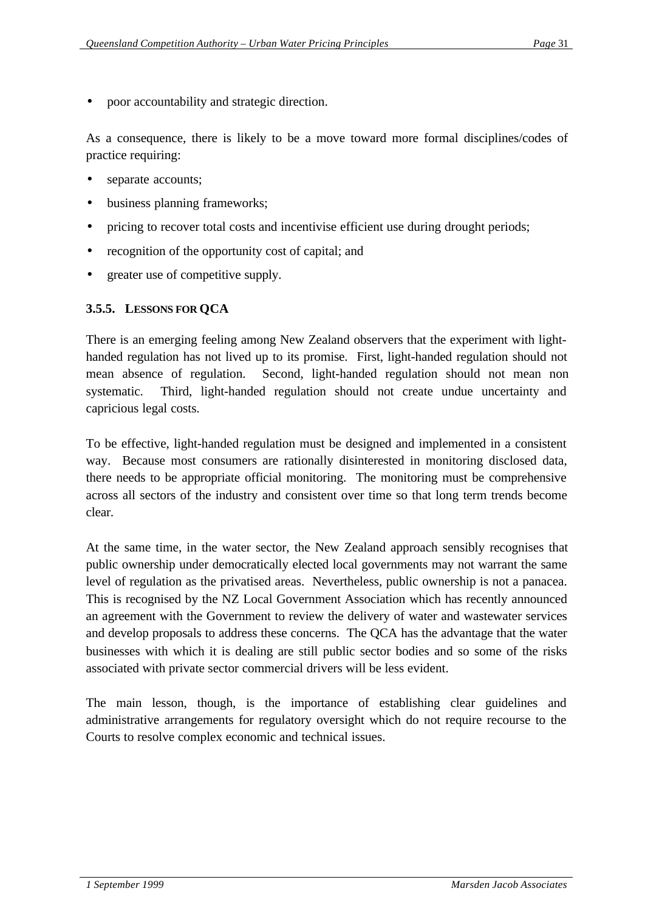- poor accountability and strategic direction.

As a consequence, there is likely to be a move toward more formal disciplines/codes of practice requiring:

- separate accounts;
- business planning frameworks;
- pricing to recover total costs and incentivise efficient use during drought periods;
- recognition of the opportunity cost of capital; and
- greater use of competitive supply.

### 3.5.5. LESSONS FOR QCA

There is an emerging feeling among New Zealand observers that the experiment with light-handed regulation has not lived up to its promise. First, light-handed regulation should not mean absence of regulation. Second, light-handed regulation should not mean non systematic. Third, light-handed regulation should not create undue uncertainty and capricious legal costs.

To be effective, light-handed regulation must be designed and implemented in a consistent way. Because most consumers are rationally disinterested in monitoring disclosed data, there needs to be appropriate official monitoring. The monitoring must be comprehensive across all sectors of the industry and consistent over time so that long term trends become clear.

At the same time, in the water sector, the New Zealand approach sensibly recognises that public ownership under democratically elected local governments may not warrant the same level of regulation as the privatised areas. Nevertheless, public ownership is not a panacea. This is recognised by the NZ Local Government Association which has recently announced an agreement with the Government to review the delivery of water and wastewater services and develop proposals to address these concerns. The QCA has the advantage that the water businesses with which it is dealing are still public sector bodies and so some of the risks associated with private sector commercial drivers will be less evident.

The main lesson, though, is the importance of establishing clear guidelines and administrative arrangements for regulatory oversight which do not require recourse to the Courts to resolve complex economic and technical issues.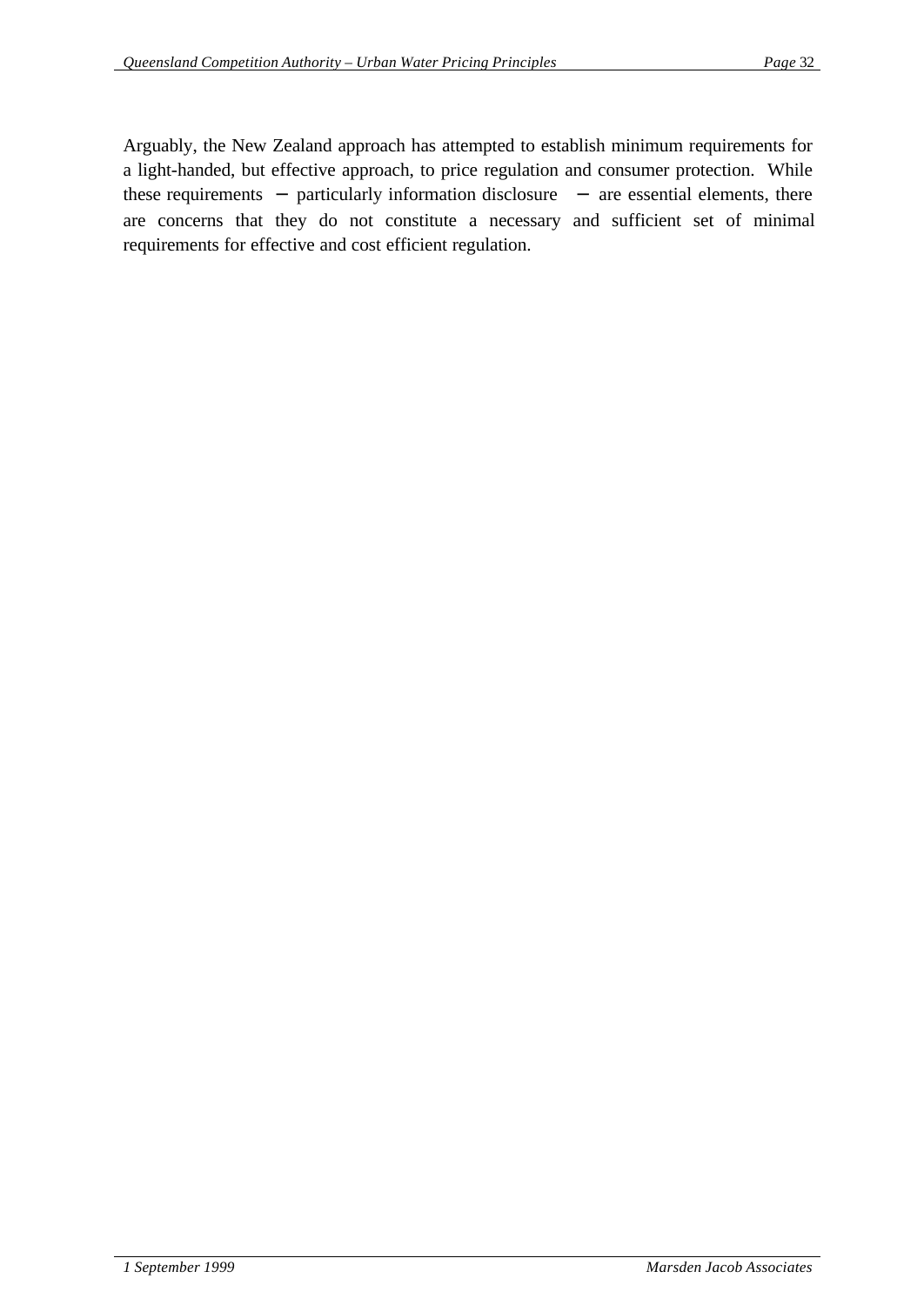Arguably, the New Zealand approach has attempted to establish minimum requirements for a light-handed, but effective approach, to price regulation and consumer protection. While these requirements – particularly information disclosure – are essential elements, there are concerns that they do not constitute a necessary and sufficient set of minimal requirements for effective and cost efficient regulation.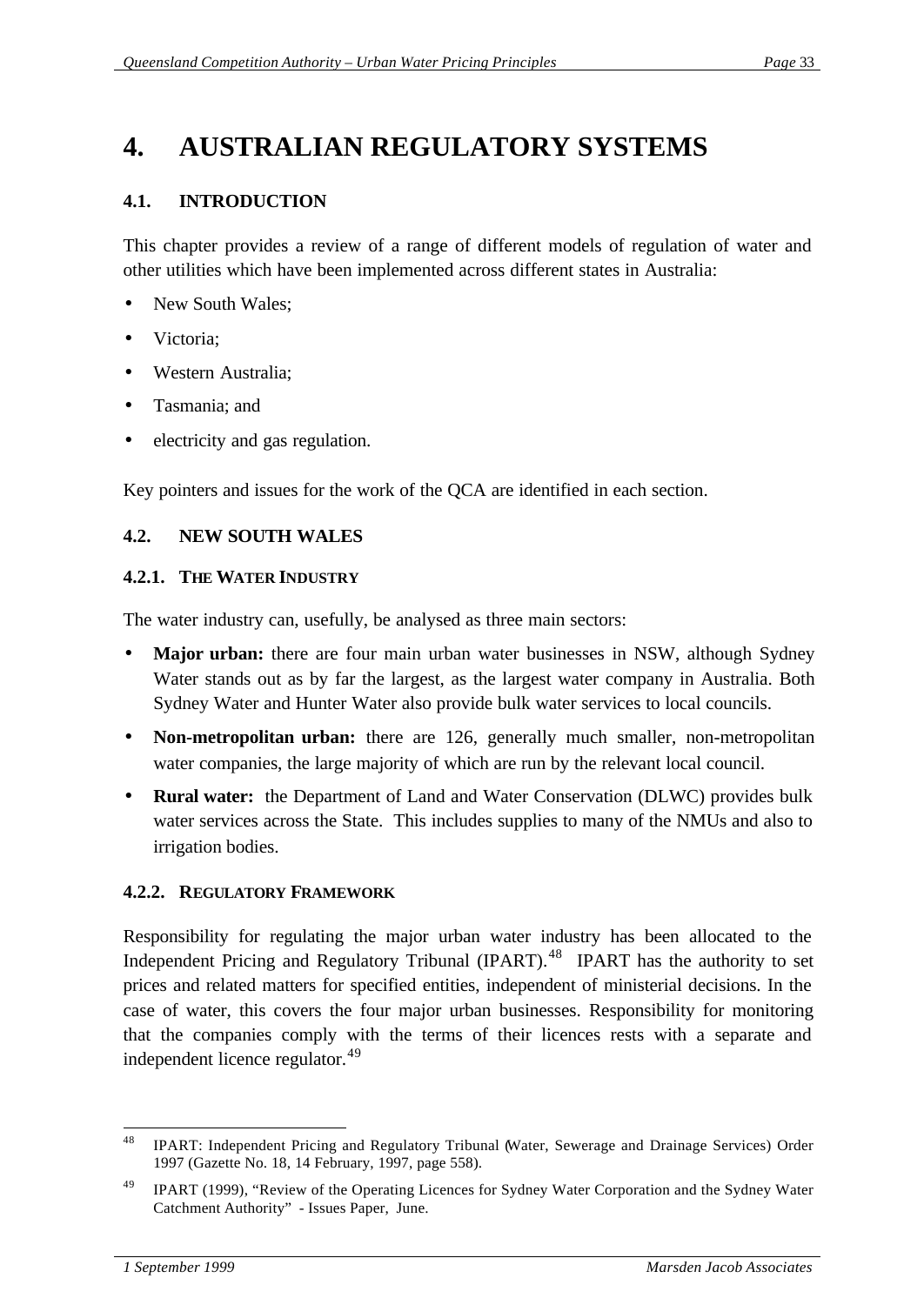# 4. AUSTRALIAN REGULATORY SYSTEMS

## 4.1. INTRODUCTION

This chapter provides a review of a range of different models of regulation of water and other utilities which have been implemented across different states in Australia:

- New South Wales;
- Victoria;
- Western Australia;
- Tasmania; and
- electricity and gas regulation.

Key pointers and issues for the work of the QCA are identified in each section.

## 4.2. NEW SOUTH WALES

### 4.2.1. THE WATER INDUSTRY

The water industry can, usefully, be analysed as three main sectors:

- **Major urban:** there are four main urban water businesses in NSW, although Sydney Water stands out as by far the largest, as the largest water company in Australia. Both Sydney Water and Hunter Water also provide bulk water services to local councils.
- **Non-metropolitan urban:** there are 126, generally much smaller, non-metropolitan water companies, the large majority of which are run by the relevant local council.
- **Rural water:** the Department of Land and Water Conservation (DLWC) provides bulk water services across the State. This includes supplies to many of the NMUs and also to irrigation bodies.

### 4.2.2. REGULATORY FRAMEWORK

Responsibility for regulating the major urban water industry has been allocated to the Independent Pricing and Regulatory Tribunal (IPART).[48] IPART has the authority to set prices and related matters for specified entities, independent of ministerial decisions. In the case of water, this covers the four major urban businesses. Responsibility for monitoring that the companies comply with the terms of their licences rests with a separate and independent licence regulator.[49]

---

[48] IPART: Independent Pricing and Regulatory Tribunal (Water, Sewerage and Drainage Services) Order 1997 (Gazette No. 18, 14 February, 1997, page 558).

[49] IPART (1999), "Review of the Operating Licences for Sydney Water Corporation and the Sydney Water Catchment Authority" - Issues Paper, June.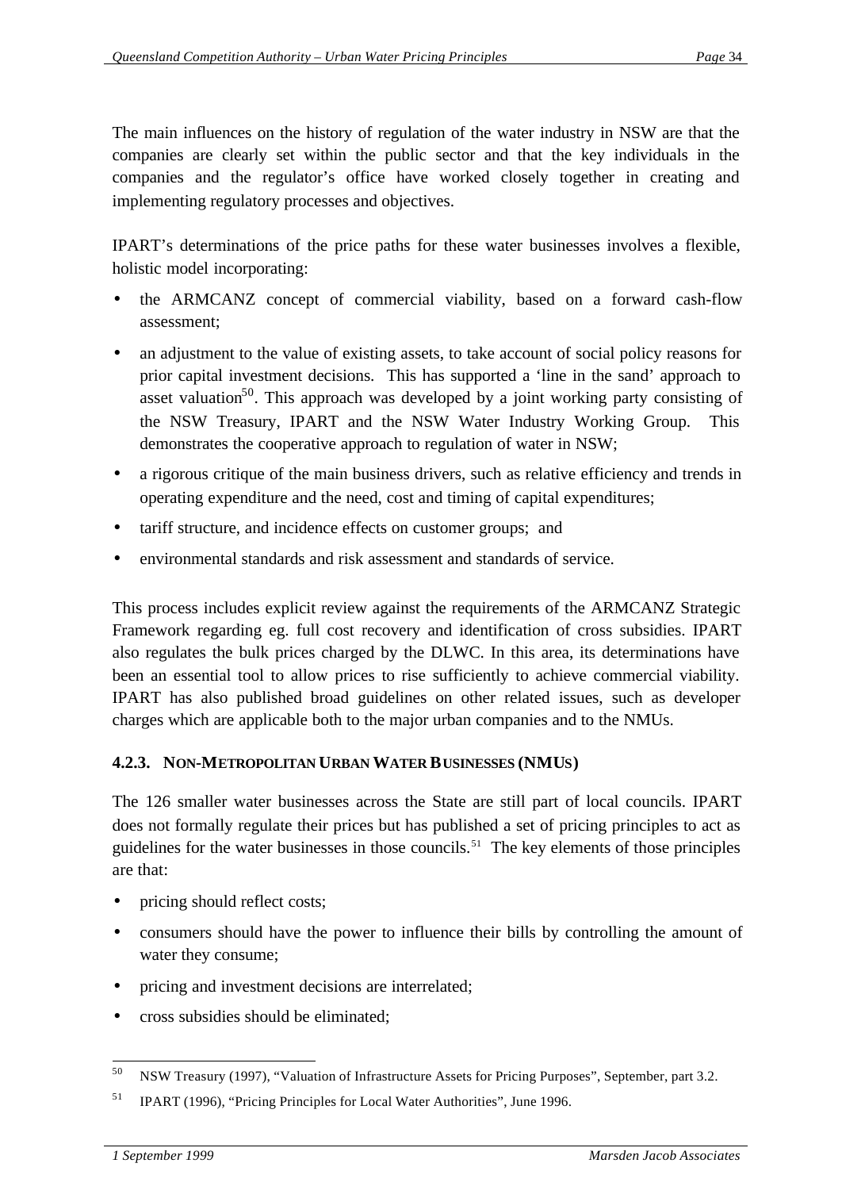The main influences on the history of regulation of the water industry in NSW are that the companies are clearly set within the public sector and that the key individuals in the companies and the regulator's office have worked closely together in creating and implementing regulatory processes and objectives.

IPART's determinations of the price paths for these water businesses involves a flexible, holistic model incorporating:

- the ARMCANZ concept of commercial viability, based on a forward cash-flow assessment;
- an adjustment to the value of existing assets, to take account of social policy reasons for prior capital investment decisions. This has supported a 'line in the sand' approach to asset valuation[50]. This approach was developed by a joint working party consisting of the NSW Treasury, IPART and the NSW Water Industry Working Group. This demonstrates the cooperative approach to regulation of water in NSW;
- a rigorous critique of the main business drivers, such as relative efficiency and trends in operating expenditure and the need, cost and timing of capital expenditures;
- tariff structure, and incidence effects on customer groups; and
- environmental standards and risk assessment and standards of service.

This process includes explicit review against the requirements of the ARMCANZ Strategic Framework regarding eg. full cost recovery and identification of cross subsidies. IPART also regulates the bulk prices charged by the DLWC. In this area, its determinations have been an essential tool to allow prices to rise sufficiently to achieve commercial viability. IPART has also published broad guidelines on other related issues, such as developer charges which are applicable both to the major urban companies and to the NMUs.

### 4.2.3. Non-Metropolitan Urban Water Businesses (NMUs)

The 126 smaller water businesses across the State are still part of local councils. IPART does not formally regulate their prices but has published a set of pricing principles to act as guidelines for the water businesses in those councils.[51] The key elements of those principles are that:

- pricing should reflect costs;
- consumers should have the power to influence their bills by controlling the amount of water they consume;
- pricing and investment decisions are interrelated;
- cross subsidies should be eliminated;

---

[50] NSW Treasury (1997), "Valuation of Infrastructure Assets for Pricing Purposes", September, part 3.2.

[51] IPART (1996), "Pricing Principles for Local Water Authorities", June 1996.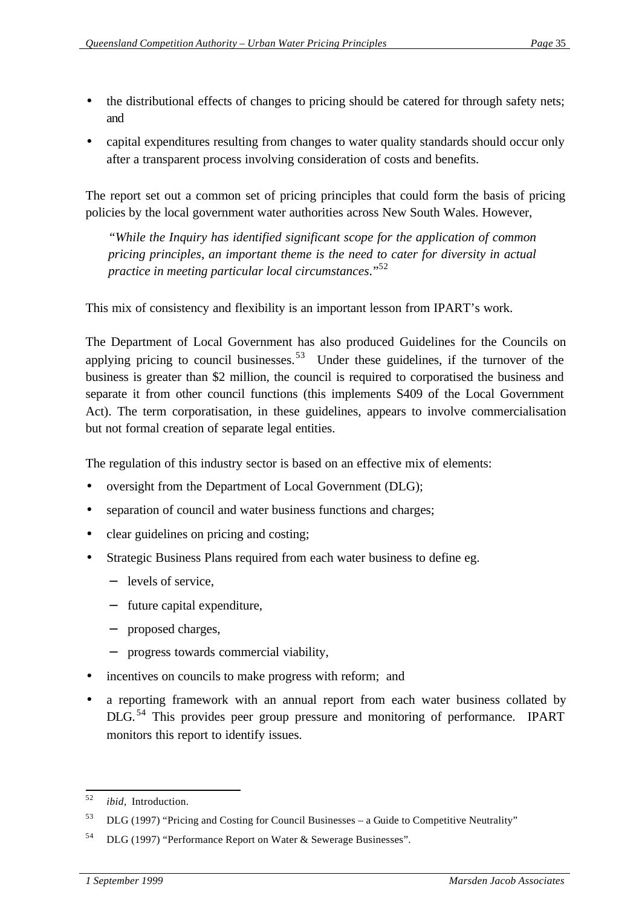- the distributional effects of changes to pricing should be catered for through safety nets; and
- capital expenditures resulting from changes to water quality standards should occur only after a transparent process involving consideration of costs and benefits.

The report set out a common set of pricing principles that could form the basis of pricing policies by the local government water authorities across New South Wales. However,

> *"While the Inquiry has identified significant scope for the application of common pricing principles, an important theme is the need to cater for diversity in actual practice in meeting particular local circumstances."*[52]

This mix of consistency and flexibility is an important lesson from IPART's work.

The Department of Local Government has also produced Guidelines for the Councils on applying pricing to council businesses.[53] Under these guidelines, if the turnover of the business is greater than $2 million, the council is required to corporatised the business and separate it from other council functions (this implements S409 of the Local Government Act). The term corporatisation, in these guidelines, appears to involve commercialisation but not formal creation of separate legal entities.

The regulation of this industry sector is based on an effective mix of elements:

- oversight from the Department of Local Government (DLG);
- separation of council and water business functions and charges;
- clear guidelines on pricing and costing;
- Strategic Business Plans required from each water business to define eg.
  - levels of service,
  - future capital expenditure,
  - proposed charges,
  - progress towards commercial viability,
- incentives on councils to make progress with reform; and
- a reporting framework with an annual report from each water business collated by DLG.[54] This provides peer group pressure and monitoring of performance. IPART monitors this report to identify issues.

---

[52] *ibid,* Introduction.

[53] DLG (1997) "Pricing and Costing for Council Businesses – a Guide to Competitive Neutrality"

[54] DLG (1997) "Performance Report on Water & Sewerage Businesses".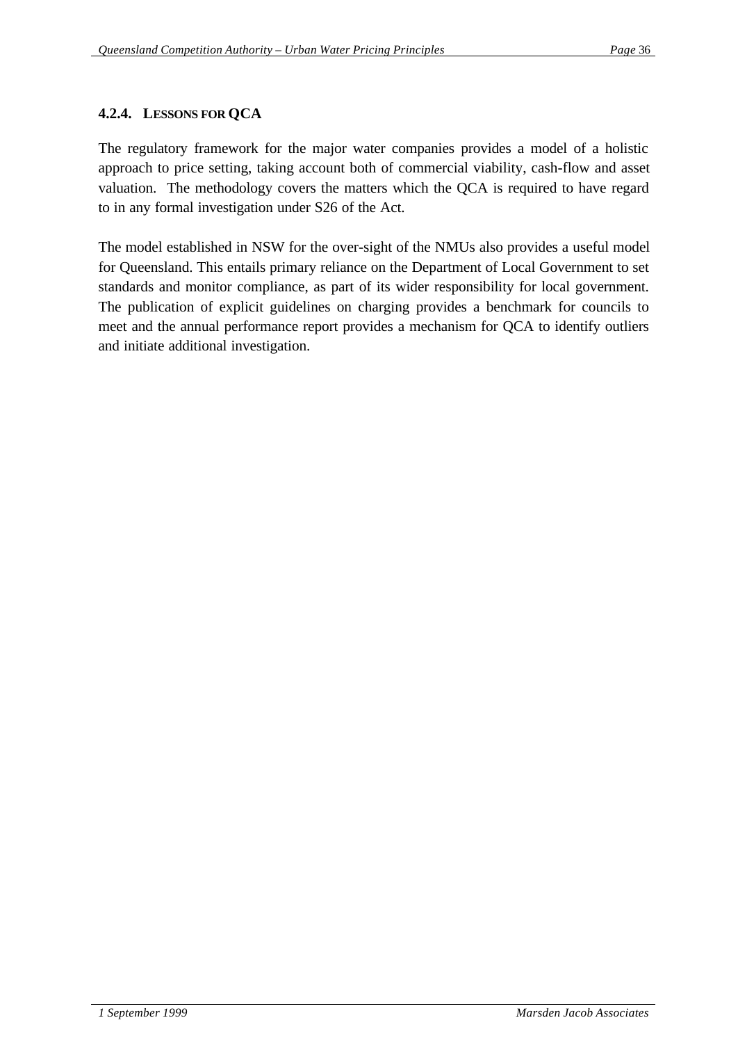#### 4.2.4. Lessons for QCA

The regulatory framework for the major water companies provides a model of a holistic approach to price setting, taking account both of commercial viability, cash-flow and asset valuation. The methodology covers the matters which the QCA is required to have regard to in any formal investigation under S26 of the Act.

The model established in NSW for the over-sight of the NMUs also provides a useful model for Queensland. This entails primary reliance on the Department of Local Government to set standards and monitor compliance, as part of its wider responsibility for local government. The publication of explicit guidelines on charging provides a benchmark for councils to meet and the annual performance report provides a mechanism for QCA to identify outliers and initiate additional investigation.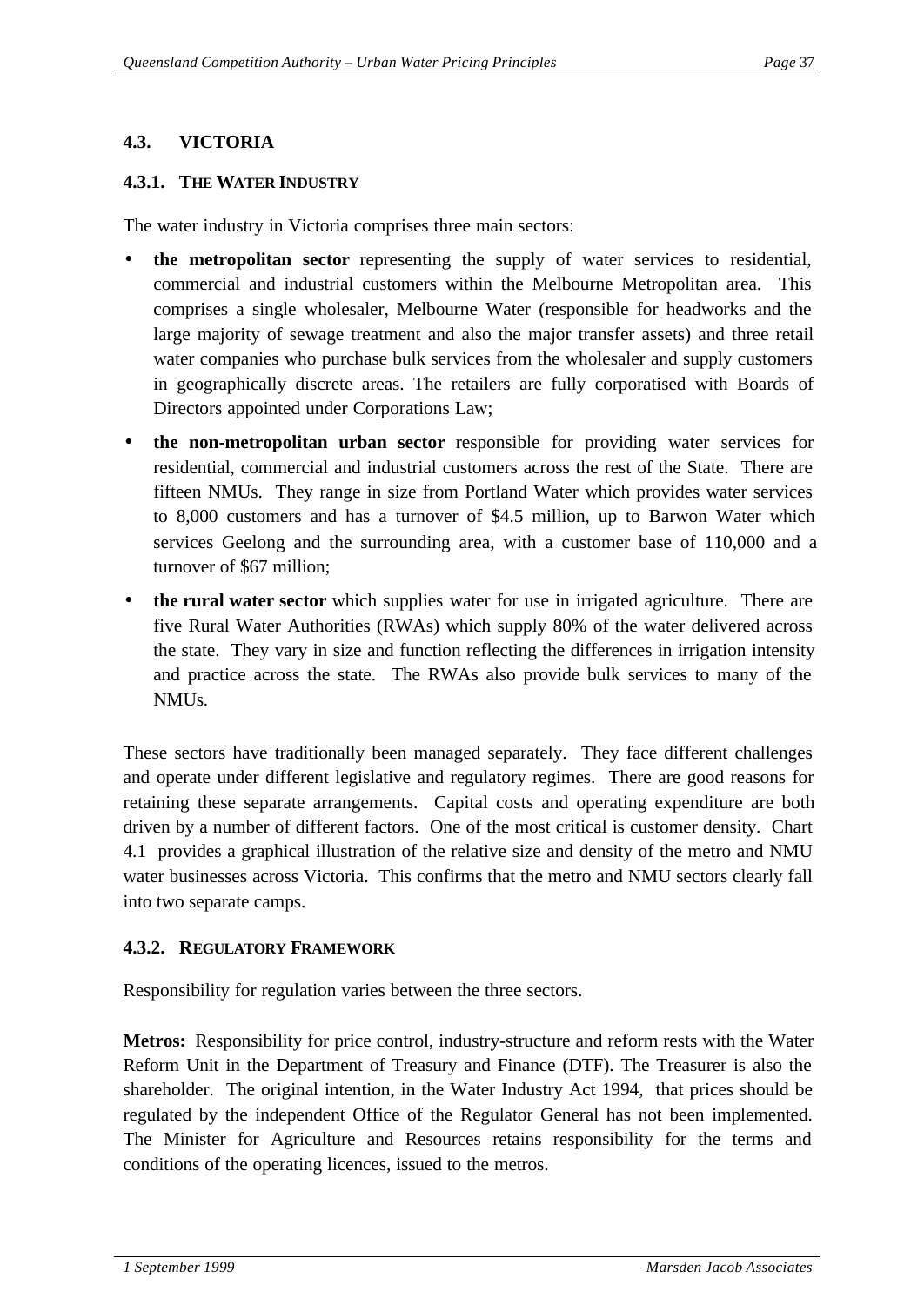## 4.3. VICTORIA

### 4.3.1. THE WATER INDUSTRY

The water industry in Victoria comprises three main sectors:

- **the metropolitan sector** representing the supply of water services to residential, commercial and industrial customers within the Melbourne Metropolitan area. This comprises a single wholesaler, Melbourne Water (responsible for headworks and the large majority of sewage treatment and also the major transfer assets) and three retail water companies who purchase bulk services from the wholesaler and supply customers in geographically discrete areas. The retailers are fully corporatised with Boards of Directors appointed under Corporations Law;
- **the non-metropolitan urban sector** responsible for providing water services for residential, commercial and industrial customers across the rest of the State. There are fifteen NMUs. They range in size from Portland Water which provides water services to 8,000 customers and has a turnover of $4.5 million, up to Barwon Water which services Geelong and the surrounding area, with a customer base of 110,000 and a turnover of $67 million;
- **the rural water sector** which supplies water for use in irrigated agriculture. There are five Rural Water Authorities (RWAs) which supply 80% of the water delivered across the state. They vary in size and function reflecting the differences in irrigation intensity and practice across the state. The RWAs also provide bulk services to many of the NMUs.

These sectors have traditionally been managed separately. They face different challenges and operate under different legislative and regulatory regimes. There are good reasons for retaining these separate arrangements. Capital costs and operating expenditure are both driven by a number of different factors. One of the most critical is customer density. Chart 4.1 provides a graphical illustration of the relative size and density of the metro and NMU water businesses across Victoria. This confirms that the metro and NMU sectors clearly fall into two separate camps.

### 4.3.2. REGULATORY FRAMEWORK

Responsibility for regulation varies between the three sectors.

**Metros:** Responsibility for price control, industry-structure and reform rests with the Water Reform Unit in the Department of Treasury and Finance (DTF). The Treasurer is also the shareholder. The original intention, in the Water Industry Act 1994, that prices should be regulated by the independent Office of the Regulator General has not been implemented. The Minister for Agriculture and Resources retains responsibility for the terms and conditions of the operating licences, issued to the metros.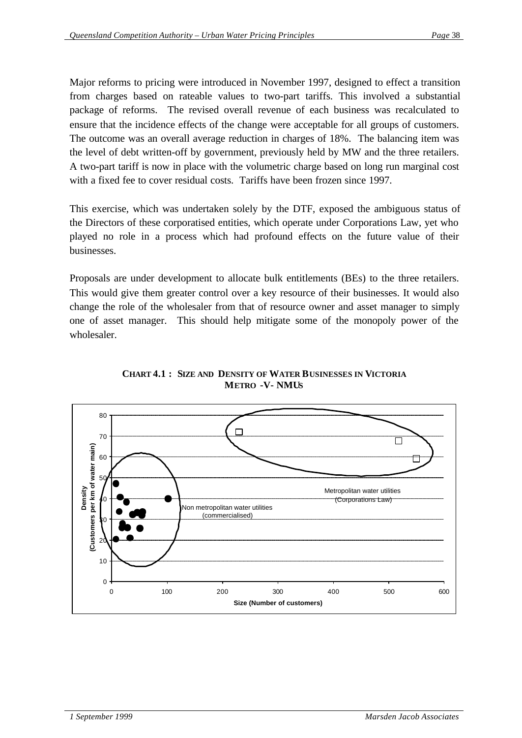Major reforms to pricing were introduced in November 1997, designed to effect a transition from charges based on rateable values to two-part tariffs. This involved a substantial package of reforms. The revised overall revenue of each business was recalculated to ensure that the incidence effects of the change were acceptable for all groups of customers. The outcome was an overall average reduction in charges of 18%. The balancing item was the level of debt written-off by government, previously held by MW and the three retailers. A two-part tariff is now in place with the volumetric charge based on long run marginal cost with a fixed fee to cover residual costs. Tariffs have been frozen since 1997.

This exercise, which was undertaken solely by the DTF, exposed the ambiguous status of the Directors of these corporatised entities, which operate under Corporations Law, yet who played no role in a process which had profound effects on the future value of their businesses.

Proposals are under development to allocate bulk entitlements (BEs) to the three retailers. This would give them greater control over a key resource of their businesses. It would also change the role of the wholesaler from that of resource owner and asset manager to simply one of asset manager. This should help mitigate some of the monopoly power of the wholesaler.

**CHART 4.1 : SIZE AND DENSITY OF WATER BUSINESSES IN VICTORIA METRO -V- NMUS**

Density (Customers per km of water main)

Metropolitan water utilities (Corporations Law)

Non metropolitan water utilities (commercialised)

Size (Number of customers)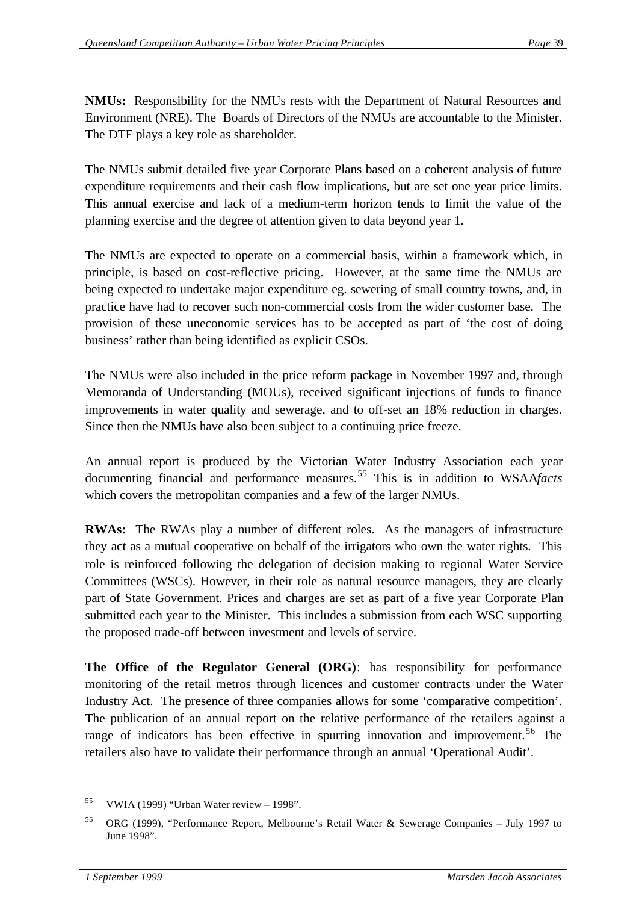**NMUs:** Responsibility for the NMUs rests with the Department of Natural Resources and Environment (NRE). The Boards of Directors of the NMUs are accountable to the Minister. The DTF plays a key role as shareholder.

The NMUs submit detailed five year Corporate Plans based on a coherent analysis of future expenditure requirements and their cash flow implications, but are set one year price limits. This annual exercise and lack of a medium-term horizon tends to limit the value of the planning exercise and the degree of attention given to data beyond year 1.

The NMUs are expected to operate on a commercial basis, within a framework which, in principle, is based on cost-reflective pricing. However, at the same time the NMUs are being expected to undertake major expenditure eg. sewering of small country towns, and, in practice have had to recover such non-commercial costs from the wider customer base. The provision of these uneconomic services has to be accepted as part of 'the cost of doing business' rather than being identified as explicit CSOs.

The NMUs were also included in the price reform package in November 1997 and, through Memoranda of Understanding (MOUs), received significant injections of funds to finance improvements in water quality and sewerage, and to off-set an 18% reduction in charges. Since then the NMUs have also been subject to a continuing price freeze.

An annual report is produced by the Victorian Water Industry Association each year documenting financial and performance measures.[55] This is in addition to WSAA*facts* which covers the metropolitan companies and a few of the larger NMUs.

**RWAs:** The RWAs play a number of different roles. As the managers of infrastructure they act as a mutual cooperative on behalf of the irrigators who own the water rights. This role is reinforced following the delegation of decision making to regional Water Service Committees (WSCs). However, in their role as natural resource managers, they are clearly part of State Government. Prices and charges are set as part of a five year Corporate Plan submitted each year to the Minister. This includes a submission from each WSC supporting the proposed trade-off between investment and levels of service.

**The Office of the Regulator General (ORG)**: has responsibility for performance monitoring of the retail metros through licences and customer contracts under the Water Industry Act. The presence of three companies allows for some 'comparative competition'. The publication of an annual report on the relative performance of the retailers against a range of indicators has been effective in spurring innovation and improvement.[56] The retailers also have to validate their performance through an annual 'Operational Audit'.

---

[55] VWIA (1999) "Urban Water review – 1998".

[56] ORG (1999), "Performance Report, Melbourne's Retail Water & Sewerage Companies – July 1997 to June 1998".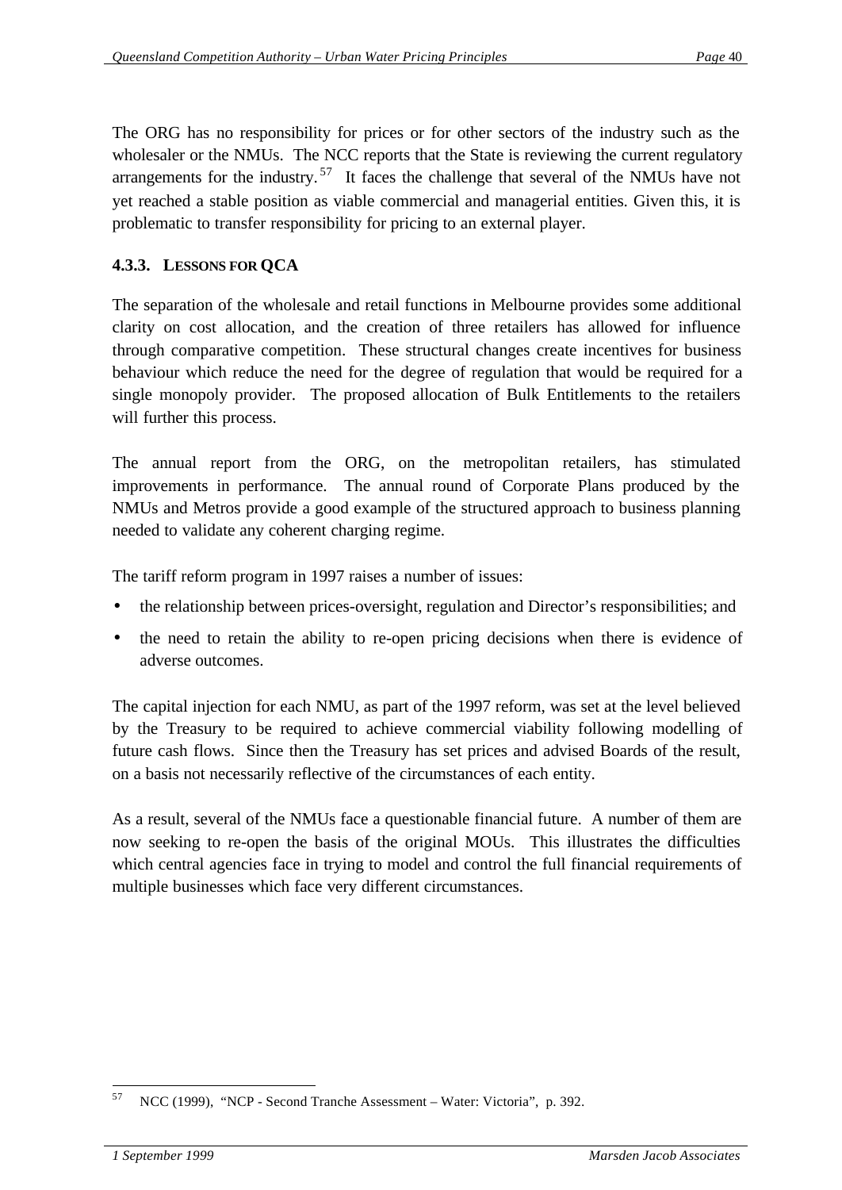The ORG has no responsibility for prices or for other sectors of the industry such as the wholesaler or the NMUs. The NCC reports that the State is reviewing the current regulatory arrangements for the industry.[57] It faces the challenge that several of the NMUs have not yet reached a stable position as viable commercial and managerial entities. Given this, it is problematic to transfer responsibility for pricing to an external player.

### 4.3.3. Lessons for QCA

The separation of the wholesale and retail functions in Melbourne provides some additional clarity on cost allocation, and the creation of three retailers has allowed for influence through comparative competition. These structural changes create incentives for business behaviour which reduce the need for the degree of regulation that would be required for a single monopoly provider. The proposed allocation of Bulk Entitlements to the retailers will further this process.

The annual report from the ORG, on the metropolitan retailers, has stimulated improvements in performance. The annual round of Corporate Plans produced by the NMUs and Metros provide a good example of the structured approach to business planning needed to validate any coherent charging regime.

The tariff reform program in 1997 raises a number of issues:

- the relationship between prices-oversight, regulation and Director's responsibilities; and
- the need to retain the ability to re-open pricing decisions when there is evidence of adverse outcomes.

The capital injection for each NMU, as part of the 1997 reform, was set at the level believed by the Treasury to be required to achieve commercial viability following modelling of future cash flows. Since then the Treasury has set prices and advised Boards of the result, on a basis not necessarily reflective of the circumstances of each entity.

As a result, several of the NMUs face a questionable financial future. A number of them are now seeking to re-open the basis of the original MOUs. This illustrates the difficulties which central agencies face in trying to model and control the full financial requirements of multiple businesses which face very different circumstances.

---

[57] NCC (1999), "NCP - Second Tranche Assessment – Water: Victoria", p. 392.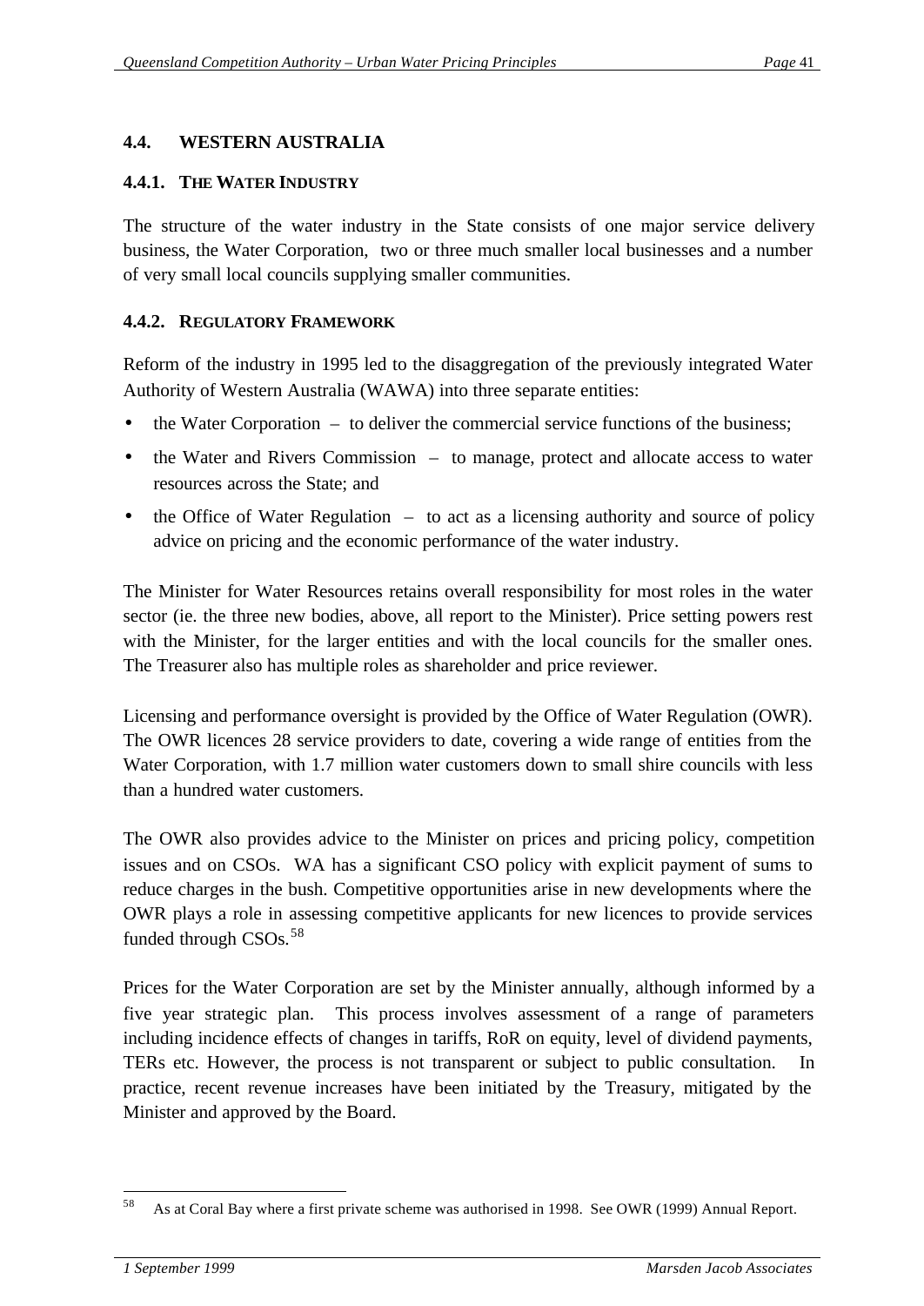## 4.4. WESTERN AUSTRALIA

### 4.4.1. THE WATER INDUSTRY

The structure of the water industry in the State consists of one major service delivery business, the Water Corporation, two or three much smaller local businesses and a number of very small local councils supplying smaller communities.

### 4.4.2. REGULATORY FRAMEWORK

Reform of the industry in 1995 led to the disaggregation of the previously integrated Water Authority of Western Australia (WAWA) into three separate entities:

- the Water Corporation – to deliver the commercial service functions of the business;
- the Water and Rivers Commission – to manage, protect and allocate access to water resources across the State; and
- the Office of Water Regulation – to act as a licensing authority and source of policy advice on pricing and the economic performance of the water industry.

The Minister for Water Resources retains overall responsibility for most roles in the water sector (ie. the three new bodies, above, all report to the Minister). Price setting powers rest with the Minister, for the larger entities and with the local councils for the smaller ones. The Treasurer also has multiple roles as shareholder and price reviewer.

Licensing and performance oversight is provided by the Office of Water Regulation (OWR). The OWR licences 28 service providers to date, covering a wide range of entities from the Water Corporation, with 1.7 million water customers down to small shire councils with less than a hundred water customers.

The OWR also provides advice to the Minister on prices and pricing policy, competition issues and on CSOs. WA has a significant CSO policy with explicit payment of sums to reduce charges in the bush. Competitive opportunities arise in new developments where the OWR plays a role in assessing competitive applicants for new licences to provide services funded through CSOs.[58]

Prices for the Water Corporation are set by the Minister annually, although informed by a five year strategic plan. This process involves assessment of a range of parameters including incidence effects of changes in tariffs, RoR on equity, level of dividend payments, TERs etc. However, the process is not transparent or subject to public consultation. In practice, recent revenue increases have been initiated by the Treasury, mitigated by the Minister and approved by the Board.

[58] As at Coral Bay where a first private scheme was authorised in 1998. See OWR (1999) Annual Report.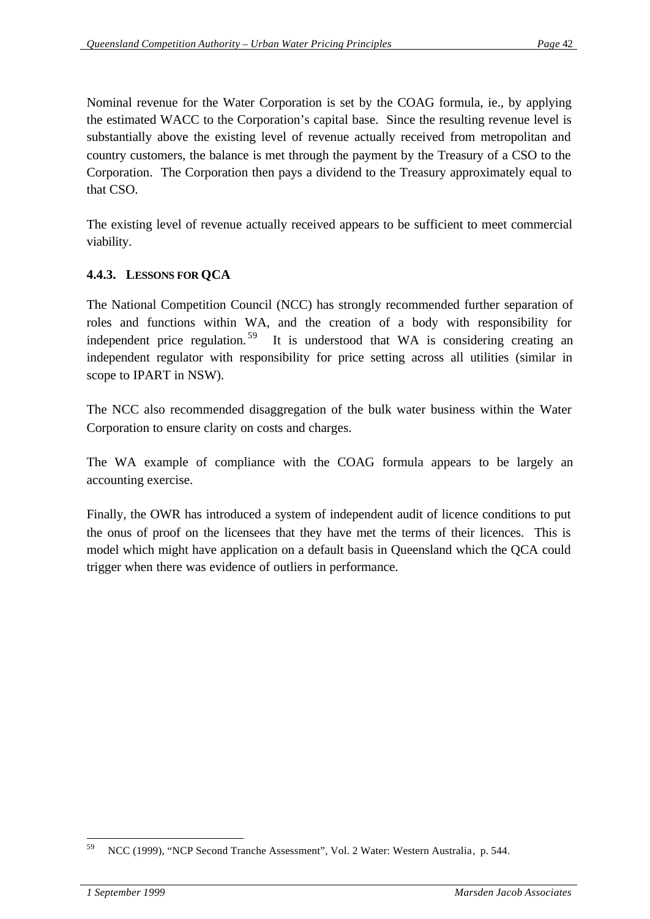Nominal revenue for the Water Corporation is set by the COAG formula, ie., by applying the estimated WACC to the Corporation's capital base. Since the resulting revenue level is substantially above the existing level of revenue actually received from metropolitan and country customers, the balance is met through the payment by the Treasury of a CSO to the Corporation. The Corporation then pays a dividend to the Treasury approximately equal to that CSO.

The existing level of revenue actually received appears to be sufficient to meet commercial viability.

### 4.4.3. LESSONS FOR QCA

The National Competition Council (NCC) has strongly recommended further separation of roles and functions within WA, and the creation of a body with responsibility for independent price regulation.[59] It is understood that WA is considering creating an independent regulator with responsibility for price setting across all utilities (similar in scope to IPART in NSW).

The NCC also recommended disaggregation of the bulk water business within the Water Corporation to ensure clarity on costs and charges.

The WA example of compliance with the COAG formula appears to be largely an accounting exercise.

Finally, the OWR has introduced a system of independent audit of licence conditions to put the onus of proof on the licensees that they have met the terms of their licences. This is model which might have application on a default basis in Queensland which the QCA could trigger when there was evidence of outliers in performance.

---

[59] NCC (1999), "NCP Second Tranche Assessment", Vol. 2 Water: Western Australia, p. 544.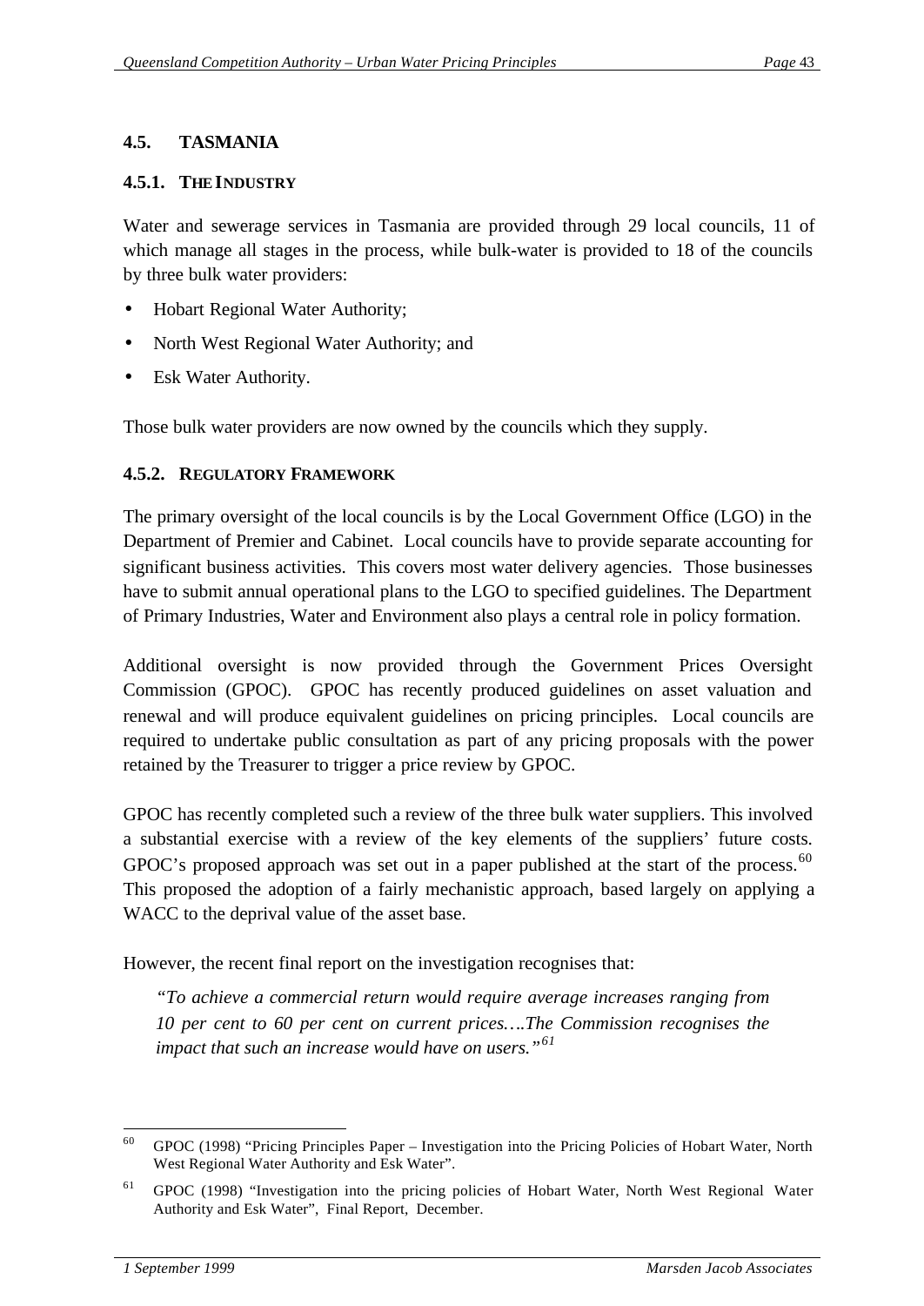## 4.5. TASMANIA

### 4.5.1. THE INDUSTRY

Water and sewerage services in Tasmania are provided through 29 local councils, 11 of which manage all stages in the process, while bulk-water is provided to 18 of the councils by three bulk water providers:

- Hobart Regional Water Authority;
- North West Regional Water Authority; and
- Esk Water Authority.

Those bulk water providers are now owned by the councils which they supply.

### 4.5.2. REGULATORY FRAMEWORK

The primary oversight of the local councils is by the Local Government Office (LGO) in the Department of Premier and Cabinet. Local councils have to provide separate accounting for significant business activities. This covers most water delivery agencies. Those businesses have to submit annual operational plans to the LGO to specified guidelines. The Department of Primary Industries, Water and Environment also plays a central role in policy formation.

Additional oversight is now provided through the Government Prices Oversight Commission (GPOC). GPOC has recently produced guidelines on asset valuation and renewal and will produce equivalent guidelines on pricing principles. Local councils are required to undertake public consultation as part of any pricing proposals with the power retained by the Treasurer to trigger a price review by GPOC.

GPOC has recently completed such a review of the three bulk water suppliers. This involved a substantial exercise with a review of the key elements of the suppliers' future costs. GPOC's proposed approach was set out in a paper published at the start of the process.[60] This proposed the adoption of a fairly mechanistic approach, based largely on applying a WACC to the deprival value of the asset base.

However, the recent final report on the investigation recognises that:

> *"To achieve a commercial return would require average increases ranging from 10 per cent to 60 per cent on current prices….The Commission recognises the impact that such an increase would have on users."*[61]

---

[60] GPOC (1998) "Pricing Principles Paper – Investigation into the Pricing Policies of Hobart Water, North West Regional Water Authority and Esk Water".

[61] GPOC (1998) "Investigation into the pricing policies of Hobart Water, North West Regional Water Authority and Esk Water", Final Report, December.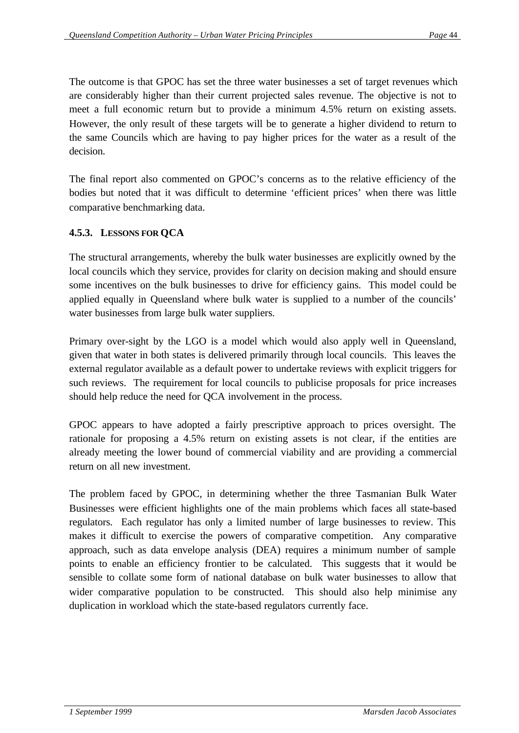The outcome is that GPOC has set the three water businesses a set of target revenues which are considerably higher than their current projected sales revenue. The objective is not to meet a full economic return but to provide a minimum 4.5% return on existing assets. However, the only result of these targets will be to generate a higher dividend to return to the same Councils which are having to pay higher prices for the water as a result of the decision.

The final report also commented on GPOC's concerns as to the relative efficiency of the bodies but noted that it was difficult to determine 'efficient prices' when there was little comparative benchmarking data.

### 4.5.3. LESSONS FOR QCA

The structural arrangements, whereby the bulk water businesses are explicitly owned by the local councils which they service, provides for clarity on decision making and should ensure some incentives on the bulk businesses to drive for efficiency gains. This model could be applied equally in Queensland where bulk water is supplied to a number of the councils' water businesses from large bulk water suppliers.

Primary over-sight by the LGO is a model which would also apply well in Queensland, given that water in both states is delivered primarily through local councils. This leaves the external regulator available as a default power to undertake reviews with explicit triggers for such reviews. The requirement for local councils to publicise proposals for price increases should help reduce the need for QCA involvement in the process.

GPOC appears to have adopted a fairly prescriptive approach to prices oversight. The rationale for proposing a 4.5% return on existing assets is not clear, if the entities are already meeting the lower bound of commercial viability and are providing a commercial return on all new investment.

The problem faced by GPOC, in determining whether the three Tasmanian Bulk Water Businesses were efficient highlights one of the main problems which faces all state-based regulators. Each regulator has only a limited number of large businesses to review. This makes it difficult to exercise the powers of comparative competition. Any comparative approach, such as data envelope analysis (DEA) requires a minimum number of sample points to enable an efficiency frontier to be calculated. This suggests that it would be sensible to collate some form of national database on bulk water businesses to allow that wider comparative population to be constructed. This should also help minimise any duplication in workload which the state-based regulators currently face.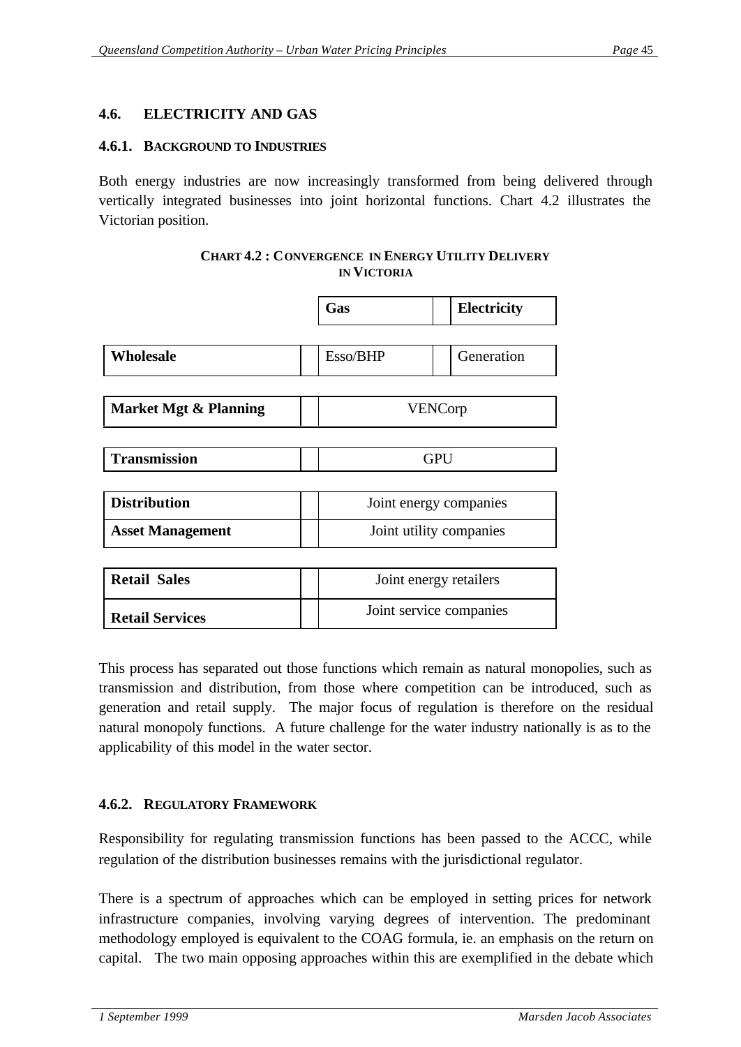## 4.6. ELECTRICITY AND GAS

### 4.6.1. BACKGROUND TO INDUSTRIES

Both energy industries are now increasingly transformed from being delivered through vertically integrated businesses into joint horizontal functions. Chart 4.2 illustrates the Victorian position.

**CHART 4.2 : CONVERGENCE IN ENERGY UTILITY DELIVERY IN VICTORIA**

| | Gas | Electricity |
|---|---|---|
| **Wholesale** | Esso/BHP | Generation |
| **Market Mgt & Planning** | VENCorp | |
| **Transmission** | GPU | |
| **Distribution** | Joint energy companies | |
| **Asset Management** | Joint utility companies | |
| **Retail Sales** | Joint energy retailers | |
| **Retail Services** | Joint service companies | |

This process has separated out those functions which remain as natural monopolies, such as transmission and distribution, from those where competition can be introduced, such as generation and retail supply. The major focus of regulation is therefore on the residual natural monopoly functions. A future challenge for the water industry nationally is as to the applicability of this model in the water sector.

### 4.6.2. REGULATORY FRAMEWORK

Responsibility for regulating transmission functions has been passed to the ACCC, while regulation of the distribution businesses remains with the jurisdictional regulator.

There is a spectrum of approaches which can be employed in setting prices for network infrastructure companies, involving varying degrees of intervention. The predominant methodology employed is equivalent to the COAG formula, ie. an emphasis on the return on capital. The two main opposing approaches within this are exemplified in the debate which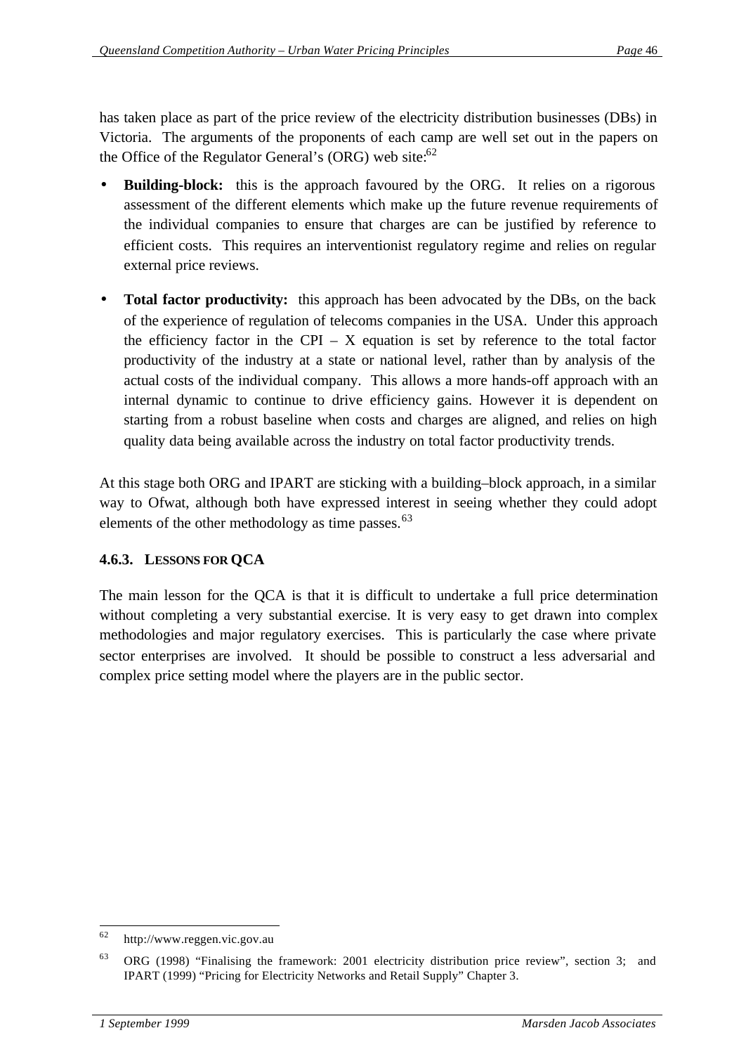has taken place as part of the price review of the electricity distribution businesses (DBs) in Victoria. The arguments of the proponents of each camp are well set out in the papers on the Office of the Regulator General's (ORG) web site:[62]

- **Building-block:** this is the approach favoured by the ORG. It relies on a rigorous assessment of the different elements which make up the future revenue requirements of the individual companies to ensure that charges are can be justified by reference to efficient costs. This requires an interventionist regulatory regime and relies on regular external price reviews.

- **Total factor productivity:** this approach has been advocated by the DBs, on the back of the experience of regulation of telecoms companies in the USA. Under this approach the efficiency factor in the CPI – X equation is set by reference to the total factor productivity of the industry at a state or national level, rather than by analysis of the actual costs of the individual company. This allows a more hands-off approach with an internal dynamic to continue to drive efficiency gains. However it is dependent on starting from a robust baseline when costs and charges are aligned, and relies on high quality data being available across the industry on total factor productivity trends.

At this stage both ORG and IPART are sticking with a building–block approach, in a similar way to Ofwat, although both have expressed interest in seeing whether they could adopt elements of the other methodology as time passes.[63]

### 4.6.3. Lessons for QCA

The main lesson for the QCA is that it is difficult to undertake a full price determination without completing a very substantial exercise. It is very easy to get drawn into complex methodologies and major regulatory exercises. This is particularly the case where private sector enterprises are involved. It should be possible to construct a less adversarial and complex price setting model where the players are in the public sector.

---

[62] http://www.reggen.vic.gov.au

[63] ORG (1998) "Finalising the framework: 2001 electricity distribution price review", section 3; and IPART (1999) "Pricing for Electricity Networks and Retail Supply" Chapter 3.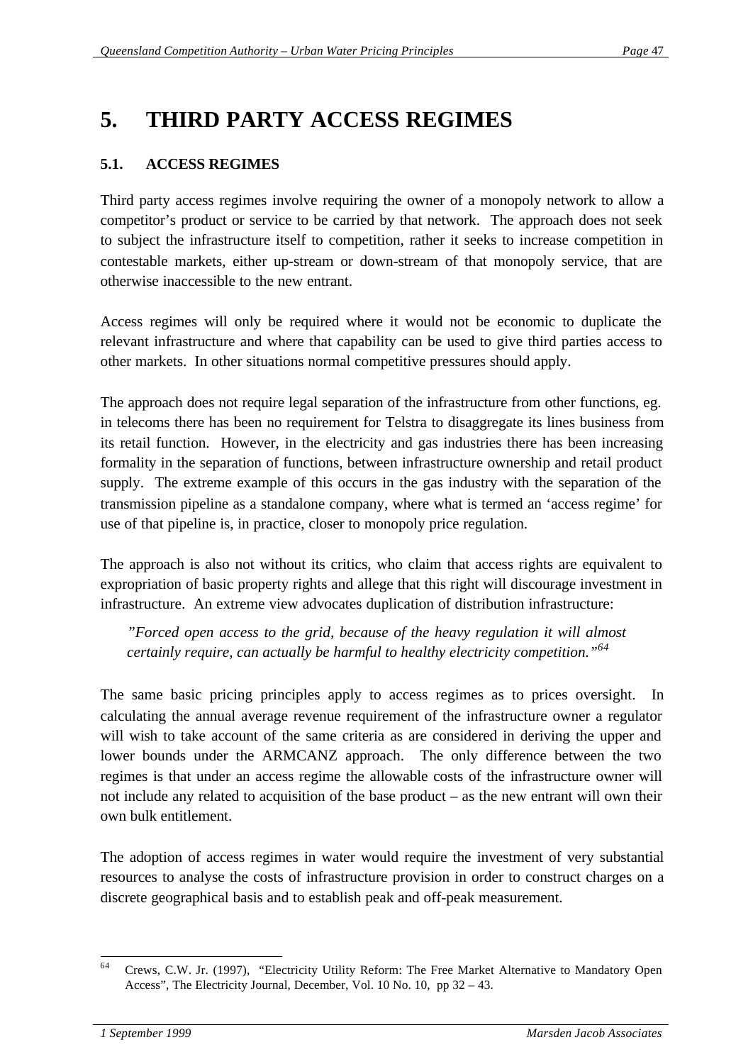# 5. THIRD PARTY ACCESS REGIMES

## 5.1. ACCESS REGIMES

Third party access regimes involve requiring the owner of a monopoly network to allow a competitor's product or service to be carried by that network. The approach does not seek to subject the infrastructure itself to competition, rather it seeks to increase competition in contestable markets, either up-stream or down-stream of that monopoly service, that are otherwise inaccessible to the new entrant.

Access regimes will only be required where it would not be economic to duplicate the relevant infrastructure and where that capability can be used to give third parties access to other markets. In other situations normal competitive pressures should apply.

The approach does not require legal separation of the infrastructure from other functions, eg. in telecoms there has been no requirement for Telstra to disaggregate its lines business from its retail function. However, in the electricity and gas industries there has been increasing formality in the separation of functions, between infrastructure ownership and retail product supply. The extreme example of this occurs in the gas industry with the separation of the transmission pipeline as a standalone company, where what is termed an 'access regime' for use of that pipeline is, in practice, closer to monopoly price regulation.

The approach is also not without its critics, who claim that access rights are equivalent to expropriation of basic property rights and allege that this right will discourage investment in infrastructure. An extreme view advocates duplication of distribution infrastructure:

> *"Forced open access to the grid, because of the heavy regulation it will almost certainly require, can actually be harmful to healthy electricity competition."*[64]

The same basic pricing principles apply to access regimes as to prices oversight. In calculating the annual average revenue requirement of the infrastructure owner a regulator will wish to take account of the same criteria as are considered in deriving the upper and lower bounds under the ARMCANZ approach. The only difference between the two regimes is that under an access regime the allowable costs of the infrastructure owner will not include any related to acquisition of the base product – as the new entrant will own their own bulk entitlement.

The adoption of access regimes in water would require the investment of very substantial resources to analyse the costs of infrastructure provision in order to construct charges on a discrete geographical basis and to establish peak and off-peak measurement.

---

[64] Crews, C.W. Jr. (1997), "Electricity Utility Reform: The Free Market Alternative to Mandatory Open Access", The Electricity Journal, December, Vol. 10 No. 10, pp 32 – 43.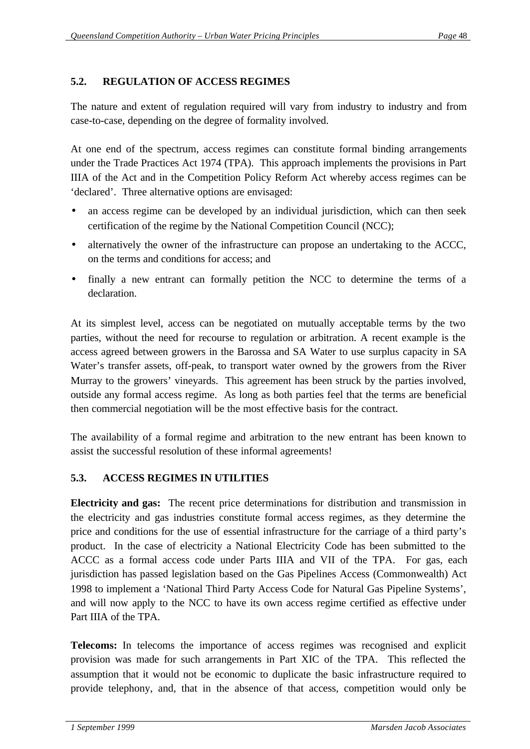## 5.2. REGULATION OF ACCESS REGIMES

The nature and extent of regulation required will vary from industry to industry and from case-to-case, depending on the degree of formality involved.

At one end of the spectrum, access regimes can constitute formal binding arrangements under the Trade Practices Act 1974 (TPA). This approach implements the provisions in Part IIIA of the Act and in the Competition Policy Reform Act whereby access regimes can be 'declared'. Three alternative options are envisaged:

- an access regime can be developed by an individual jurisdiction, which can then seek certification of the regime by the National Competition Council (NCC);
- alternatively the owner of the infrastructure can propose an undertaking to the ACCC, on the terms and conditions for access; and
- finally a new entrant can formally petition the NCC to determine the terms of a declaration.

At its simplest level, access can be negotiated on mutually acceptable terms by the two parties, without the need for recourse to regulation or arbitration. A recent example is the access agreed between growers in the Barossa and SA Water to use surplus capacity in SA Water's transfer assets, off-peak, to transport water owned by the growers from the River Murray to the growers' vineyards. This agreement has been struck by the parties involved, outside any formal access regime. As long as both parties feel that the terms are beneficial then commercial negotiation will be the most effective basis for the contract.

The availability of a formal regime and arbitration to the new entrant has been known to assist the successful resolution of these informal agreements!

## 5.3. ACCESS REGIMES IN UTILITIES

**Electricity and gas:** The recent price determinations for distribution and transmission in the electricity and gas industries constitute formal access regimes, as they determine the price and conditions for the use of essential infrastructure for the carriage of a third party's product. In the case of electricity a National Electricity Code has been submitted to the ACCC as a formal access code under Parts IIIA and VII of the TPA. For gas, each jurisdiction has passed legislation based on the Gas Pipelines Access (Commonwealth) Act 1998 to implement a 'National Third Party Access Code for Natural Gas Pipeline Systems', and will now apply to the NCC to have its own access regime certified as effective under Part IIIA of the TPA.

**Telecoms:** In telecoms the importance of access regimes was recognised and explicit provision was made for such arrangements in Part XIC of the TPA. This reflected the assumption that it would not be economic to duplicate the basic infrastructure required to provide telephony, and, that in the absence of that access, competition would only be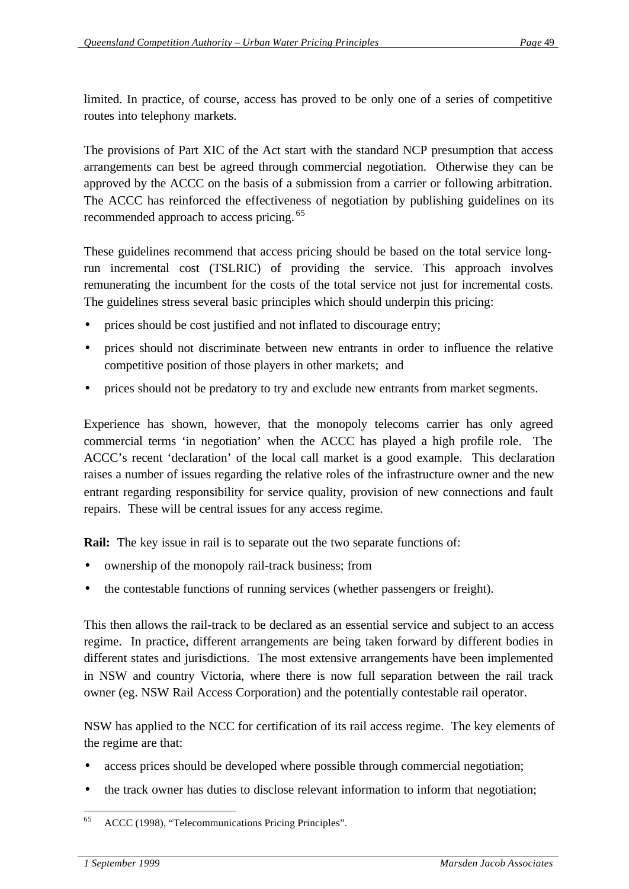limited. In practice, of course, access has proved to be only one of a series of competitive routes into telephony markets.

The provisions of Part XIC of the Act start with the standard NCP presumption that access arrangements can best be agreed through commercial negotiation. Otherwise they can be approved by the ACCC on the basis of a submission from a carrier or following arbitration. The ACCC has reinforced the effectiveness of negotiation by publishing guidelines on its recommended approach to access pricing.[65]

These guidelines recommend that access pricing should be based on the total service long-run incremental cost (TSLRIC) of providing the service. This approach involves remunerating the incumbent for the costs of the total service not just for incremental costs. The guidelines stress several basic principles which should underpin this pricing:

- prices should be cost justified and not inflated to discourage entry;
- prices should not discriminate between new entrants in order to influence the relative competitive position of those players in other markets; and
- prices should not be predatory to try and exclude new entrants from market segments.

Experience has shown, however, that the monopoly telecoms carrier has only agreed commercial terms 'in negotiation' when the ACCC has played a high profile role. The ACCC's recent 'declaration' of the local call market is a good example. This declaration raises a number of issues regarding the relative roles of the infrastructure owner and the new entrant regarding responsibility for service quality, provision of new connections and fault repairs. These will be central issues for any access regime.

**Rail:** The key issue in rail is to separate out the two separate functions of:

- ownership of the monopoly rail-track business; from
- the contestable functions of running services (whether passengers or freight).

This then allows the rail-track to be declared as an essential service and subject to an access regime. In practice, different arrangements are being taken forward by different bodies in different states and jurisdictions. The most extensive arrangements have been implemented in NSW and country Victoria, where there is now full separation between the rail track owner (eg. NSW Rail Access Corporation) and the potentially contestable rail operator.

NSW has applied to the NCC for certification of its rail access regime. The key elements of the regime are that:

- access prices should be developed where possible through commercial negotiation;
- the track owner has duties to disclose relevant information to inform that negotiation;

---

[65] ACCC (1998), "Telecommunications Pricing Principles".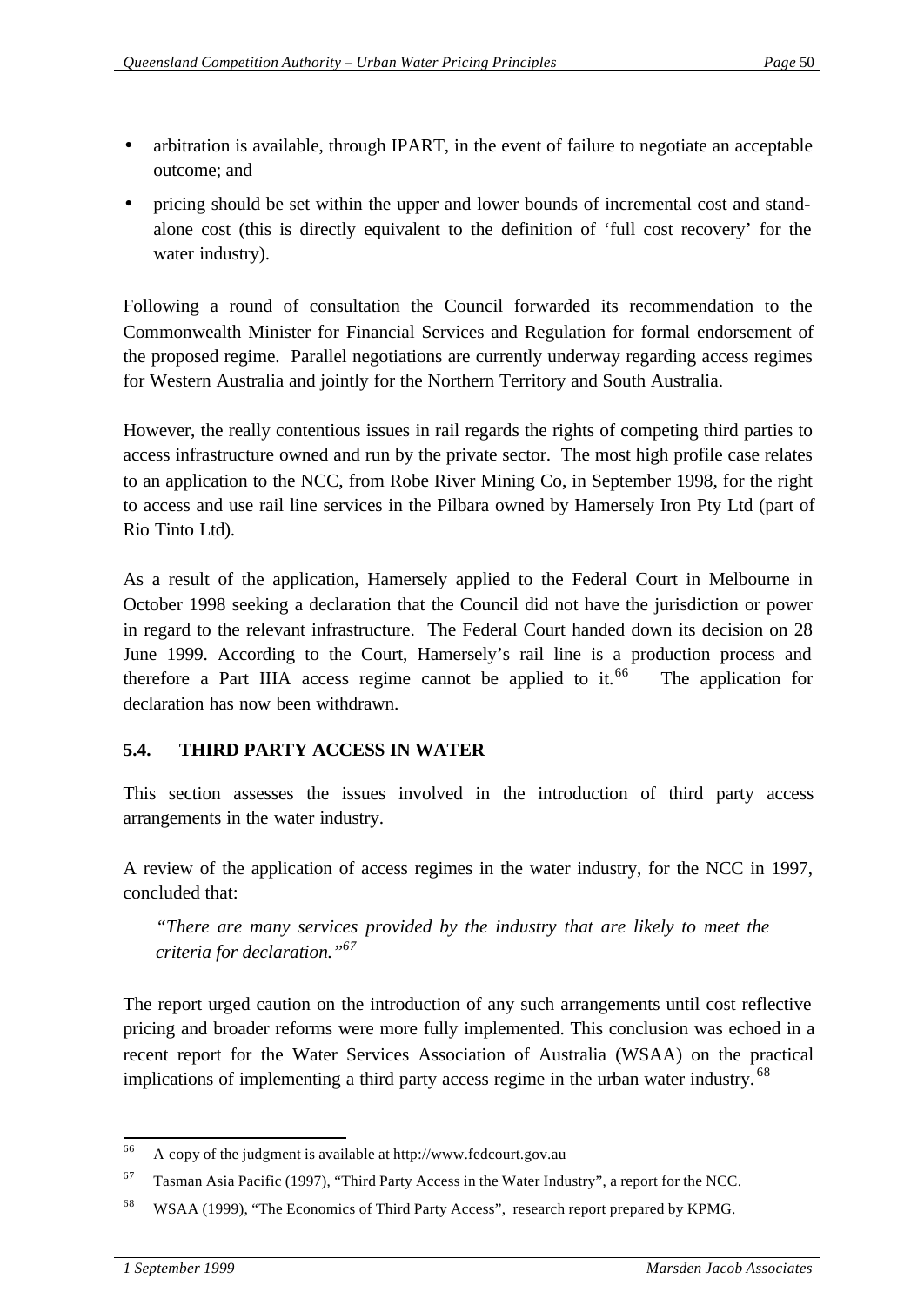- arbitration is available, through IPART, in the event of failure to negotiate an acceptable outcome; and
- pricing should be set within the upper and lower bounds of incremental cost and stand-alone cost (this is directly equivalent to the definition of 'full cost recovery' for the water industry).

Following a round of consultation the Council forwarded its recommendation to the Commonwealth Minister for Financial Services and Regulation for formal endorsement of the proposed regime. Parallel negotiations are currently underway regarding access regimes for Western Australia and jointly for the Northern Territory and South Australia.

However, the really contentious issues in rail regards the rights of competing third parties to access infrastructure owned and run by the private sector. The most high profile case relates to an application to the NCC, from Robe River Mining Co, in September 1998, for the right to access and use rail line services in the Pilbara owned by Hamersely Iron Pty Ltd (part of Rio Tinto Ltd).

As a result of the application, Hamersely applied to the Federal Court in Melbourne in October 1998 seeking a declaration that the Council did not have the jurisdiction or power in regard to the relevant infrastructure. The Federal Court handed down its decision on 28 June 1999. According to the Court, Hamersely's rail line is a production process and therefore a Part IIIA access regime cannot be applied to it.[66] The application for declaration has now been withdrawn.

## 5.4. THIRD PARTY ACCESS IN WATER

This section assesses the issues involved in the introduction of third party access arrangements in the water industry.

A review of the application of access regimes in the water industry, for the NCC in 1997, concluded that:

> *"There are many services provided by the industry that are likely to meet the criteria for declaration."*[67]

The report urged caution on the introduction of any such arrangements until cost reflective pricing and broader reforms were more fully implemented. This conclusion was echoed in a recent report for the Water Services Association of Australia (WSAA) on the practical implications of implementing a third party access regime in the urban water industry.[68]

---

[66] A copy of the judgment is available at http://www.fedcourt.gov.au

[67] Tasman Asia Pacific (1997), "Third Party Access in the Water Industry", a report for the NCC.

[68] WSAA (1999), "The Economics of Third Party Access", research report prepared by KPMG.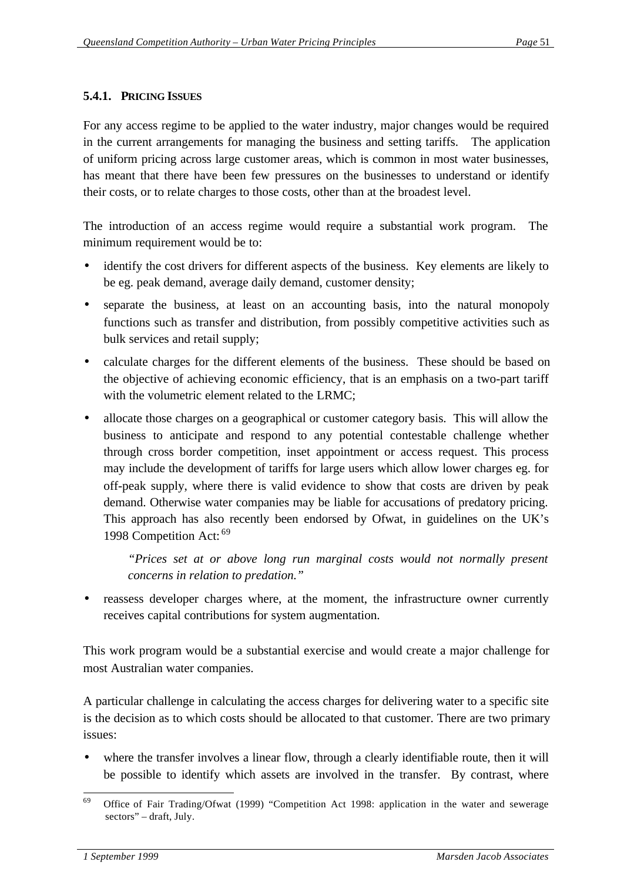#### 5.4.1. PRICING ISSUES

For any access regime to be applied to the water industry, major changes would be required in the current arrangements for managing the business and setting tariffs. The application of uniform pricing across large customer areas, which is common in most water businesses, has meant that there have been few pressures on the businesses to understand or identify their costs, or to relate charges to those costs, other than at the broadest level.

The introduction of an access regime would require a substantial work program. The minimum requirement would be to:

- identify the cost drivers for different aspects of the business. Key elements are likely to be eg. peak demand, average daily demand, customer density;
- separate the business, at least on an accounting basis, into the natural monopoly functions such as transfer and distribution, from possibly competitive activities such as bulk services and retail supply;
- calculate charges for the different elements of the business. These should be based on the objective of achieving economic efficiency, that is an emphasis on a two-part tariff with the volumetric element related to the LRMC;
- allocate those charges on a geographical or customer category basis. This will allow the business to anticipate and respond to any potential contestable challenge whether through cross border competition, inset appointment or access request. This process may include the development of tariffs for large users which allow lower charges eg. for off-peak supply, where there is valid evidence to show that costs are driven by peak demand. Otherwise water companies may be liable for accusations of predatory pricing. This approach has also recently been endorsed by Ofwat, in guidelines on the UK's 1998 Competition Act:[69]

  *"Prices set at or above long run marginal costs would not normally present concerns in relation to predation."*

- reassess developer charges where, at the moment, the infrastructure owner currently receives capital contributions for system augmentation.

This work program would be a substantial exercise and would create a major challenge for most Australian water companies.

A particular challenge in calculating the access charges for delivering water to a specific site is the decision as to which costs should be allocated to that customer. There are two primary issues:

- where the transfer involves a linear flow, through a clearly identifiable route, then it will be possible to identify which assets are involved in the transfer. By contrast, where

---

[69] Office of Fair Trading/Ofwat (1999) "Competition Act 1998: application in the water and sewerage sectors" – draft, July.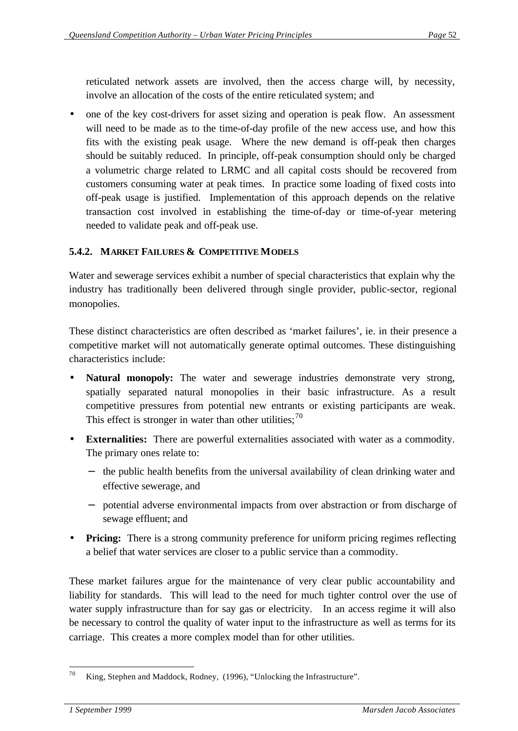reticulated network assets are involved, then the access charge will, by necessity, involve an allocation of the costs of the entire reticulated system; and

- one of the key cost-drivers for asset sizing and operation is peak flow. An assessment will need to be made as to the time-of-day profile of the new access use, and how this fits with the existing peak usage. Where the new demand is off-peak then charges should be suitably reduced. In principle, off-peak consumption should only be charged a volumetric charge related to LRMC and all capital costs should be recovered from customers consuming water at peak times. In practice some loading of fixed costs into off-peak usage is justified. Implementation of this approach depends on the relative transaction cost involved in establishing the time-of-day or time-of-year metering needed to validate peak and off-peak use.

### 5.4.2. MARKET FAILURES & COMPETITIVE MODELS

Water and sewerage services exhibit a number of special characteristics that explain why the industry has traditionally been delivered through single provider, public-sector, regional monopolies.

These distinct characteristics are often described as 'market failures', ie. in their presence a competitive market will not automatically generate optimal outcomes. These distinguishing characteristics include:

- **Natural monopoly:** The water and sewerage industries demonstrate very strong, spatially separated natural monopolies in their basic infrastructure. As a result competitive pressures from potential new entrants or existing participants are weak. This effect is stronger in water than other utilities;[70]
- **Externalities:** There are powerful externalities associated with water as a commodity. The primary ones relate to:
  - the public health benefits from the universal availability of clean drinking water and effective sewerage, and
  - potential adverse environmental impacts from over abstraction or from discharge of sewage effluent; and
- **Pricing:** There is a strong community preference for uniform pricing regimes reflecting a belief that water services are closer to a public service than a commodity.

These market failures argue for the maintenance of very clear public accountability and liability for standards. This will lead to the need for much tighter control over the use of water supply infrastructure than for say gas or electricity. In an access regime it will also be necessary to control the quality of water input to the infrastructure as well as terms for its carriage. This creates a more complex model than for other utilities.

[70] King, Stephen and Maddock, Rodney, (1996), "Unlocking the Infrastructure".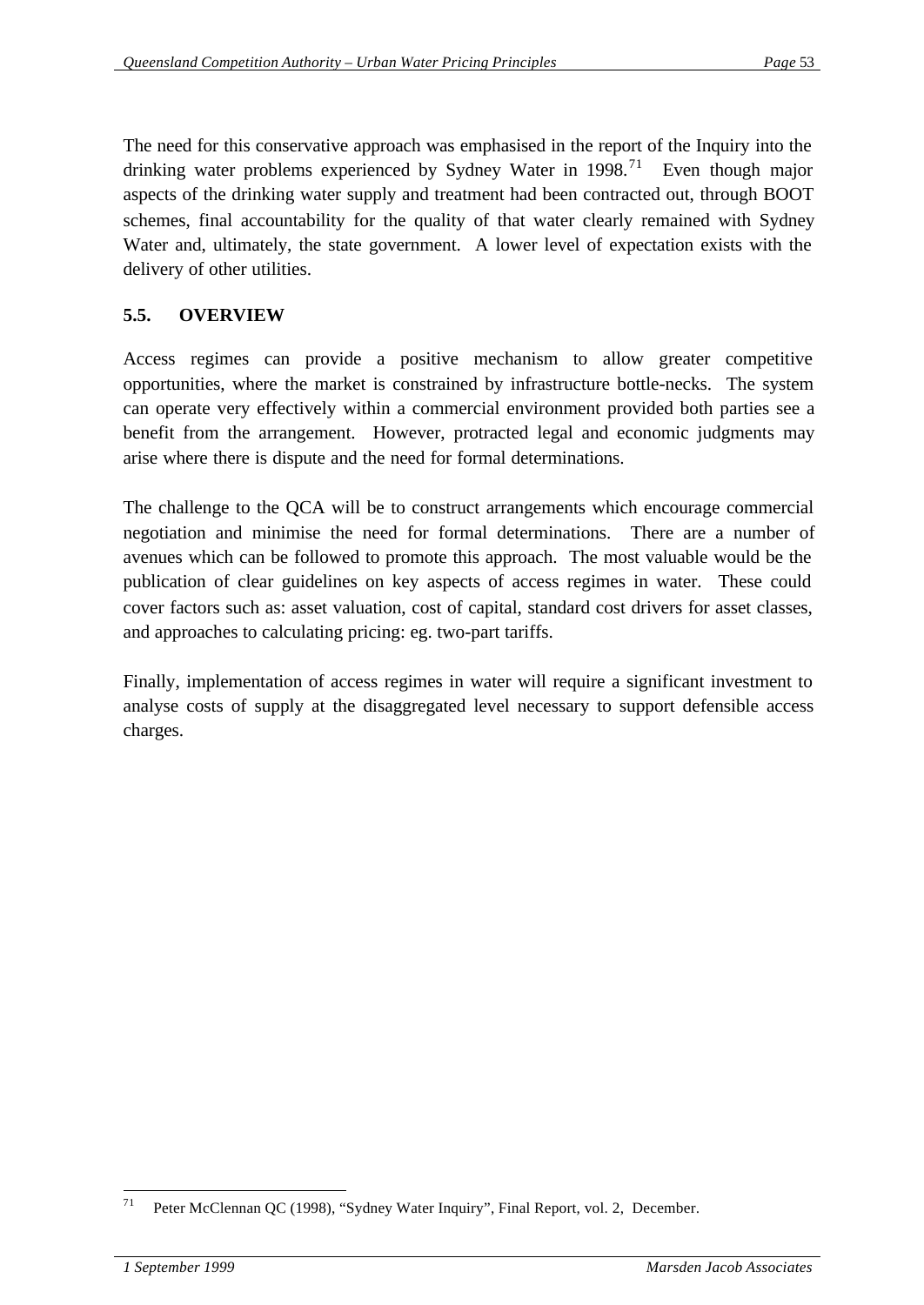The need for this conservative approach was emphasised in the report of the Inquiry into the drinking water problems experienced by Sydney Water in 1998.[71] Even though major aspects of the drinking water supply and treatment had been contracted out, through BOOT schemes, final accountability for the quality of that water clearly remained with Sydney Water and, ultimately, the state government. A lower level of expectation exists with the delivery of other utilities.

### 5.5. OVERVIEW

Access regimes can provide a positive mechanism to allow greater competitive opportunities, where the market is constrained by infrastructure bottle-necks. The system can operate very effectively within a commercial environment provided both parties see a benefit from the arrangement. However, protracted legal and economic judgments may arise where there is dispute and the need for formal determinations.

The challenge to the QCA will be to construct arrangements which encourage commercial negotiation and minimise the need for formal determinations. There are a number of avenues which can be followed to promote this approach. The most valuable would be the publication of clear guidelines on key aspects of access regimes in water. These could cover factors such as: asset valuation, cost of capital, standard cost drivers for asset classes, and approaches to calculating pricing: eg. two-part tariffs.

Finally, implementation of access regimes in water will require a significant investment to analyse costs of supply at the disaggregated level necessary to support defensible access charges.

---

[71] Peter McClennan QC (1998), "Sydney Water Inquiry", Final Report, vol. 2, December.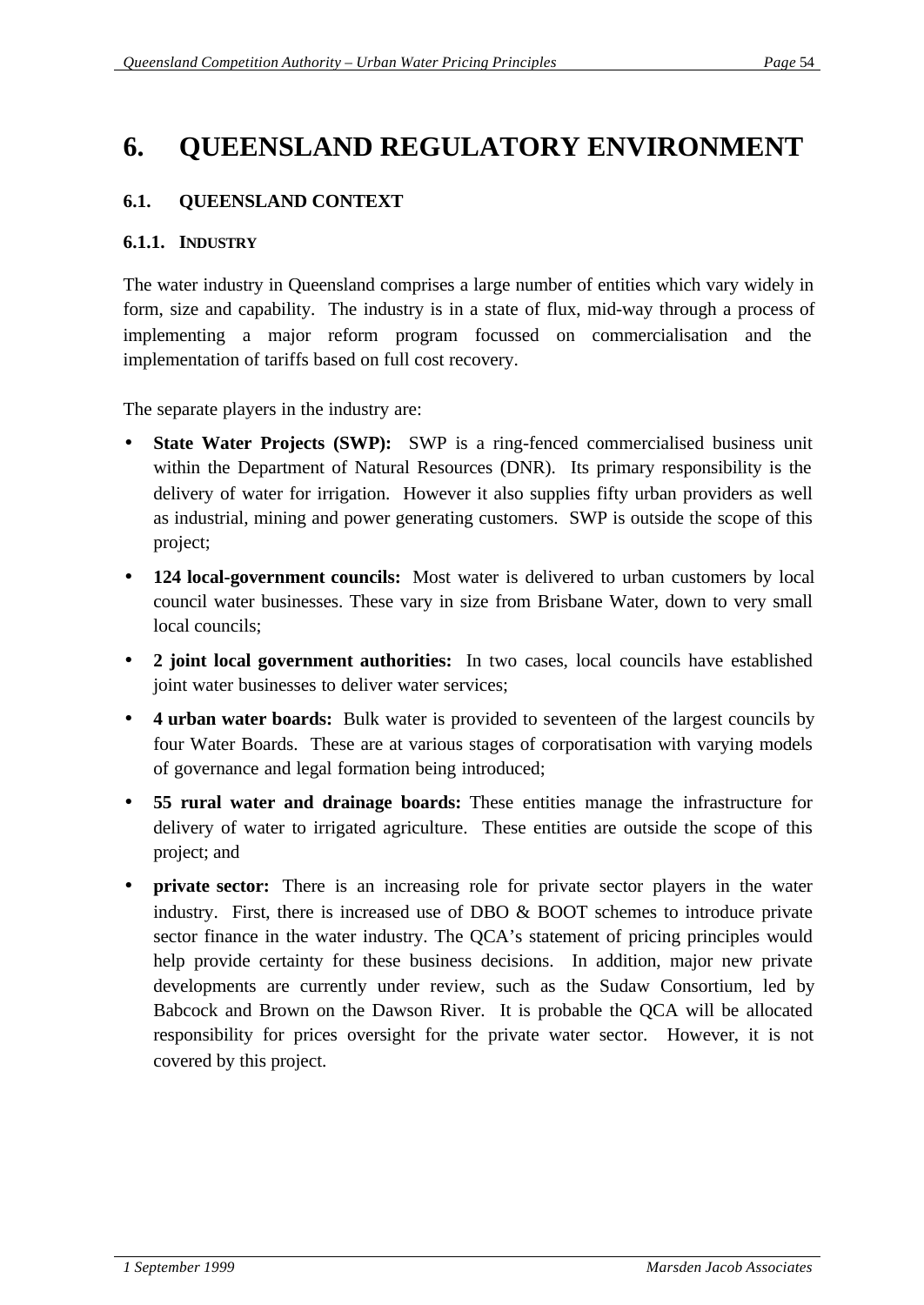# 6. QUEENSLAND REGULATORY ENVIRONMENT

## 6.1. QUEENSLAND CONTEXT

### 6.1.1. INDUSTRY

The water industry in Queensland comprises a large number of entities which vary widely in form, size and capability. The industry is in a state of flux, mid-way through a process of implementing a major reform program focussed on commercialisation and the implementation of tariffs based on full cost recovery.

The separate players in the industry are:

- **State Water Projects (SWP):** SWP is a ring-fenced commercialised business unit within the Department of Natural Resources (DNR). Its primary responsibility is the delivery of water for irrigation. However it also supplies fifty urban providers as well as industrial, mining and power generating customers. SWP is outside the scope of this project;
- **124 local-government councils:** Most water is delivered to urban customers by local council water businesses. These vary in size from Brisbane Water, down to very small local councils;
- **2 joint local government authorities:** In two cases, local councils have established joint water businesses to deliver water services;
- **4 urban water boards:** Bulk water is provided to seventeen of the largest councils by four Water Boards. These are at various stages of corporatisation with varying models of governance and legal formation being introduced;
- **55 rural water and drainage boards:** These entities manage the infrastructure for delivery of water to irrigated agriculture. These entities are outside the scope of this project; and
- **private sector:** There is an increasing role for private sector players in the water industry. First, there is increased use of DBO & BOOT schemes to introduce private sector finance in the water industry. The QCA's statement of pricing principles would help provide certainty for these business decisions. In addition, major new private developments are currently under review, such as the Sudaw Consortium, led by Babcock and Brown on the Dawson River. It is probable the QCA will be allocated responsibility for prices oversight for the private water sector. However, it is not covered by this project.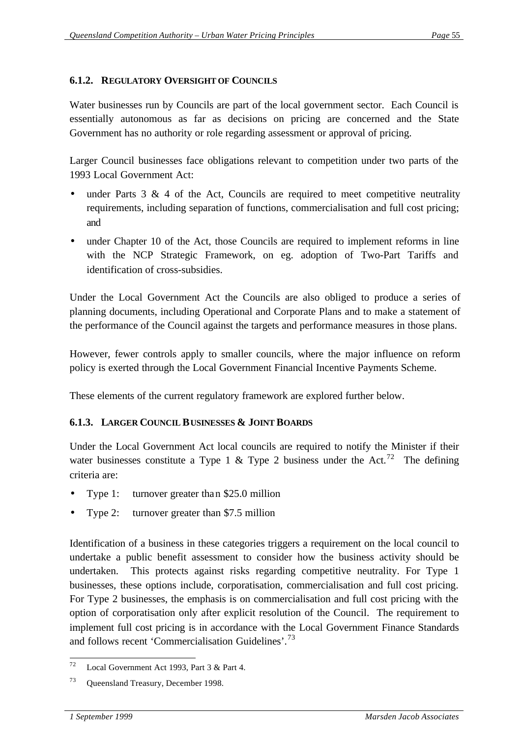### 6.1.2. Regulatory Oversight of Councils

Water businesses run by Councils are part of the local government sector. Each Council is essentially autonomous as far as decisions on pricing are concerned and the State Government has no authority or role regarding assessment or approval of pricing.

Larger Council businesses face obligations relevant to competition under two parts of the 1993 Local Government Act:

- under Parts 3 & 4 of the Act, Councils are required to meet competitive neutrality requirements, including separation of functions, commercialisation and full cost pricing; and
- under Chapter 10 of the Act, those Councils are required to implement reforms in line with the NCP Strategic Framework, on eg. adoption of Two-Part Tariffs and identification of cross-subsidies.

Under the Local Government Act the Councils are also obliged to produce a series of planning documents, including Operational and Corporate Plans and to make a statement of the performance of the Council against the targets and performance measures in those plans.

However, fewer controls apply to smaller councils, where the major influence on reform policy is exerted through the Local Government Financial Incentive Payments Scheme.

These elements of the current regulatory framework are explored further below.

### 6.1.3. Larger Council Businesses & Joint Boards

Under the Local Government Act local councils are required to notify the Minister if their water businesses constitute a Type 1 & Type 2 business under the Act.[72] The defining criteria are:

- Type 1: turnover greater than $25.0 million
- Type 2: turnover greater than $7.5 million

Identification of a business in these categories triggers a requirement on the local council to undertake a public benefit assessment to consider how the business activity should be undertaken. This protects against risks regarding competitive neutrality. For Type 1 businesses, these options include, corporatisation, commercialisation and full cost pricing. For Type 2 businesses, the emphasis is on commercialisation and full cost pricing with the option of corporatisation only after explicit resolution of the Council. The requirement to implement full cost pricing is in accordance with the Local Government Finance Standards and follows recent 'Commercialisation Guidelines'.[73]

[72] Local Government Act 1993, Part 3 & Part 4.

[73] Queensland Treasury, December 1998.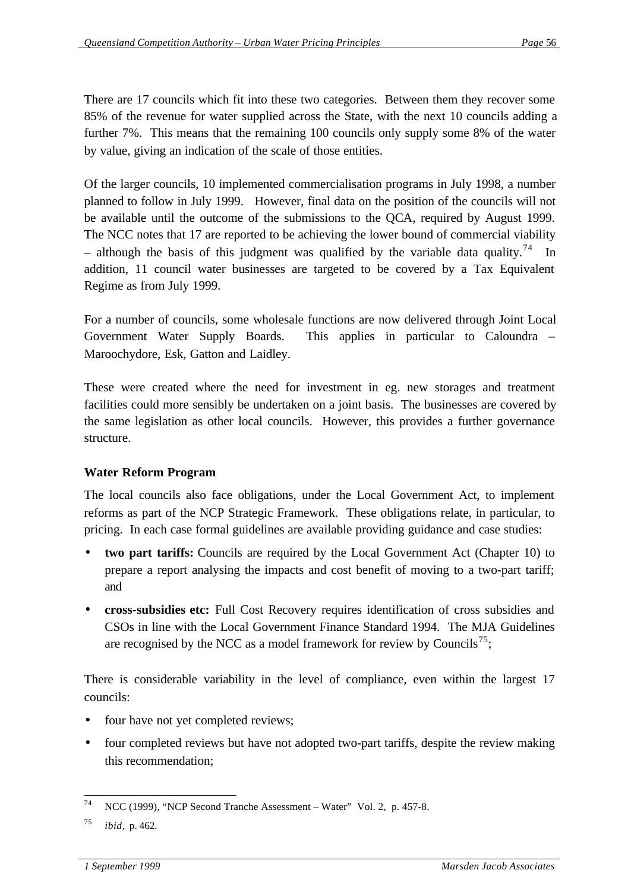There are 17 councils which fit into these two categories. Between them they recover some 85% of the revenue for water supplied across the State, with the next 10 councils adding a further 7%. This means that the remaining 100 councils only supply some 8% of the water by value, giving an indication of the scale of those entities.

Of the larger councils, 10 implemented commercialisation programs in July 1998, a number planned to follow in July 1999. However, final data on the position of the councils will not be available until the outcome of the submissions to the QCA, required by August 1999. The NCC notes that 17 are reported to be achieving the lower bound of commercial viability – although the basis of this judgment was qualified by the variable data quality.[74] In addition, 11 council water businesses are targeted to be covered by a Tax Equivalent Regime as from July 1999.

For a number of councils, some wholesale functions are now delivered through Joint Local Government Water Supply Boards. This applies in particular to Caloundra – Maroochydore, Esk, Gatton and Laidley.

These were created where the need for investment in eg. new storages and treatment facilities could more sensibly be undertaken on a joint basis. The businesses are covered by the same legislation as other local councils. However, this provides a further governance structure.

### Water Reform Program

The local councils also face obligations, under the Local Government Act, to implement reforms as part of the NCP Strategic Framework. These obligations relate, in particular, to pricing. In each case formal guidelines are available providing guidance and case studies:

- **two part tariffs:** Councils are required by the Local Government Act (Chapter 10) to prepare a report analysing the impacts and cost benefit of moving to a two-part tariff; and
- **cross-subsidies etc:** Full Cost Recovery requires identification of cross subsidies and CSOs in line with the Local Government Finance Standard 1994. The MJA Guidelines are recognised by the NCC as a model framework for review by Councils[75];

There is considerable variability in the level of compliance, even within the largest 17 councils:

- four have not yet completed reviews;
- four completed reviews but have not adopted two-part tariffs, despite the review making this recommendation;

---

[74] NCC (1999), "NCP Second Tranche Assessment – Water" Vol. 2, p. 457-8.

[75] *ibid*, p. 462.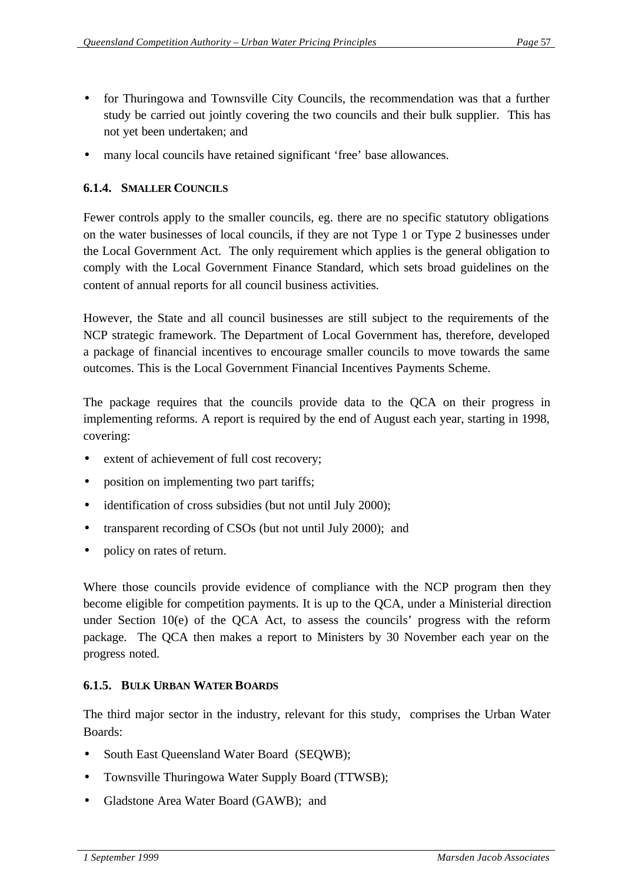- for Thuringowa and Townsville City Councils, the recommendation was that a further study be carried out jointly covering the two councils and their bulk supplier. This has not yet been undertaken; and
- many local councils have retained significant 'free' base allowances.

### 6.1.4. SMALLER COUNCILS

Fewer controls apply to the smaller councils, eg. there are no specific statutory obligations on the water businesses of local councils, if they are not Type 1 or Type 2 businesses under the Local Government Act. The only requirement which applies is the general obligation to comply with the Local Government Finance Standard, which sets broad guidelines on the content of annual reports for all council business activities.

However, the State and all council businesses are still subject to the requirements of the NCP strategic framework. The Department of Local Government has, therefore, developed a package of financial incentives to encourage smaller councils to move towards the same outcomes. This is the Local Government Financial Incentives Payments Scheme.

The package requires that the councils provide data to the QCA on their progress in implementing reforms. A report is required by the end of August each year, starting in 1998, covering:

- extent of achievement of full cost recovery;
- position on implementing two part tariffs;
- identification of cross subsidies (but not until July 2000);
- transparent recording of CSOs (but not until July 2000); and
- policy on rates of return.

Where those councils provide evidence of compliance with the NCP program then they become eligible for competition payments. It is up to the QCA, under a Ministerial direction under Section 10(e) of the QCA Act, to assess the councils' progress with the reform package. The QCA then makes a report to Ministers by 30 November each year on the progress noted.

### 6.1.5. BULK URBAN WATER BOARDS

The third major sector in the industry, relevant for this study, comprises the Urban Water Boards:

- South East Queensland Water Board (SEQWB);
- Townsville Thuringowa Water Supply Board (TTWSB);
- Gladstone Area Water Board (GAWB); and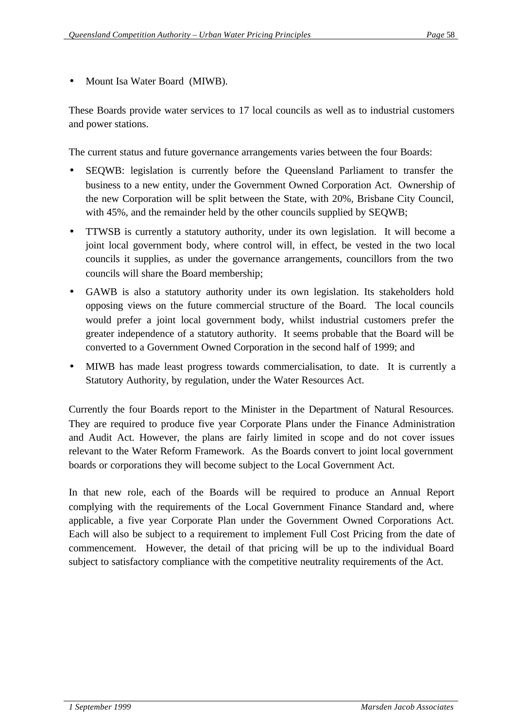- Mount Isa Water Board (MIWB).

These Boards provide water services to 17 local councils as well as to industrial customers and power stations.

The current status and future governance arrangements varies between the four Boards:

- SEQWB: legislation is currently before the Queensland Parliament to transfer the business to a new entity, under the Government Owned Corporation Act. Ownership of the new Corporation will be split between the State, with 20%, Brisbane City Council, with 45%, and the remainder held by the other councils supplied by SEQWB;
- TTWSB is currently a statutory authority, under its own legislation. It will become a joint local government body, where control will, in effect, be vested in the two local councils it supplies, as under the governance arrangements, councillors from the two councils will share the Board membership;
- GAWB is also a statutory authority under its own legislation. Its stakeholders hold opposing views on the future commercial structure of the Board. The local councils would prefer a joint local government body, whilst industrial customers prefer the greater independence of a statutory authority. It seems probable that the Board will be converted to a Government Owned Corporation in the second half of 1999; and
- MIWB has made least progress towards commercialisation, to date. It is currently a Statutory Authority, by regulation, under the Water Resources Act.

Currently the four Boards report to the Minister in the Department of Natural Resources. They are required to produce five year Corporate Plans under the Finance Administration and Audit Act. However, the plans are fairly limited in scope and do not cover issues relevant to the Water Reform Framework. As the Boards convert to joint local government boards or corporations they will become subject to the Local Government Act.

In that new role, each of the Boards will be required to produce an Annual Report complying with the requirements of the Local Government Finance Standard and, where applicable, a five year Corporate Plan under the Government Owned Corporations Act. Each will also be subject to a requirement to implement Full Cost Pricing from the date of commencement. However, the detail of that pricing will be up to the individual Board subject to satisfactory compliance with the competitive neutrality requirements of the Act.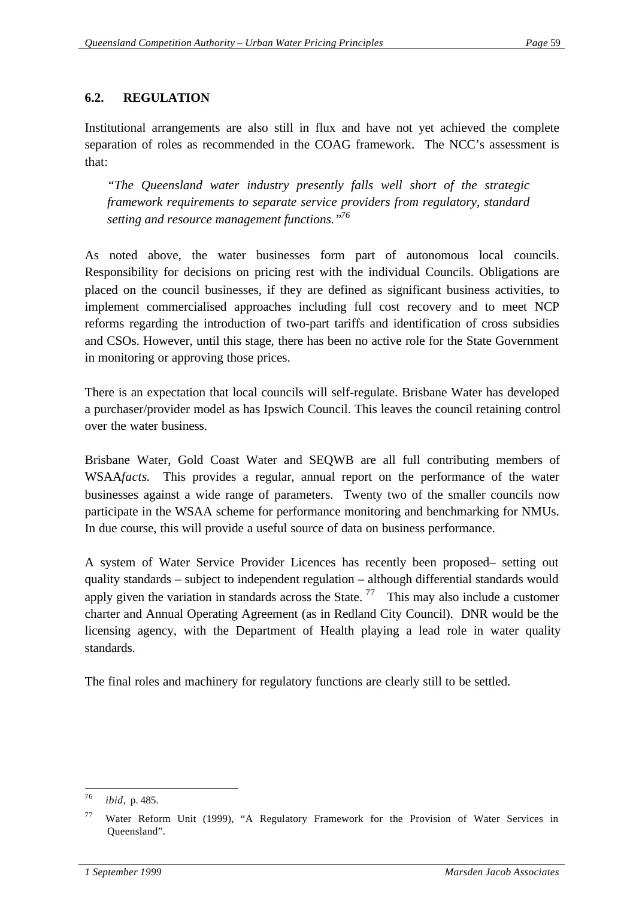## 6.2. REGULATION

Institutional arrangements are also still in flux and have not yet achieved the complete separation of roles as recommended in the COAG framework. The NCC's assessment is that:

> *"The Queensland water industry presently falls well short of the strategic framework requirements to separate service providers from regulatory, standard setting and resource management functions."*[76]

As noted above, the water businesses form part of autonomous local councils. Responsibility for decisions on pricing rest with the individual Councils. Obligations are placed on the council businesses, if they are defined as significant business activities, to implement commercialised approaches including full cost recovery and to meet NCP reforms regarding the introduction of two-part tariffs and identification of cross subsidies and CSOs. However, until this stage, there has been no active role for the State Government in monitoring or approving those prices.

There is an expectation that local councils will self-regulate. Brisbane Water has developed a purchaser/provider model as has Ipswich Council. This leaves the council retaining control over the water business.

Brisbane Water, Gold Coast Water and SEQWB are all full contributing members of WSAA*facts.* This provides a regular, annual report on the performance of the water businesses against a wide range of parameters. Twenty two of the smaller councils now participate in the WSAA scheme for performance monitoring and benchmarking for NMUs. In due course, this will provide a useful source of data on business performance.

A system of Water Service Provider Licences has recently been proposed– setting out quality standards – subject to independent regulation – although differential standards would apply given the variation in standards across the State.[77] This may also include a customer charter and Annual Operating Agreement (as in Redland City Council). DNR would be the licensing agency, with the Department of Health playing a lead role in water quality standards.

The final roles and machinery for regulatory functions are clearly still to be settled.

---

[76] *ibid*, p. 485.

[77] Water Reform Unit (1999), "A Regulatory Framework for the Provision of Water Services in Queensland".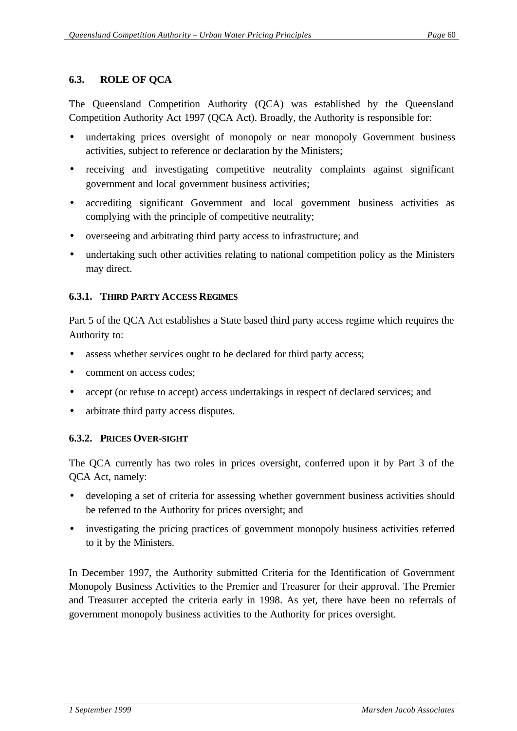## 6.3. ROLE OF QCA

The Queensland Competition Authority (QCA) was established by the Queensland Competition Authority Act 1997 (QCA Act). Broadly, the Authority is responsible for:

- undertaking prices oversight of monopoly or near monopoly Government business activities, subject to reference or declaration by the Ministers;
- receiving and investigating competitive neutrality complaints against significant government and local government business activities;
- accrediting significant Government and local government business activities as complying with the principle of competitive neutrality;
- overseeing and arbitrating third party access to infrastructure; and
- undertaking such other activities relating to national competition policy as the Ministers may direct.

### 6.3.1. THIRD PARTY ACCESS REGIMES

Part 5 of the QCA Act establishes a State based third party access regime which requires the Authority to:

- assess whether services ought to be declared for third party access;
- comment on access codes;
- accept (or refuse to accept) access undertakings in respect of declared services; and
- arbitrate third party access disputes.

### 6.3.2. PRICES OVER-SIGHT

The QCA currently has two roles in prices oversight, conferred upon it by Part 3 of the QCA Act, namely:

- developing a set of criteria for assessing whether government business activities should be referred to the Authority for prices oversight; and
- investigating the pricing practices of government monopoly business activities referred to it by the Ministers.

In December 1997, the Authority submitted Criteria for the Identification of Government Monopoly Business Activities to the Premier and Treasurer for their approval. The Premier and Treasurer accepted the criteria early in 1998. As yet, there have been no referrals of government monopoly business activities to the Authority for prices oversight.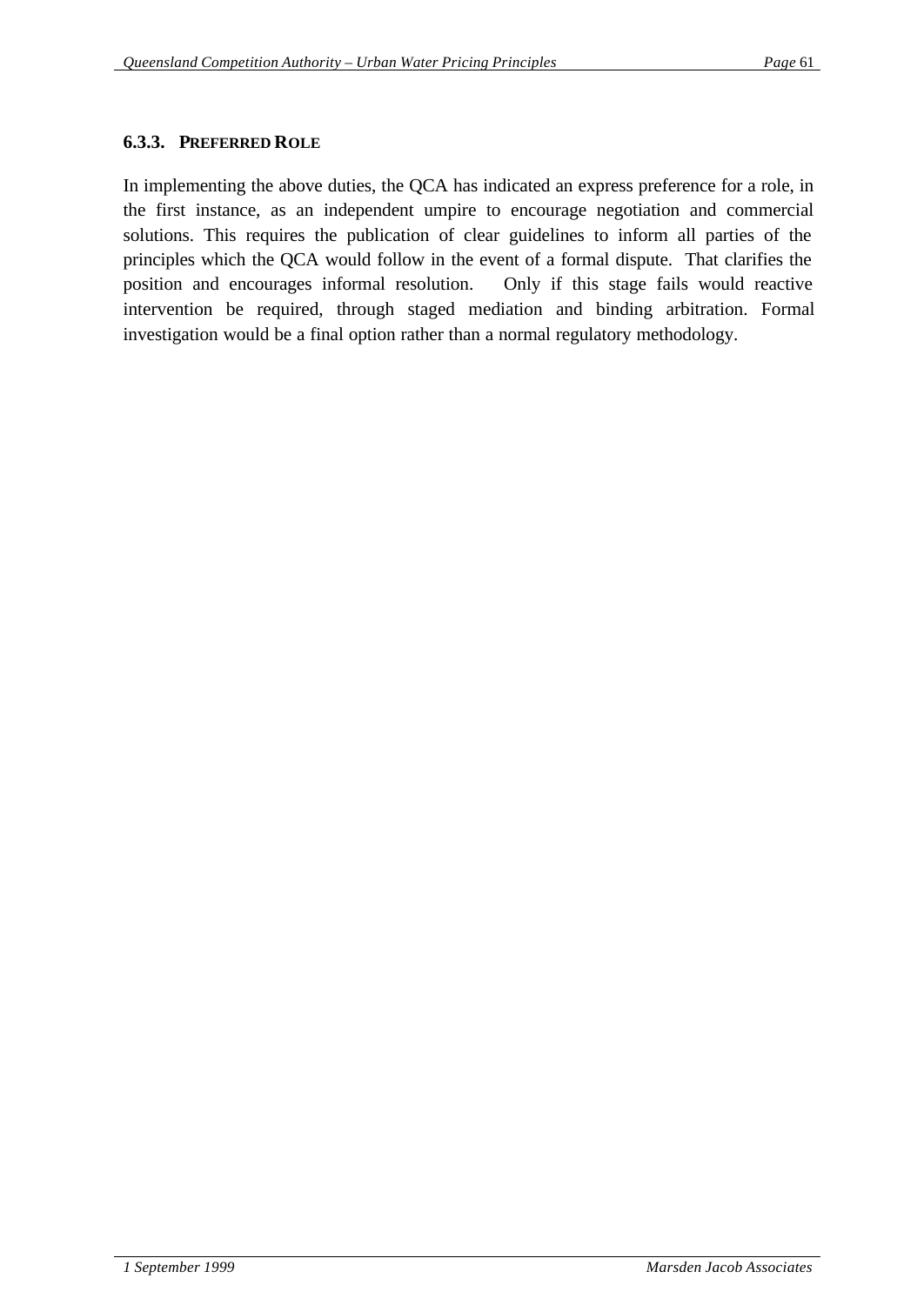### 6.3.3. PREFERRED ROLE

In implementing the above duties, the QCA has indicated an express preference for a role, in the first instance, as an independent umpire to encourage negotiation and commercial solutions. This requires the publication of clear guidelines to inform all parties of the principles which the QCA would follow in the event of a formal dispute. That clarifies the position and encourages informal resolution. Only if this stage fails would reactive intervention be required, through staged mediation and binding arbitration. Formal investigation would be a final option rather than a normal regulatory methodology.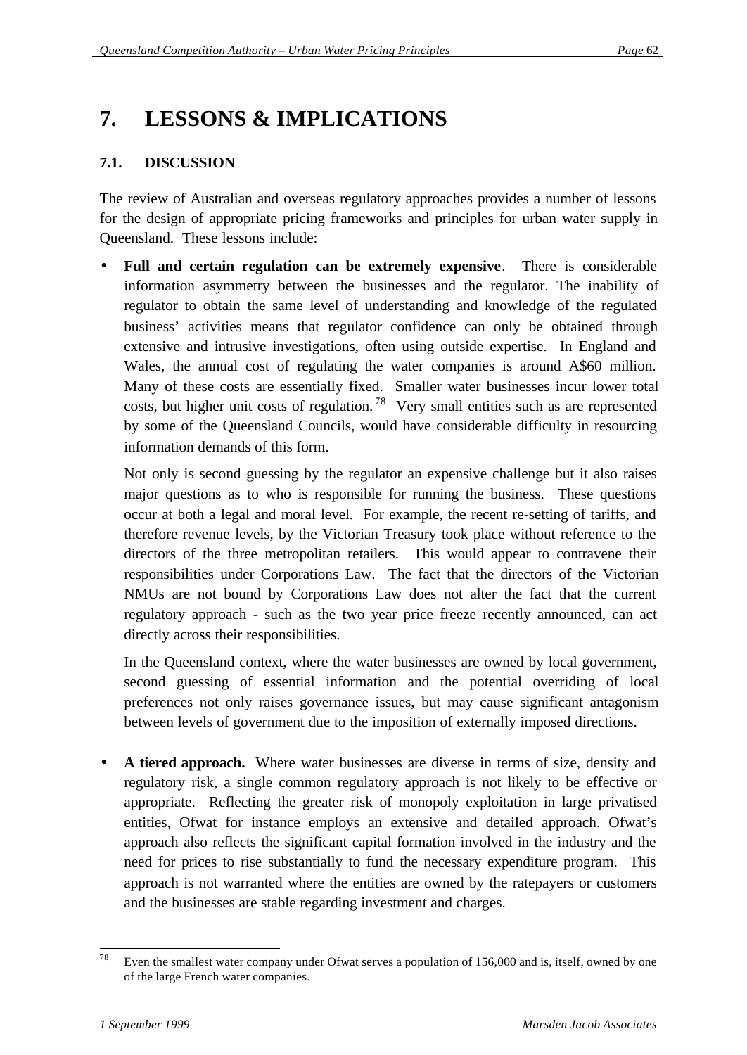# 7. LESSONS & IMPLICATIONS

## 7.1. DISCUSSION

The review of Australian and overseas regulatory approaches provides a number of lessons for the design of appropriate pricing frameworks and principles for urban water supply in Queensland. These lessons include:

- **Full and certain regulation can be extremely expensive**. There is considerable information asymmetry between the businesses and the regulator. The inability of regulator to obtain the same level of understanding and knowledge of the regulated business' activities means that regulator confidence can only be obtained through extensive and intrusive investigations, often using outside expertise. In England and Wales, the annual cost of regulating the water companies is around A$60 million. Many of these costs are essentially fixed. Smaller water businesses incur lower total costs, but higher unit costs of regulation.[78] Very small entities such as are represented by some of the Queensland Councils, would have considerable difficulty in resourcing information demands of this form.

  Not only is second guessing by the regulator an expensive challenge but it also raises major questions as to who is responsible for running the business. These questions occur at both a legal and moral level. For example, the recent re-setting of tariffs, and therefore revenue levels, by the Victorian Treasury took place without reference to the directors of the three metropolitan retailers. This would appear to contravene their responsibilities under Corporations Law. The fact that the directors of the Victorian NMUs are not bound by Corporations Law does not alter the fact that the current regulatory approach - such as the two year price freeze recently announced, can act directly across their responsibilities.

  In the Queensland context, where the water businesses are owned by local government, second guessing of essential information and the potential overriding of local preferences not only raises governance issues, but may cause significant antagonism between levels of government due to the imposition of externally imposed directions.

- **A tiered approach.** Where water businesses are diverse in terms of size, density and regulatory risk, a single common regulatory approach is not likely to be effective or appropriate. Reflecting the greater risk of monopoly exploitation in large privatised entities, Ofwat for instance employs an extensive and detailed approach. Ofwat's approach also reflects the significant capital formation involved in the industry and the need for prices to rise substantially to fund the necessary expenditure program. This approach is not warranted where the entities are owned by the ratepayers or customers and the businesses are stable regarding investment and charges.

[78] Even the smallest water company under Ofwat serves a population of 156,000 and is, itself, owned by one of the large French water companies.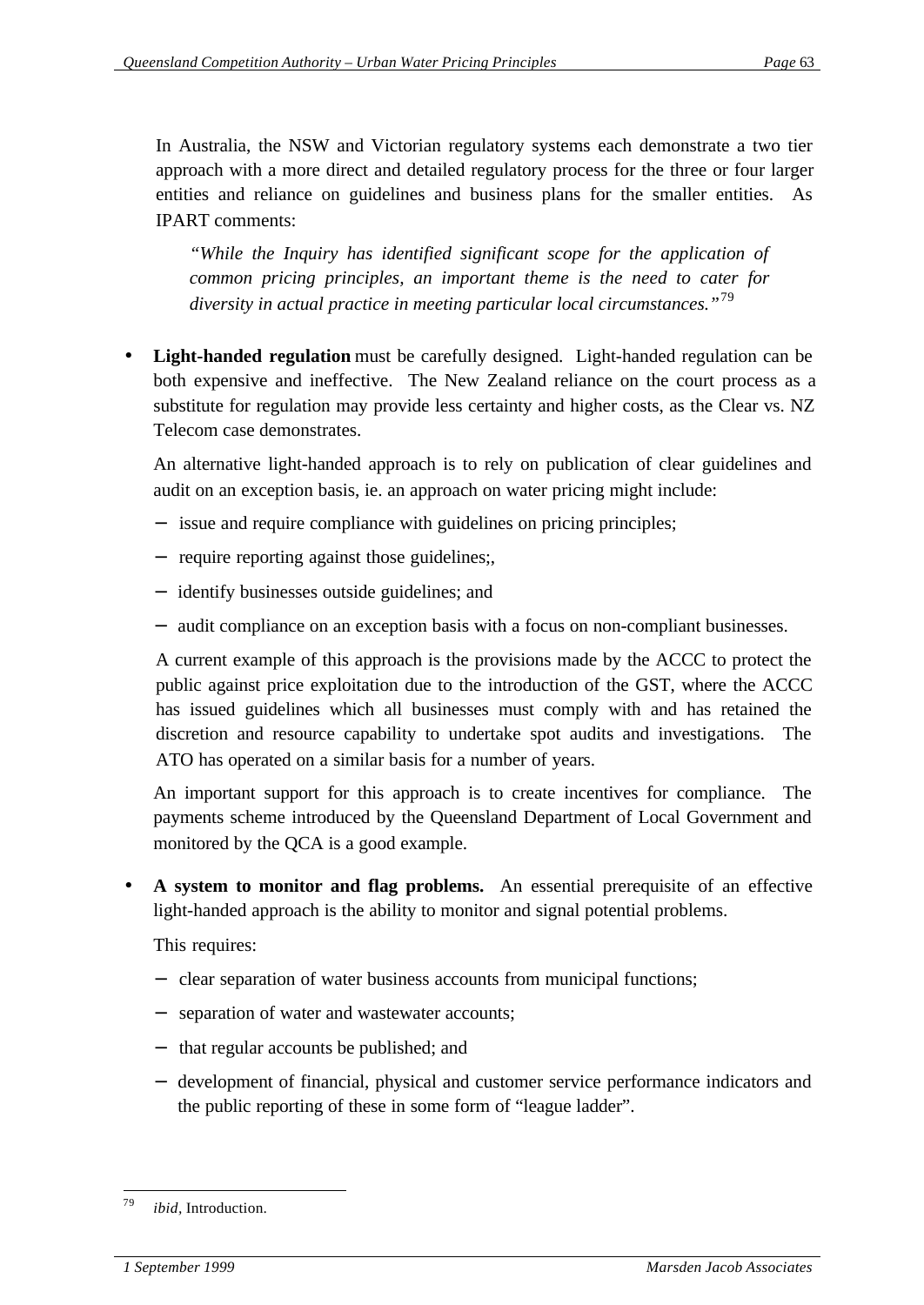In Australia, the NSW and Victorian regulatory systems each demonstrate a two tier approach with a more direct and detailed regulatory process for the three or four larger entities and reliance on guidelines and business plans for the smaller entities. As IPART comments:

> *"While the Inquiry has identified significant scope for the application of common pricing principles, an important theme is the need to cater for diversity in actual practice in meeting particular local circumstances."*[79]

- **Light-handed regulation** must be carefully designed. Light-handed regulation can be both expensive and ineffective. The New Zealand reliance on the court process as a substitute for regulation may provide less certainty and higher costs, as the Clear vs. NZ Telecom case demonstrates.

  An alternative light-handed approach is to rely on publication of clear guidelines and audit on an exception basis, ie. an approach on water pricing might include:

  - issue and require compliance with guidelines on pricing principles;
  - require reporting against those guidelines;,
  - identify businesses outside guidelines; and
  - audit compliance on an exception basis with a focus on non-compliant businesses.

  A current example of this approach is the provisions made by the ACCC to protect the public against price exploitation due to the introduction of the GST, where the ACCC has issued guidelines which all businesses must comply with and has retained the discretion and resource capability to undertake spot audits and investigations. The ATO has operated on a similar basis for a number of years.

  An important support for this approach is to create incentives for compliance. The payments scheme introduced by the Queensland Department of Local Government and monitored by the QCA is a good example.

- **A system to monitor and flag problems.** An essential prerequisite of an effective light-handed approach is the ability to monitor and signal potential problems.

  This requires:

  - clear separation of water business accounts from municipal functions;
  - separation of water and wastewater accounts;
  - that regular accounts be published; and
  - development of financial, physical and customer service performance indicators and the public reporting of these in some form of "league ladder".

---

[79] *ibid,* Introduction.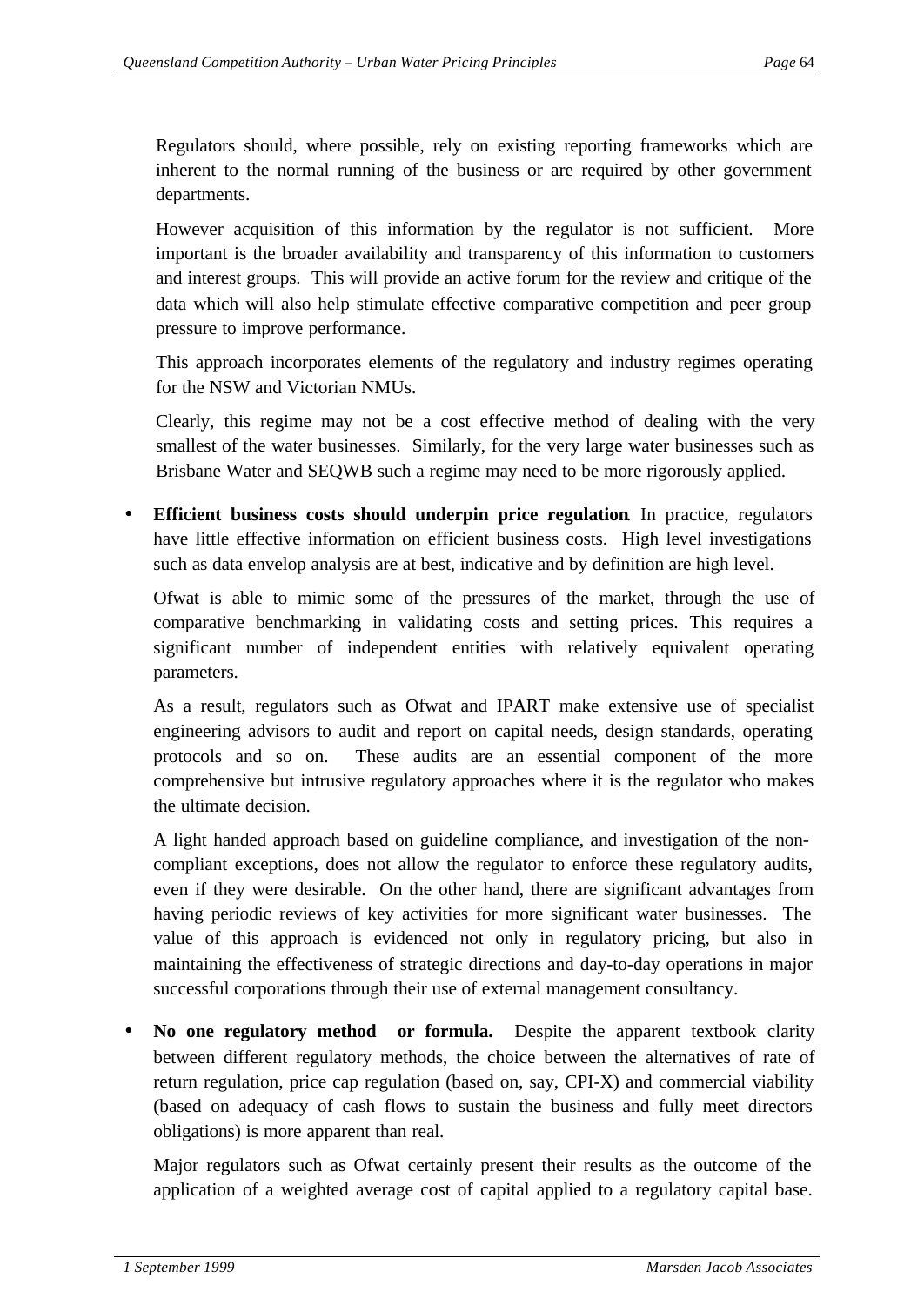Regulators should, where possible, rely on existing reporting frameworks which are inherent to the normal running of the business or are required by other government departments.

However acquisition of this information by the regulator is not sufficient. More important is the broader availability and transparency of this information to customers and interest groups. This will provide an active forum for the review and critique of the data which will also help stimulate effective comparative competition and peer group pressure to improve performance.

This approach incorporates elements of the regulatory and industry regimes operating for the NSW and Victorian NMUs.

Clearly, this regime may not be a cost effective method of dealing with the very smallest of the water businesses. Similarly, for the very large water businesses such as Brisbane Water and SEQWB such a regime may need to be more rigorously applied.

- **Efficient business costs should underpin price regulation**. In practice, regulators have little effective information on efficient business costs. High level investigations such as data envelop analysis are at best, indicative and by definition are high level.

  Ofwat is able to mimic some of the pressures of the market, through the use of comparative benchmarking in validating costs and setting prices. This requires a significant number of independent entities with relatively equivalent operating parameters.

  As a result, regulators such as Ofwat and IPART make extensive use of specialist engineering advisors to audit and report on capital needs, design standards, operating protocols and so on. These audits are an essential component of the more comprehensive but intrusive regulatory approaches where it is the regulator who makes the ultimate decision.

  A light handed approach based on guideline compliance, and investigation of the non-compliant exceptions, does not allow the regulator to enforce these regulatory audits, even if they were desirable. On the other hand, there are significant advantages from having periodic reviews of key activities for more significant water businesses. The value of this approach is evidenced not only in regulatory pricing, but also in maintaining the effectiveness of strategic directions and day-to-day operations in major successful corporations through their use of external management consultancy.

- **No one regulatory method or formula.** Despite the apparent textbook clarity between different regulatory methods, the choice between the alternatives of rate of return regulation, price cap regulation (based on, say, CPI-X) and commercial viability (based on adequacy of cash flows to sustain the business and fully meet directors obligations) is more apparent than real.

  Major regulators such as Ofwat certainly present their results as the outcome of the application of a weighted average cost of capital applied to a regulatory capital base.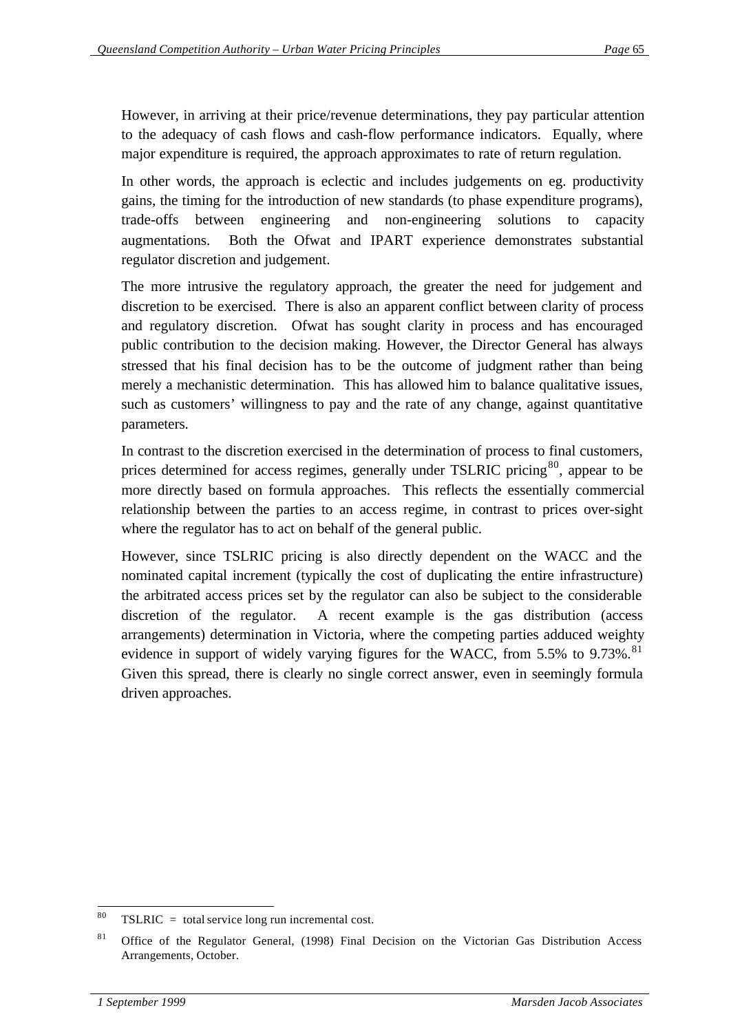However, in arriving at their price/revenue determinations, they pay particular attention to the adequacy of cash flows and cash-flow performance indicators. Equally, where major expenditure is required, the approach approximates to rate of return regulation.

In other words, the approach is eclectic and includes judgements on eg. productivity gains, the timing for the introduction of new standards (to phase expenditure programs), trade-offs between engineering and non-engineering solutions to capacity augmentations. Both the Ofwat and IPART experience demonstrates substantial regulator discretion and judgement.

The more intrusive the regulatory approach, the greater the need for judgement and discretion to be exercised. There is also an apparent conflict between clarity of process and regulatory discretion. Ofwat has sought clarity in process and has encouraged public contribution to the decision making. However, the Director General has always stressed that his final decision has to be the outcome of judgment rather than being merely a mechanistic determination. This has allowed him to balance qualitative issues, such as customers' willingness to pay and the rate of any change, against quantitative parameters.

In contrast to the discretion exercised in the determination of process to final customers, prices determined for access regimes, generally under TSLRIC pricing[80], appear to be more directly based on formula approaches. This reflects the essentially commercial relationship between the parties to an access regime, in contrast to prices over-sight where the regulator has to act on behalf of the general public.

However, since TSLRIC pricing is also directly dependent on the WACC and the nominated capital increment (typically the cost of duplicating the entire infrastructure) the arbitrated access prices set by the regulator can also be subject to the considerable discretion of the regulator. A recent example is the gas distribution (access arrangements) determination in Victoria, where the competing parties adduced weighty evidence in support of widely varying figures for the WACC, from 5.5% to 9.73%.[81] Given this spread, there is clearly no single correct answer, even in seemingly formula driven approaches.

---

[80] TSLRIC = total service long run incremental cost.

[81] Office of the Regulator General, (1998) Final Decision on the Victorian Gas Distribution Access Arrangements, October.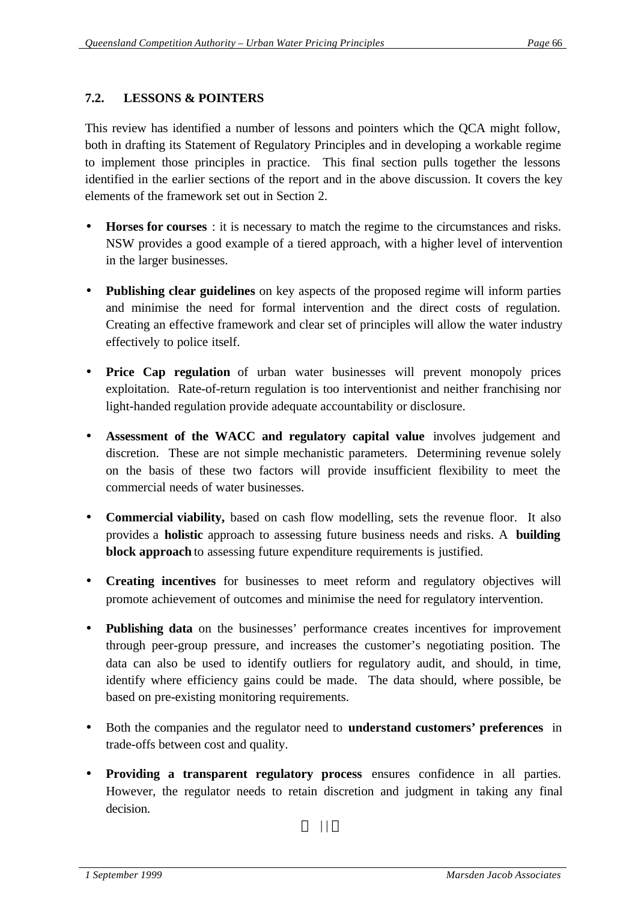## 7.2. LESSONS & POINTERS

This review has identified a number of lessons and pointers which the QCA might follow, both in drafting its Statement of Regulatory Principles and in developing a workable regime to implement those principles in practice. This final section pulls together the lessons identified in the earlier sections of the report and in the above discussion. It covers the key elements of the framework set out in Section 2.

- **Horses for courses** : it is necessary to match the regime to the circumstances and risks. NSW provides a good example of a tiered approach, with a higher level of intervention in the larger businesses.

- **Publishing clear guidelines** on key aspects of the proposed regime will inform parties and minimise the need for formal intervention and the direct costs of regulation. Creating an effective framework and clear set of principles will allow the water industry effectively to police itself.

- **Price Cap regulation** of urban water businesses will prevent monopoly prices exploitation. Rate-of-return regulation is too interventionist and neither franchising nor light-handed regulation provide adequate accountability or disclosure.

- **Assessment of the WACC and regulatory capital value** involves judgement and discretion. These are not simple mechanistic parameters. Determining revenue solely on the basis of these two factors will provide insufficient flexibility to meet the commercial needs of water businesses.

- **Commercial viability,** based on cash flow modelling, sets the revenue floor. It also provides a **holistic** approach to assessing future business needs and risks. A **building block approach** to assessing future expenditure requirements is justified.

- **Creating incentives** for businesses to meet reform and regulatory objectives will promote achievement of outcomes and minimise the need for regulatory intervention.

- **Publishing data** on the businesses' performance creates incentives for improvement through peer-group pressure, and increases the customer's negotiating position. The data can also be used to identify outliers for regulatory audit, and should, in time, identify where efficiency gains could be made. The data should, where possible, be based on pre-existing monitoring requirements.

- Both the companies and the regulator need to **understand customers' preferences** in trade-offs between cost and quality.

- **Providing a transparent regulatory process** ensures confidence in all parties. However, the regulator needs to retain discretion and judgment in taking any final decision.